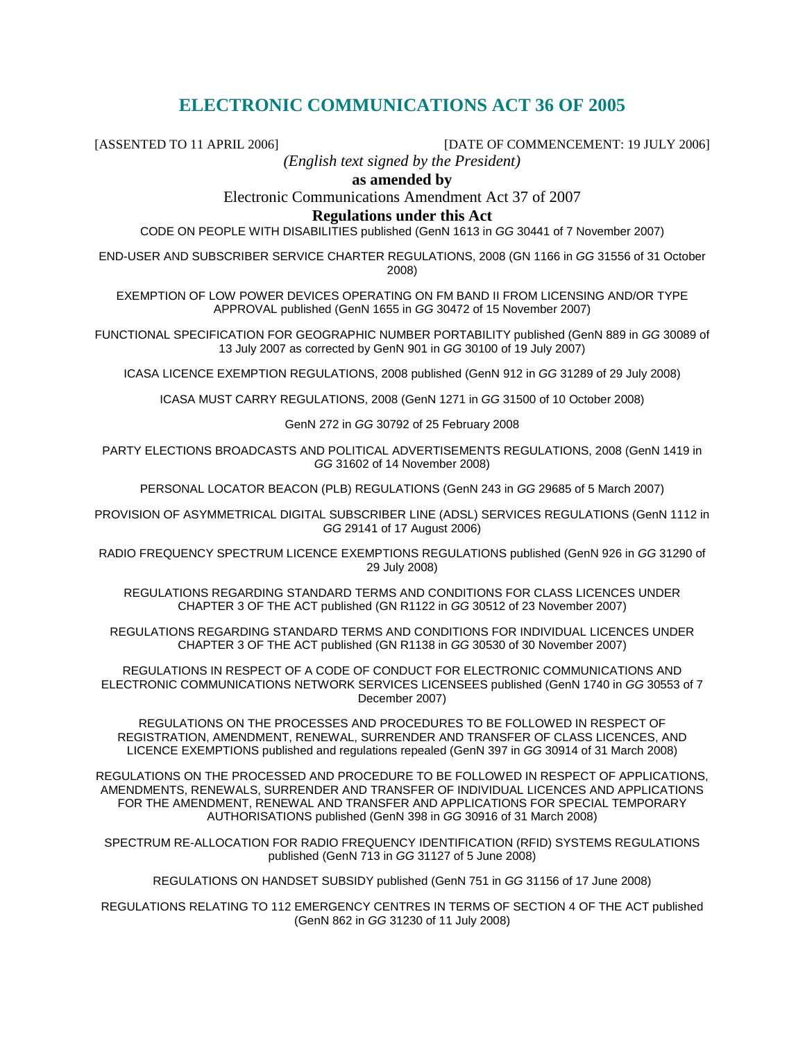# ELECTRONIC COMMUNICATIONS ACT 36 OF 2005

[ASSENTED TO 11 APRIL 2006] [DATE OF COMMENCEMENT: 19 JULY 2006]

*(English text signed by the President)*

**as amended by**

Electronic Communications Amendment Act 37 of 2007

**Regulations under this Act**

CODE ON PEOPLE WITH DISABILITIES published (GenN 1613 in *GG* 30441 of 7 November 2007)

END-USER AND SUBSCRIBER SERVICE CHARTER REGULATIONS, 2008 (GN 1166 in *GG* 31556 of 31 October 2008)

EXEMPTION OF LOW POWER DEVICES OPERATING ON FM BAND II FROM LICENSING AND/OR TYPE APPROVAL published (GenN 1655 in *GG* 30472 of 15 November 2007)

FUNCTIONAL SPECIFICATION FOR GEOGRAPHIC NUMBER PORTABILITY published (GenN 889 in *GG* 30089 of 13 July 2007 as corrected by GenN 901 in *GG* 30100 of 19 July 2007)

ICASA LICENCE EXEMPTION REGULATIONS, 2008 published (GenN 912 in *GG* 31289 of 29 July 2008)

ICASA MUST CARRY REGULATIONS, 2008 (GenN 1271 in *GG* 31500 of 10 October 2008)

GenN 272 in *GG* 30792 of 25 February 2008

PARTY ELECTIONS BROADCASTS AND POLITICAL ADVERTISEMENTS REGULATIONS, 2008 (GenN 1419 in *GG* 31602 of 14 November 2008)

PERSONAL LOCATOR BEACON (PLB) REGULATIONS (GenN 243 in *GG* 29685 of 5 March 2007)

PROVISION OF ASYMMETRICAL DIGITAL SUBSCRIBER LINE (ADSL) SERVICES REGULATIONS (GenN 1112 in *GG* 29141 of 17 August 2006)

RADIO FREQUENCY SPECTRUM LICENCE EXEMPTIONS REGULATIONS published (GenN 926 in *GG* 31290 of 29 July 2008)

REGULATIONS REGARDING STANDARD TERMS AND CONDITIONS FOR CLASS LICENCES UNDER CHAPTER 3 OF THE ACT published (GN R1122 in *GG* 30512 of 23 November 2007)

REGULATIONS REGARDING STANDARD TERMS AND CONDITIONS FOR INDIVIDUAL LICENCES UNDER CHAPTER 3 OF THE ACT published (GN R1138 in *GG* 30530 of 30 November 2007)

REGULATIONS IN RESPECT OF A CODE OF CONDUCT FOR ELECTRONIC COMMUNICATIONS AND ELECTRONIC COMMUNICATIONS NETWORK SERVICES LICENSEES published (GenN 1740 in *GG* 30553 of 7 December 2007)

REGULATIONS ON THE PROCESSES AND PROCEDURES TO BE FOLLOWED IN RESPECT OF REGISTRATION, AMENDMENT, RENEWAL, SURRENDER AND TRANSFER OF CLASS LICENCES, AND LICENCE EXEMPTIONS published and regulations repealed (GenN 397 in *GG* 30914 of 31 March 2008)

REGULATIONS ON THE PROCESSED AND PROCEDURE TO BE FOLLOWED IN RESPECT OF APPLICATIONS, AMENDMENTS, RENEWALS, SURRENDER AND TRANSFER OF INDIVIDUAL LICENCES AND APPLICATIONS FOR THE AMENDMENT, RENEWAL AND TRANSFER AND APPLICATIONS FOR SPECIAL TEMPORARY AUTHORISATIONS published (GenN 398 in *GG* 30916 of 31 March 2008)

SPECTRUM RE-ALLOCATION FOR RADIO FREQUENCY IDENTIFICATION (RFID) SYSTEMS REGULATIONS published (GenN 713 in *GG* 31127 of 5 June 2008)

REGULATIONS ON HANDSET SUBSIDY published (GenN 751 in *GG* 31156 of 17 June 2008)

REGULATIONS RELATING TO 112 EMERGENCY CENTRES IN TERMS OF SECTION 4 OF THE ACT published (GenN 862 in *GG* 31230 of 11 July 2008)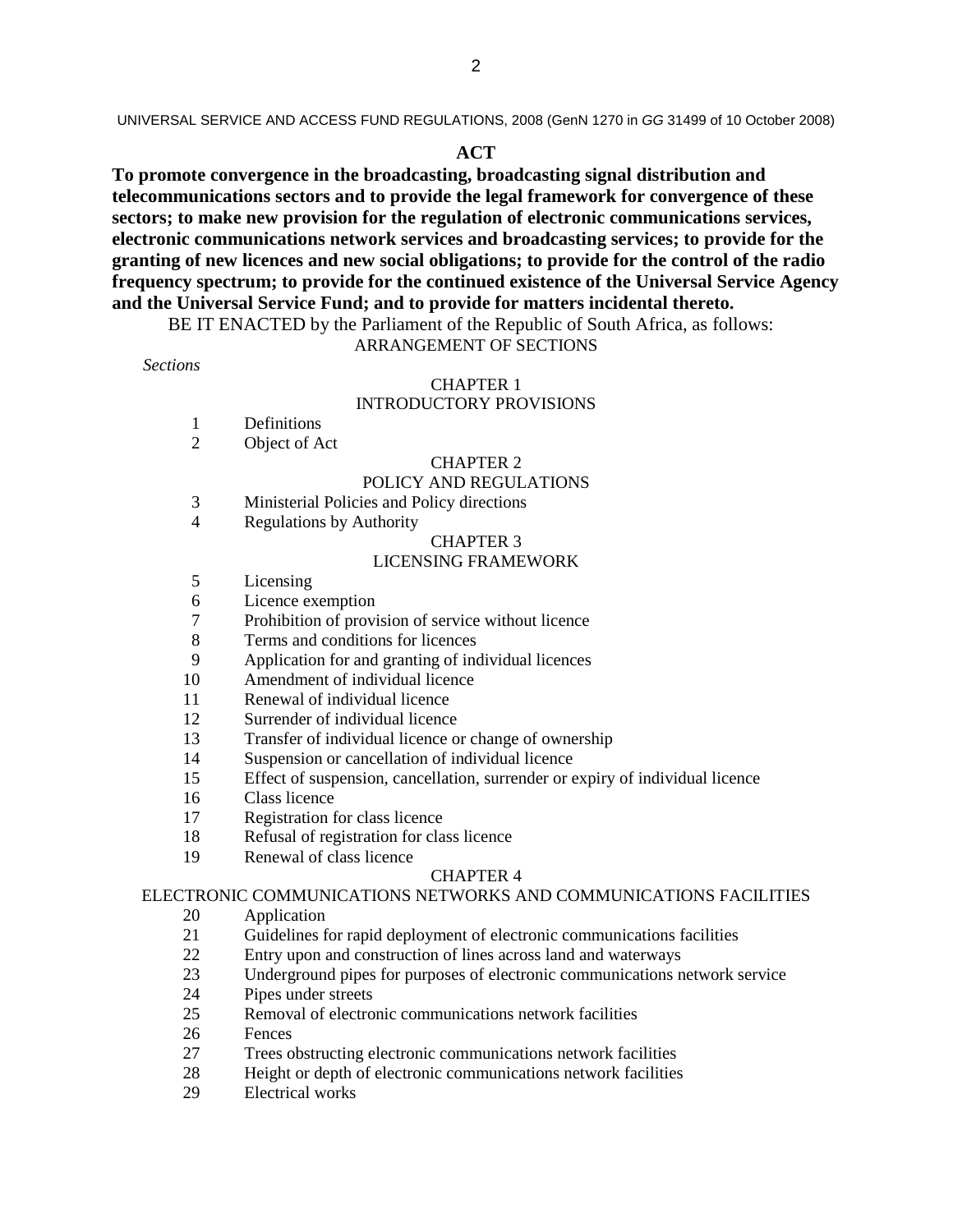UNIVERSAL SERVICE AND ACCESS FUND REGULATIONS, 2008 (GenN 1270 in *GG* 31499 of 10 October 2008)

## ACT

**To promote convergence in the broadcasting, broadcasting signal distribution and telecommunications sectors and to provide the legal framework for convergence of these sectors; to make new provision for the regulation of electronic communications services, electronic communications network services and broadcasting services; to provide for the granting of new licences and new social obligations; to provide for the control of the radio frequency spectrum; to provide for the continued existence of the Universal Service Agency and the Universal Service Fund; and to provide for matters incidental thereto.**

BE IT ENACTED by the Parliament of the Republic of South Africa, as follows:

ARRANGEMENT OF SECTIONS

*Sections*

CHAPTER 1

INTRODUCTORY PROVISIONS

1 Definitions
2 Object of Act

CHAPTER 2

POLICY AND REGULATIONS

3 Ministerial Policies and Policy directions
4 Regulations by Authority

CHAPTER 3

LICENSING FRAMEWORK

5 Licensing
6 Licence exemption
7 Prohibition of provision of service without licence
8 Terms and conditions for licences
9 Application for and granting of individual licences
10 Amendment of individual licence
11 Renewal of individual licence
12 Surrender of individual licence
13 Transfer of individual licence or change of ownership
14 Suspension or cancellation of individual licence
15 Effect of suspension, cancellation, surrender or expiry of individual licence
16 Class licence
17 Registration for class licence
18 Refusal of registration for class licence
19 Renewal of class licence

CHAPTER 4

ELECTRONIC COMMUNICATIONS NETWORKS AND COMMUNICATIONS FACILITIES

20 Application
21 Guidelines for rapid deployment of electronic communications facilities
22 Entry upon and construction of lines across land and waterways
23 Underground pipes for purposes of electronic communications network service
24 Pipes under streets
25 Removal of electronic communications network facilities
26 Fences
27 Trees obstructing electronic communications network facilities
28 Height or depth of electronic communications network facilities
29 Electrical works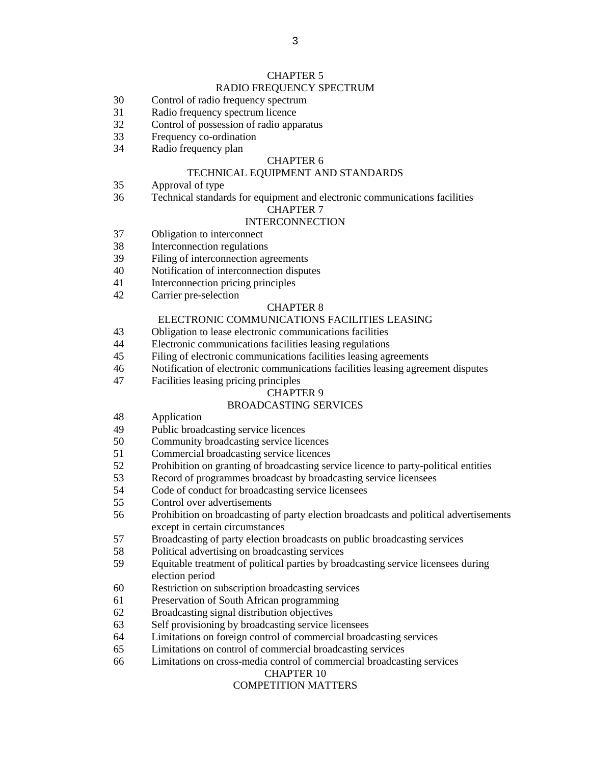## CHAPTER 5

## RADIO FREQUENCY SPECTRUM

30 Control of radio frequency spectrum
31 Radio frequency spectrum licence
32 Control of possession of radio apparatus
33 Frequency co-ordination
34 Radio frequency plan

## CHAPTER 6

## TECHNICAL EQUIPMENT AND STANDARDS

35 Approval of type
36 Technical standards for equipment and electronic communications facilities

## CHAPTER 7

## INTERCONNECTION

37 Obligation to interconnect
38 Interconnection regulations
39 Filing of interconnection agreements
40 Notification of interconnection disputes
41 Interconnection pricing principles
42 Carrier pre-selection

## CHAPTER 8

## ELECTRONIC COMMUNICATIONS FACILITIES LEASING

43 Obligation to lease electronic communications facilities
44 Electronic communications facilities leasing regulations
45 Filing of electronic communications facilities leasing agreements
46 Notification of electronic communications facilities leasing agreement disputes
47 Facilities leasing pricing principles

## CHAPTER 9

## BROADCASTING SERVICES

48 Application
49 Public broadcasting service licences
50 Community broadcasting service licences
51 Commercial broadcasting service licences
52 Prohibition on granting of broadcasting service licence to party-political entities
53 Record of programmes broadcast by broadcasting service licensees
54 Code of conduct for broadcasting service licensees
55 Control over advertisements
56 Prohibition on broadcasting of party election broadcasts and political advertisements except in certain circumstances
57 Broadcasting of party election broadcasts on public broadcasting services
58 Political advertising on broadcasting services
59 Equitable treatment of political parties by broadcasting service licensees during election period
60 Restriction on subscription broadcasting services
61 Preservation of South African programming
62 Broadcasting signal distribution objectives
63 Self provisioning by broadcasting service licensees
64 Limitations on foreign control of commercial broadcasting services
65 Limitations on control of commercial broadcasting services
66 Limitations on cross-media control of commercial broadcasting services

## CHAPTER 10

## COMPETITION MATTERS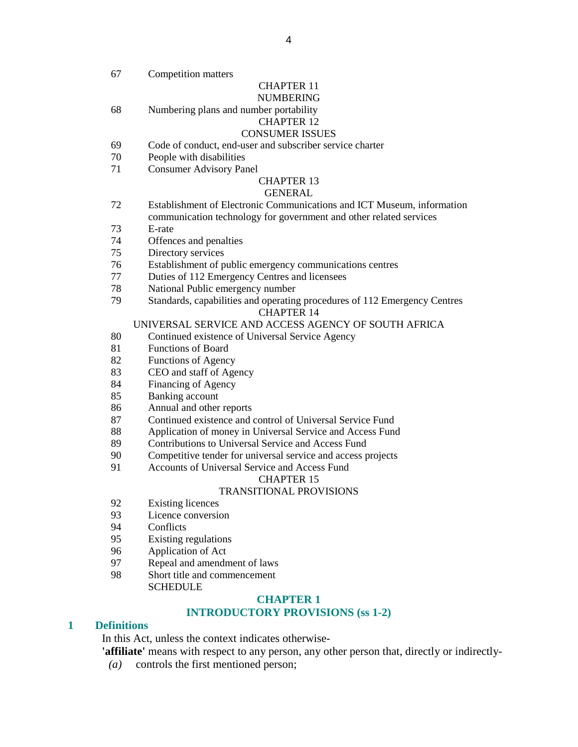67 Competition matters

CHAPTER 11
NUMBERING

68 Numbering plans and number portability

CHAPTER 12
CONSUMER ISSUES

69 Code of conduct, end-user and subscriber service charter
70 People with disabilities
71 Consumer Advisory Panel

CHAPTER 13
GENERAL

72 Establishment of Electronic Communications and ICT Museum, information communication technology for government and other related services
73 E-rate
74 Offences and penalties
75 Directory services
76 Establishment of public emergency communications centres
77 Duties of 112 Emergency Centres and licensees
78 National Public emergency number
79 Standards, capabilities and operating procedures of 112 Emergency Centres

CHAPTER 14
UNIVERSAL SERVICE AND ACCESS AGENCY OF SOUTH AFRICA

80 Continued existence of Universal Service Agency
81 Functions of Board
82 Functions of Agency
83 CEO and staff of Agency
84 Financing of Agency
85 Banking account
86 Annual and other reports
87 Continued existence and control of Universal Service Fund
88 Application of money in Universal Service and Access Fund
89 Contributions to Universal Service and Access Fund
90 Competitive tender for universal service and access projects
91 Accounts of Universal Service and Access Fund

CHAPTER 15
TRANSITIONAL PROVISIONS

92 Existing licences
93 Licence conversion
94 Conflicts
95 Existing regulations
96 Application of Act
97 Repeal and amendment of laws
98 Short title and commencement

SCHEDULE

## CHAPTER 1
## INTRODUCTORY PROVISIONS (ss 1-2)

### 1 Definitions

In this Act, unless the context indicates otherwise-

**'affiliate'** means with respect to any person, any other person that, directly or indirectly-

*(a)* controls the first mentioned person;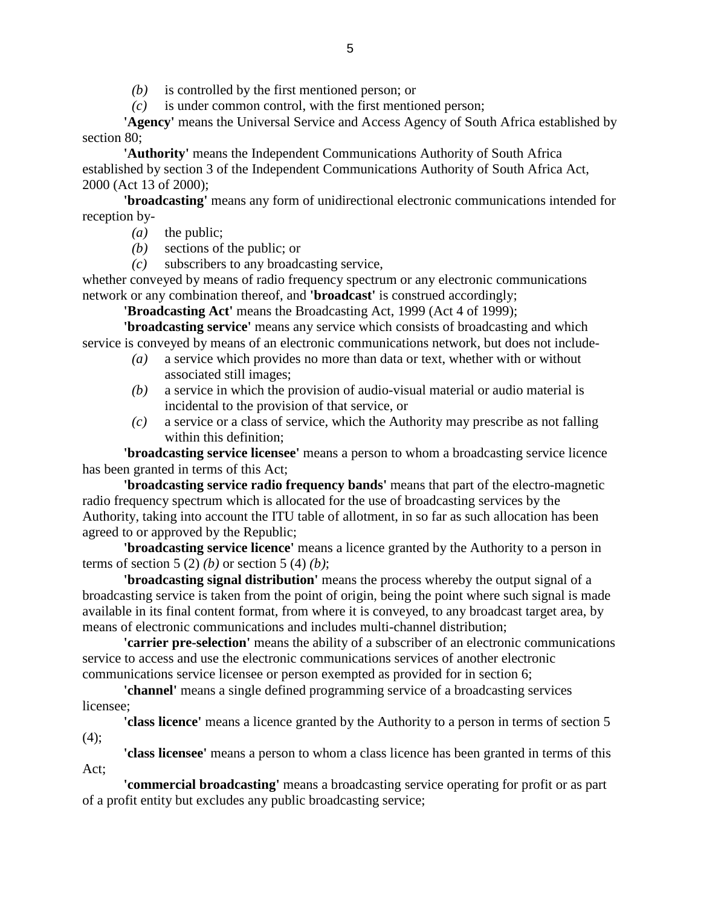*(b)* is controlled by the first mentioned person; or

*(c)* is under common control, with the first mentioned person;

**'Agency'** means the Universal Service and Access Agency of South Africa established by section 80;

**'Authority'** means the Independent Communications Authority of South Africa established by section 3 of the Independent Communications Authority of South Africa Act, 2000 (Act 13 of 2000);

**'broadcasting'** means any form of unidirectional electronic communications intended for reception by-

*(a)* the public;

*(b)* sections of the public; or

*(c)* subscribers to any broadcasting service,

whether conveyed by means of radio frequency spectrum or any electronic communications network or any combination thereof, and **'broadcast'** is construed accordingly;

**'Broadcasting Act'** means the Broadcasting Act, 1999 (Act 4 of 1999);

**'broadcasting service'** means any service which consists of broadcasting and which service is conveyed by means of an electronic communications network, but does not include-

*(a)* a service which provides no more than data or text, whether with or without associated still images;

*(b)* a service in which the provision of audio-visual material or audio material is incidental to the provision of that service, or

*(c)* a service or a class of service, which the Authority may prescribe as not falling within this definition;

**'broadcasting service licensee'** means a person to whom a broadcasting service licence has been granted in terms of this Act;

**'broadcasting service radio frequency bands'** means that part of the electro-magnetic radio frequency spectrum which is allocated for the use of broadcasting services by the Authority, taking into account the ITU table of allotment, in so far as such allocation has been agreed to or approved by the Republic;

**'broadcasting service licence'** means a licence granted by the Authority to a person in terms of section 5 (2) *(b)* or section 5 (4) *(b)*;

**'broadcasting signal distribution'** means the process whereby the output signal of a broadcasting service is taken from the point of origin, being the point where such signal is made available in its final content format, from where it is conveyed, to any broadcast target area, by means of electronic communications and includes multi-channel distribution;

**'carrier pre-selection'** means the ability of a subscriber of an electronic communications service to access and use the electronic communications services of another electronic communications service licensee or person exempted as provided for in section 6;

**'channel'** means a single defined programming service of a broadcasting services licensee;

**'class licence'** means a licence granted by the Authority to a person in terms of section 5 (4);

**'class licensee'** means a person to whom a class licence has been granted in terms of this Act;

**'commercial broadcasting'** means a broadcasting service operating for profit or as part of a profit entity but excludes any public broadcasting service;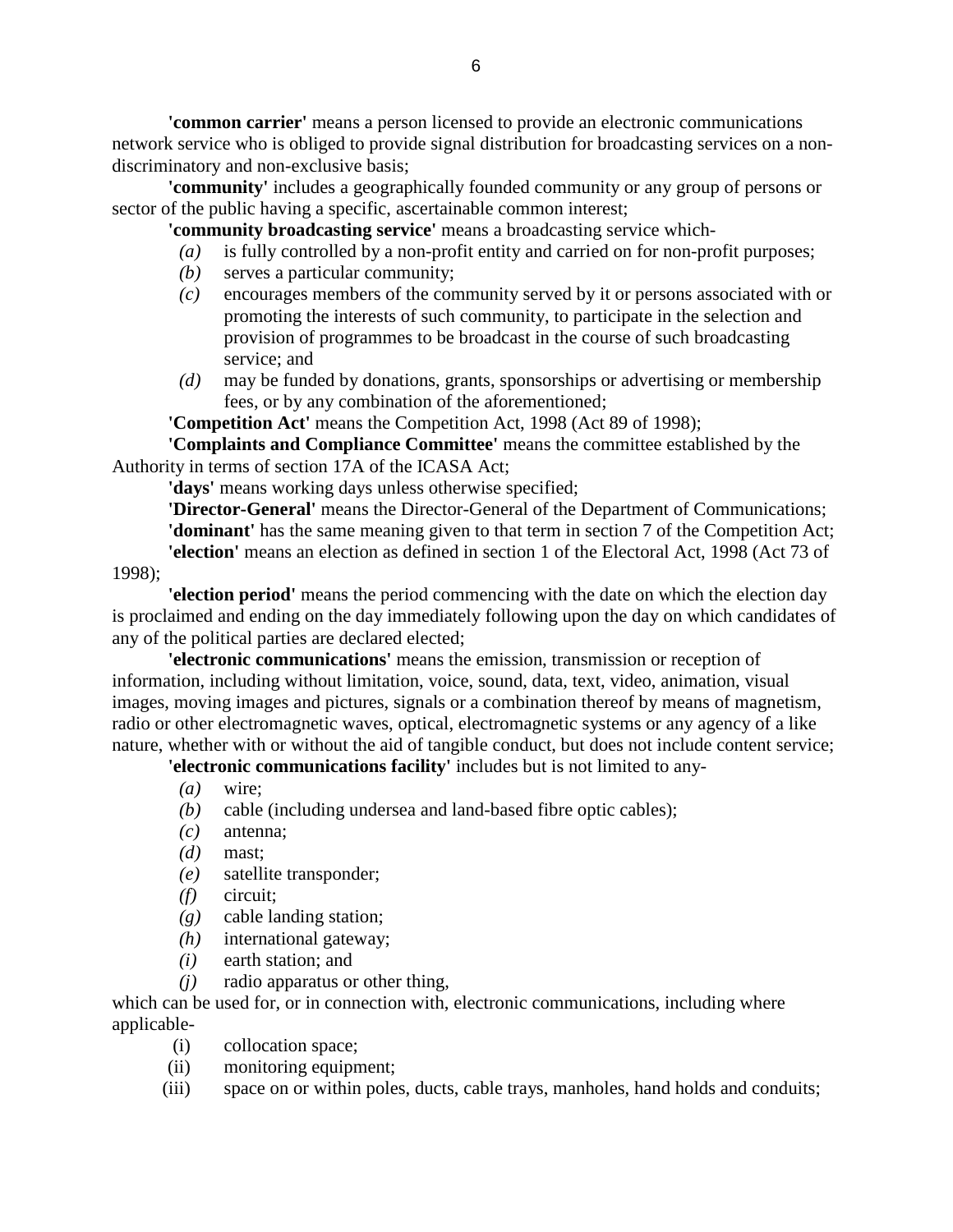**'common carrier'** means a person licensed to provide an electronic communications network service who is obliged to provide signal distribution for broadcasting services on a non-discriminatory and non-exclusive basis;

**'community'** includes a geographically founded community or any group of persons or sector of the public having a specific, ascertainable common interest;

**'community broadcasting service'** means a broadcasting service which-

- *(a)* is fully controlled by a non-profit entity and carried on for non-profit purposes;
- *(b)* serves a particular community;
- *(c)* encourages members of the community served by it or persons associated with or promoting the interests of such community, to participate in the selection and provision of programmes to be broadcast in the course of such broadcasting service; and
- *(d)* may be funded by donations, grants, sponsorships or advertising or membership fees, or by any combination of the aforementioned;

**'Competition Act'** means the Competition Act, 1998 (Act 89 of 1998);

**'Complaints and Compliance Committee'** means the committee established by the Authority in terms of section 17A of the ICASA Act;

**'days'** means working days unless otherwise specified;

**'Director-General'** means the Director-General of the Department of Communications;

**'dominant'** has the same meaning given to that term in section 7 of the Competition Act;

**'election'** means an election as defined in section 1 of the Electoral Act, 1998 (Act 73 of 1998);

**'election period'** means the period commencing with the date on which the election day is proclaimed and ending on the day immediately following upon the day on which candidates of any of the political parties are declared elected;

**'electronic communications'** means the emission, transmission or reception of information, including without limitation, voice, sound, data, text, video, animation, visual images, moving images and pictures, signals or a combination thereof by means of magnetism, radio or other electromagnetic waves, optical, electromagnetic systems or any agency of a like nature, whether with or without the aid of tangible conduct, but does not include content service;

**'electronic communications facility'** includes but is not limited to any-

- *(a)* wire;
- *(b)* cable (including undersea and land-based fibre optic cables);
- *(c)* antenna;
- *(d)* mast;
- *(e)* satellite transponder;
- *(f)* circuit;
- *(g)* cable landing station;
- *(h)* international gateway;
- *(i)* earth station; and
- *(j)* radio apparatus or other thing,

which can be used for, or in connection with, electronic communications, including where applicable-

- (i) collocation space;
- (ii) monitoring equipment;
- (iii) space on or within poles, ducts, cable trays, manholes, hand holds and conduits;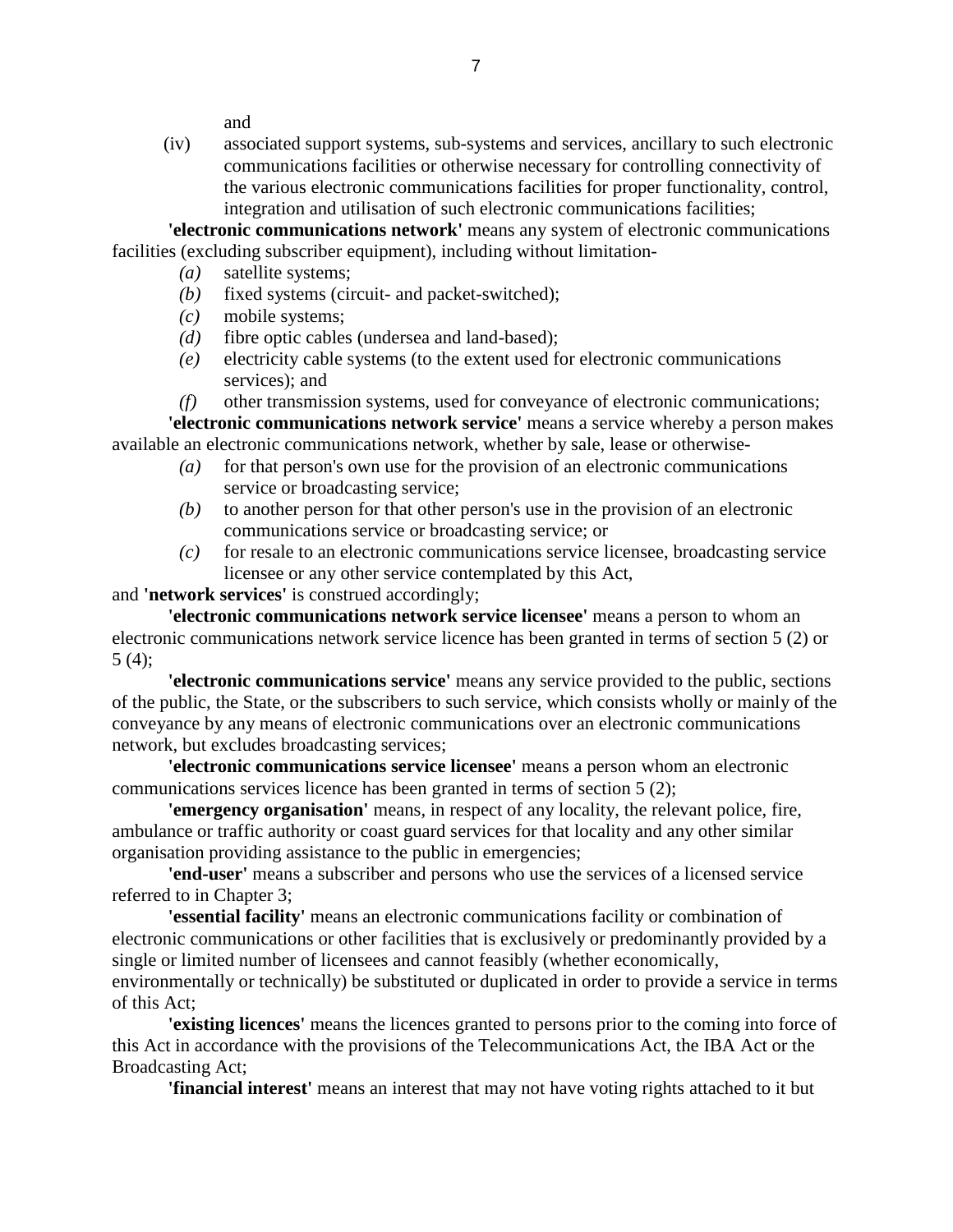and

(iv) associated support systems, sub-systems and services, ancillary to such electronic communications facilities or otherwise necessary for controlling connectivity of the various electronic communications facilities for proper functionality, control, integration and utilisation of such electronic communications facilities;

**'electronic communications network'** means any system of electronic communications facilities (excluding subscriber equipment), including without limitation-

*(a)* satellite systems;
*(b)* fixed systems (circuit- and packet-switched);
*(c)* mobile systems;
*(d)* fibre optic cables (undersea and land-based);
*(e)* electricity cable systems (to the extent used for electronic communications services); and
*(f)* other transmission systems, used for conveyance of electronic communications;

**'electronic communications network service'** means a service whereby a person makes available an electronic communications network, whether by sale, lease or otherwise-

*(a)* for that person's own use for the provision of an electronic communications service or broadcasting service;
*(b)* to another person for that other person's use in the provision of an electronic communications service or broadcasting service; or
*(c)* for resale to an electronic communications service licensee, broadcasting service licensee or any other service contemplated by this Act,

and **'network services'** is construed accordingly;

**'electronic communications network service licensee'** means a person to whom an electronic communications network service licence has been granted in terms of section 5 (2) or 5 (4);

**'electronic communications service'** means any service provided to the public, sections of the public, the State, or the subscribers to such service, which consists wholly or mainly of the conveyance by any means of electronic communications over an electronic communications network, but excludes broadcasting services;

**'electronic communications service licensee'** means a person whom an electronic communications services licence has been granted in terms of section 5 (2);

**'emergency organisation'** means, in respect of any locality, the relevant police, fire, ambulance or traffic authority or coast guard services for that locality and any other similar organisation providing assistance to the public in emergencies;

**'end-user'** means a subscriber and persons who use the services of a licensed service referred to in Chapter 3;

**'essential facility'** means an electronic communications facility or combination of electronic communications or other facilities that is exclusively or predominantly provided by a single or limited number of licensees and cannot feasibly (whether economically, environmentally or technically) be substituted or duplicated in order to provide a service in terms of this Act;

**'existing licences'** means the licences granted to persons prior to the coming into force of this Act in accordance with the provisions of the Telecommunications Act, the IBA Act or the Broadcasting Act;

**'financial interest'** means an interest that may not have voting rights attached to it but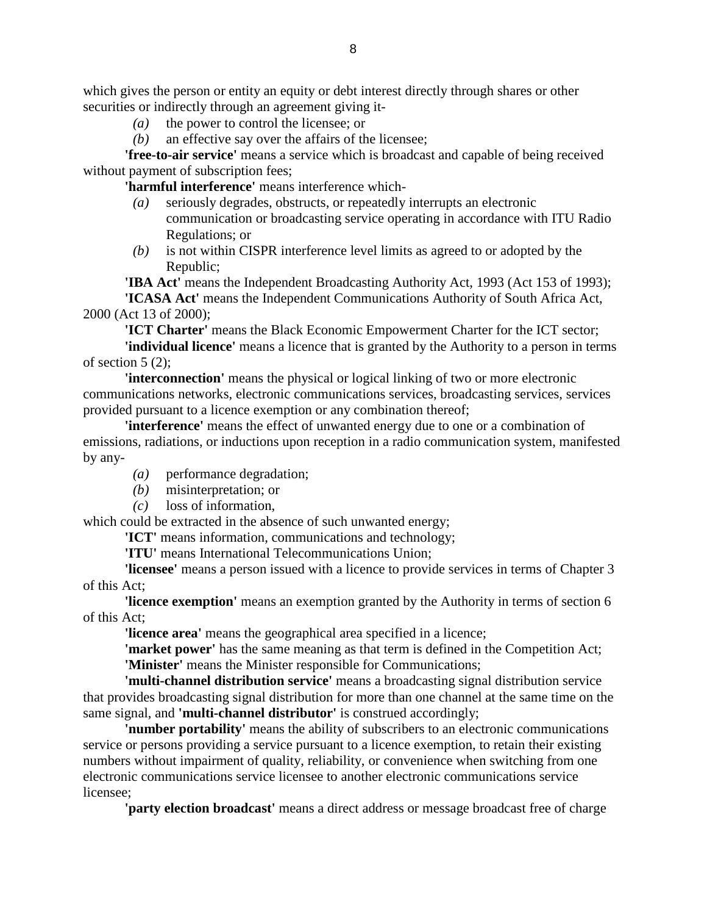which gives the person or entity an equity or debt interest directly through shares or other securities or indirectly through an agreement giving it-

*(a)* the power to control the licensee; or

*(b)* an effective say over the affairs of the licensee;

**'free-to-air service'** means a service which is broadcast and capable of being received without payment of subscription fees;

**'harmful interference'** means interference which-

*(a)* seriously degrades, obstructs, or repeatedly interrupts an electronic communication or broadcasting service operating in accordance with ITU Radio Regulations; or

*(b)* is not within CISPR interference level limits as agreed to or adopted by the Republic;

**'IBA Act'** means the Independent Broadcasting Authority Act, 1993 (Act 153 of 1993);

**'ICASA Act'** means the Independent Communications Authority of South Africa Act, 2000 (Act 13 of 2000);

**'ICT Charter'** means the Black Economic Empowerment Charter for the ICT sector;

**'individual licence'** means a licence that is granted by the Authority to a person in terms of section 5 (2);

**'interconnection'** means the physical or logical linking of two or more electronic communications networks, electronic communications services, broadcasting services, services provided pursuant to a licence exemption or any combination thereof;

**'interference'** means the effect of unwanted energy due to one or a combination of emissions, radiations, or inductions upon reception in a radio communication system, manifested by any-

*(a)* performance degradation;

*(b)* misinterpretation; or

*(c)* loss of information,

which could be extracted in the absence of such unwanted energy;

**'ICT'** means information, communications and technology;

**'ITU'** means International Telecommunications Union;

**'licensee'** means a person issued with a licence to provide services in terms of Chapter 3 of this Act;

**'licence exemption'** means an exemption granted by the Authority in terms of section 6 of this Act;

**'licence area'** means the geographical area specified in a licence;

**'market power'** has the same meaning as that term is defined in the Competition Act;

**'Minister'** means the Minister responsible for Communications;

**'multi-channel distribution service'** means a broadcasting signal distribution service that provides broadcasting signal distribution for more than one channel at the same time on the same signal, and **'multi-channel distributor'** is construed accordingly;

**'number portability'** means the ability of subscribers to an electronic communications service or persons providing a service pursuant to a licence exemption, to retain their existing numbers without impairment of quality, reliability, or convenience when switching from one electronic communications service licensee to another electronic communications service licensee;

**'party election broadcast'** means a direct address or message broadcast free of charge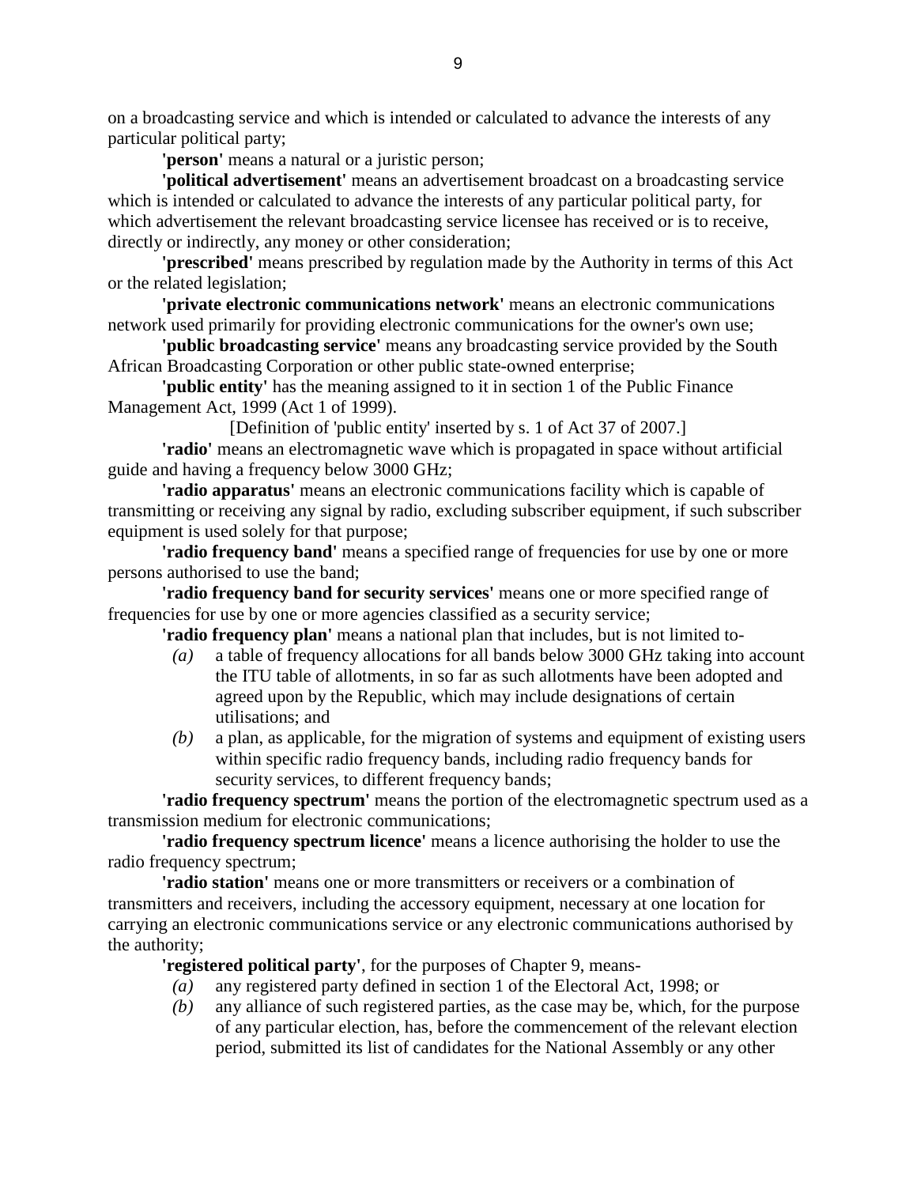on a broadcasting service and which is intended or calculated to advance the interests of any particular political party;

**'person'** means a natural or a juristic person;

**'political advertisement'** means an advertisement broadcast on a broadcasting service which is intended or calculated to advance the interests of any particular political party, for which advertisement the relevant broadcasting service licensee has received or is to receive, directly or indirectly, any money or other consideration;

**'prescribed'** means prescribed by regulation made by the Authority in terms of this Act or the related legislation;

**'private electronic communications network'** means an electronic communications network used primarily for providing electronic communications for the owner's own use;

**'public broadcasting service'** means any broadcasting service provided by the South African Broadcasting Corporation or other public state-owned enterprise;

**'public entity'** has the meaning assigned to it in section 1 of the Public Finance Management Act, 1999 (Act 1 of 1999).

[Definition of 'public entity' inserted by s. 1 of Act 37 of 2007.]

**'radio'** means an electromagnetic wave which is propagated in space without artificial guide and having a frequency below 3000 GHz;

**'radio apparatus'** means an electronic communications facility which is capable of transmitting or receiving any signal by radio, excluding subscriber equipment, if such subscriber equipment is used solely for that purpose;

**'radio frequency band'** means a specified range of frequencies for use by one or more persons authorised to use the band;

**'radio frequency band for security services'** means one or more specified range of frequencies for use by one or more agencies classified as a security service;

**'radio frequency plan'** means a national plan that includes, but is not limited to-

*(a)* a table of frequency allocations for all bands below 3000 GHz taking into account the ITU table of allotments, in so far as such allotments have been adopted and agreed upon by the Republic, which may include designations of certain utilisations; and

*(b)* a plan, as applicable, for the migration of systems and equipment of existing users within specific radio frequency bands, including radio frequency bands for security services, to different frequency bands;

**'radio frequency spectrum'** means the portion of the electromagnetic spectrum used as a transmission medium for electronic communications;

**'radio frequency spectrum licence'** means a licence authorising the holder to use the radio frequency spectrum;

**'radio station'** means one or more transmitters or receivers or a combination of transmitters and receivers, including the accessory equipment, necessary at one location for carrying an electronic communications service or any electronic communications authorised by the authority;

**'registered political party'**, for the purposes of Chapter 9, means-

*(a)* any registered party defined in section 1 of the Electoral Act, 1998; or

*(b)* any alliance of such registered parties, as the case may be, which, for the purpose of any particular election, has, before the commencement of the relevant election period, submitted its list of candidates for the National Assembly or any other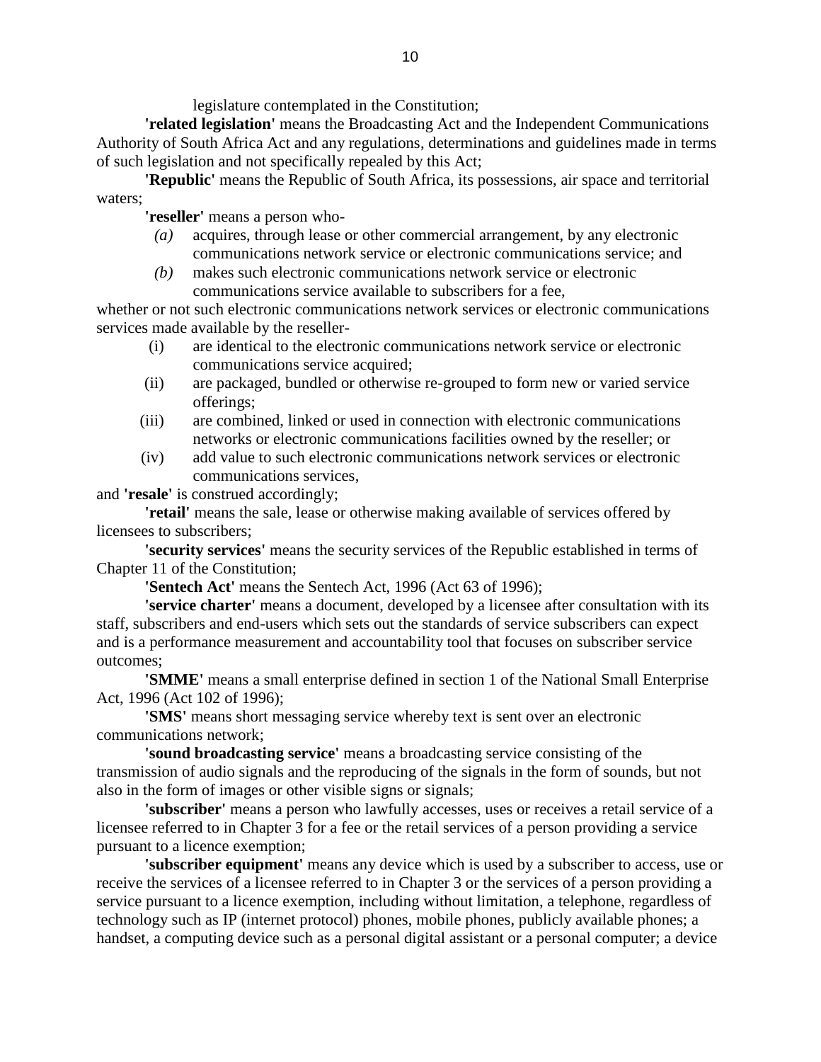legislature contemplated in the Constitution;

**'related legislation'** means the Broadcasting Act and the Independent Communications Authority of South Africa Act and any regulations, determinations and guidelines made in terms of such legislation and not specifically repealed by this Act;

**'Republic'** means the Republic of South Africa, its possessions, air space and territorial waters;

**'reseller'** means a person who-

*(a)* acquires, through lease or other commercial arrangement, by any electronic communications network service or electronic communications service; and

*(b)* makes such electronic communications network service or electronic communications service available to subscribers for a fee,

whether or not such electronic communications network services or electronic communications services made available by the reseller-

(i) are identical to the electronic communications network service or electronic communications service acquired;

(ii) are packaged, bundled or otherwise re-grouped to form new or varied service offerings;

(iii) are combined, linked or used in connection with electronic communications networks or electronic communications facilities owned by the reseller; or

(iv) add value to such electronic communications network services or electronic communications services,

and **'resale'** is construed accordingly;

**'retail'** means the sale, lease or otherwise making available of services offered by licensees to subscribers;

**'security services'** means the security services of the Republic established in terms of Chapter 11 of the Constitution;

**'Sentech Act'** means the Sentech Act, 1996 (Act 63 of 1996);

**'service charter'** means a document, developed by a licensee after consultation with its staff, subscribers and end-users which sets out the standards of service subscribers can expect and is a performance measurement and accountability tool that focuses on subscriber service outcomes;

**'SMME'** means a small enterprise defined in section 1 of the National Small Enterprise Act, 1996 (Act 102 of 1996);

**'SMS'** means short messaging service whereby text is sent over an electronic communications network;

**'sound broadcasting service'** means a broadcasting service consisting of the transmission of audio signals and the reproducing of the signals in the form of sounds, but not also in the form of images or other visible signs or signals;

**'subscriber'** means a person who lawfully accesses, uses or receives a retail service of a licensee referred to in Chapter 3 for a fee or the retail services of a person providing a service pursuant to a licence exemption;

**'subscriber equipment'** means any device which is used by a subscriber to access, use or receive the services of a licensee referred to in Chapter 3 or the services of a person providing a service pursuant to a licence exemption, including without limitation, a telephone, regardless of technology such as IP (internet protocol) phones, mobile phones, publicly available phones; a handset, a computing device such as a personal digital assistant or a personal computer; a device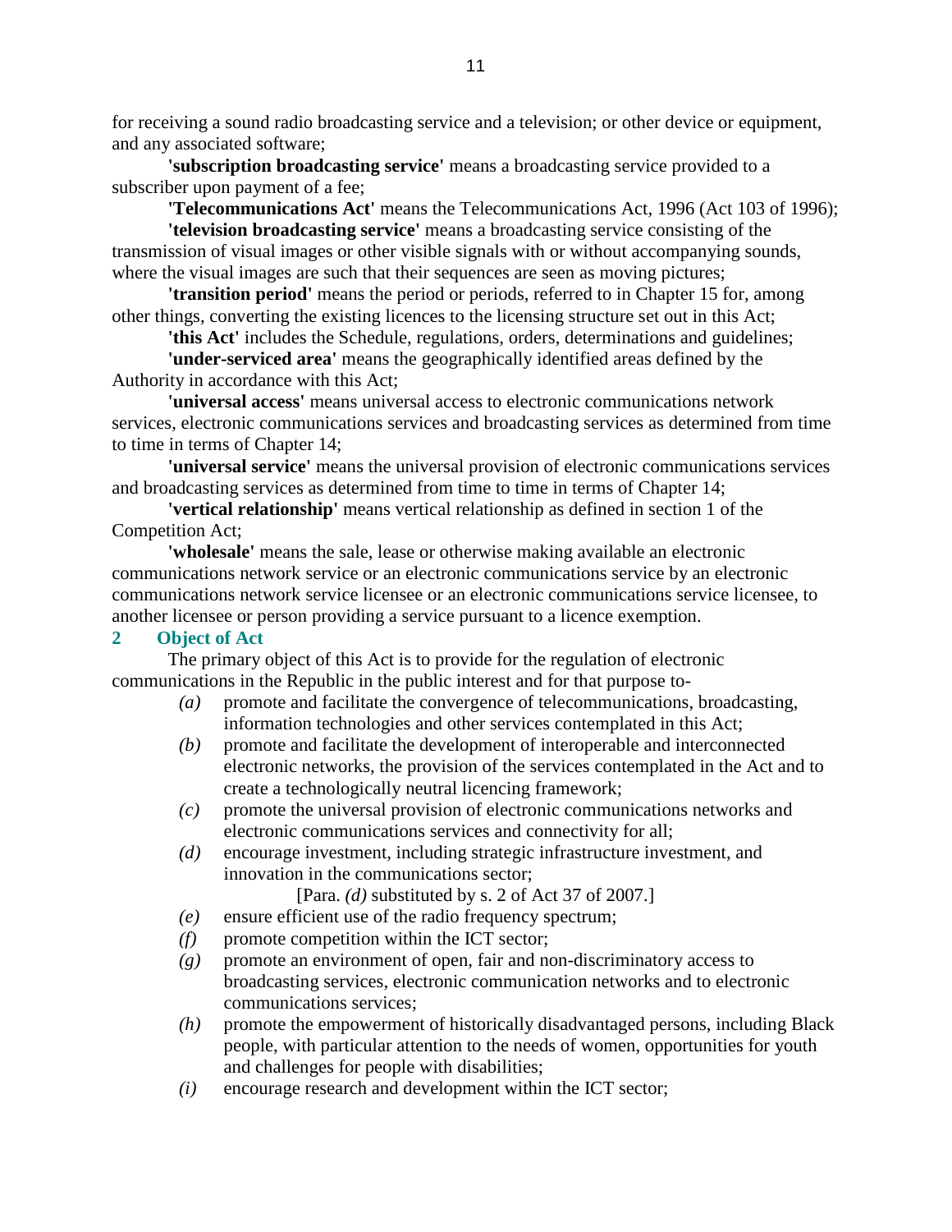for receiving a sound radio broadcasting service and a television; or other device or equipment, and any associated software;

**'subscription broadcasting service'** means a broadcasting service provided to a subscriber upon payment of a fee;

**'Telecommunications Act'** means the Telecommunications Act, 1996 (Act 103 of 1996);

**'television broadcasting service'** means a broadcasting service consisting of the transmission of visual images or other visible signals with or without accompanying sounds, where the visual images are such that their sequences are seen as moving pictures;

**'transition period'** means the period or periods, referred to in Chapter 15 for, among other things, converting the existing licences to the licensing structure set out in this Act;

**'this Act'** includes the Schedule, regulations, orders, determinations and guidelines;

**'under-serviced area'** means the geographically identified areas defined by the Authority in accordance with this Act;

**'universal access'** means universal access to electronic communications network services, electronic communications services and broadcasting services as determined from time to time in terms of Chapter 14;

**'universal service'** means the universal provision of electronic communications services and broadcasting services as determined from time to time in terms of Chapter 14;

**'vertical relationship'** means vertical relationship as defined in section 1 of the Competition Act;

**'wholesale'** means the sale, lease or otherwise making available an electronic communications network service or an electronic communications service by an electronic communications network service licensee or an electronic communications service licensee, to another licensee or person providing a service pursuant to a licence exemption.

## 2 Object of Act

The primary object of this Act is to provide for the regulation of electronic communications in the Republic in the public interest and for that purpose to-

*(a)* promote and facilitate the convergence of telecommunications, broadcasting, information technologies and other services contemplated in this Act;

*(b)* promote and facilitate the development of interoperable and interconnected electronic networks, the provision of the services contemplated in the Act and to create a technologically neutral licencing framework;

*(c)* promote the universal provision of electronic communications networks and electronic communications services and connectivity for all;

*(d)* encourage investment, including strategic infrastructure investment, and innovation in the communications sector;

[Para. *(d)* substituted by s. 2 of Act 37 of 2007.]

*(e)* ensure efficient use of the radio frequency spectrum;

*(f)* promote competition within the ICT sector;

*(g)* promote an environment of open, fair and non-discriminatory access to broadcasting services, electronic communication networks and to electronic communications services;

*(h)* promote the empowerment of historically disadvantaged persons, including Black people, with particular attention to the needs of women, opportunities for youth and challenges for people with disabilities;

*(i)* encourage research and development within the ICT sector;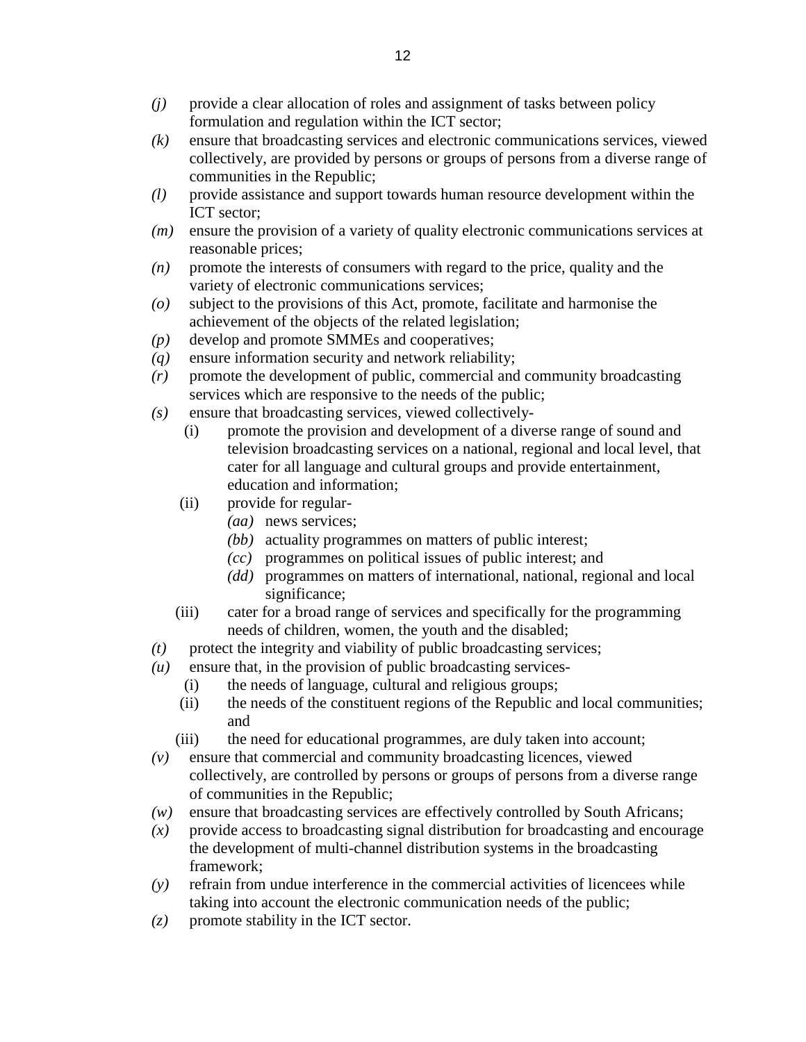*(j)* provide a clear allocation of roles and assignment of tasks between policy formulation and regulation within the ICT sector;

*(k)* ensure that broadcasting services and electronic communications services, viewed collectively, are provided by persons or groups of persons from a diverse range of communities in the Republic;

*(l)* provide assistance and support towards human resource development within the ICT sector;

*(m)* ensure the provision of a variety of quality electronic communications services at reasonable prices;

*(n)* promote the interests of consumers with regard to the price, quality and the variety of electronic communications services;

*(o)* subject to the provisions of this Act, promote, facilitate and harmonise the achievement of the objects of the related legislation;

*(p)* develop and promote SMMEs and cooperatives;

*(q)* ensure information security and network reliability;

*(r)* promote the development of public, commercial and community broadcasting services which are responsive to the needs of the public;

*(s)* ensure that broadcasting services, viewed collectively-

  (i) promote the provision and development of a diverse range of sound and television broadcasting services on a national, regional and local level, that cater for all language and cultural groups and provide entertainment, education and information;

  (ii) provide for regular-

    *(aa)* news services;

    *(bb)* actuality programmes on matters of public interest;

    *(cc)* programmes on political issues of public interest; and

    *(dd)* programmes on matters of international, national, regional and local significance;

  (iii) cater for a broad range of services and specifically for the programming needs of children, women, the youth and the disabled;

*(t)* protect the integrity and viability of public broadcasting services;

*(u)* ensure that, in the provision of public broadcasting services-

  (i) the needs of language, cultural and religious groups;

  (ii) the needs of the constituent regions of the Republic and local communities; and

  (iii) the need for educational programmes, are duly taken into account;

*(v)* ensure that commercial and community broadcasting licences, viewed collectively, are controlled by persons or groups of persons from a diverse range of communities in the Republic;

*(w)* ensure that broadcasting services are effectively controlled by South Africans;

*(x)* provide access to broadcasting signal distribution for broadcasting and encourage the development of multi-channel distribution systems in the broadcasting framework;

*(y)* refrain from undue interference in the commercial activities of licencees while taking into account the electronic communication needs of the public;

*(z)* promote stability in the ICT sector.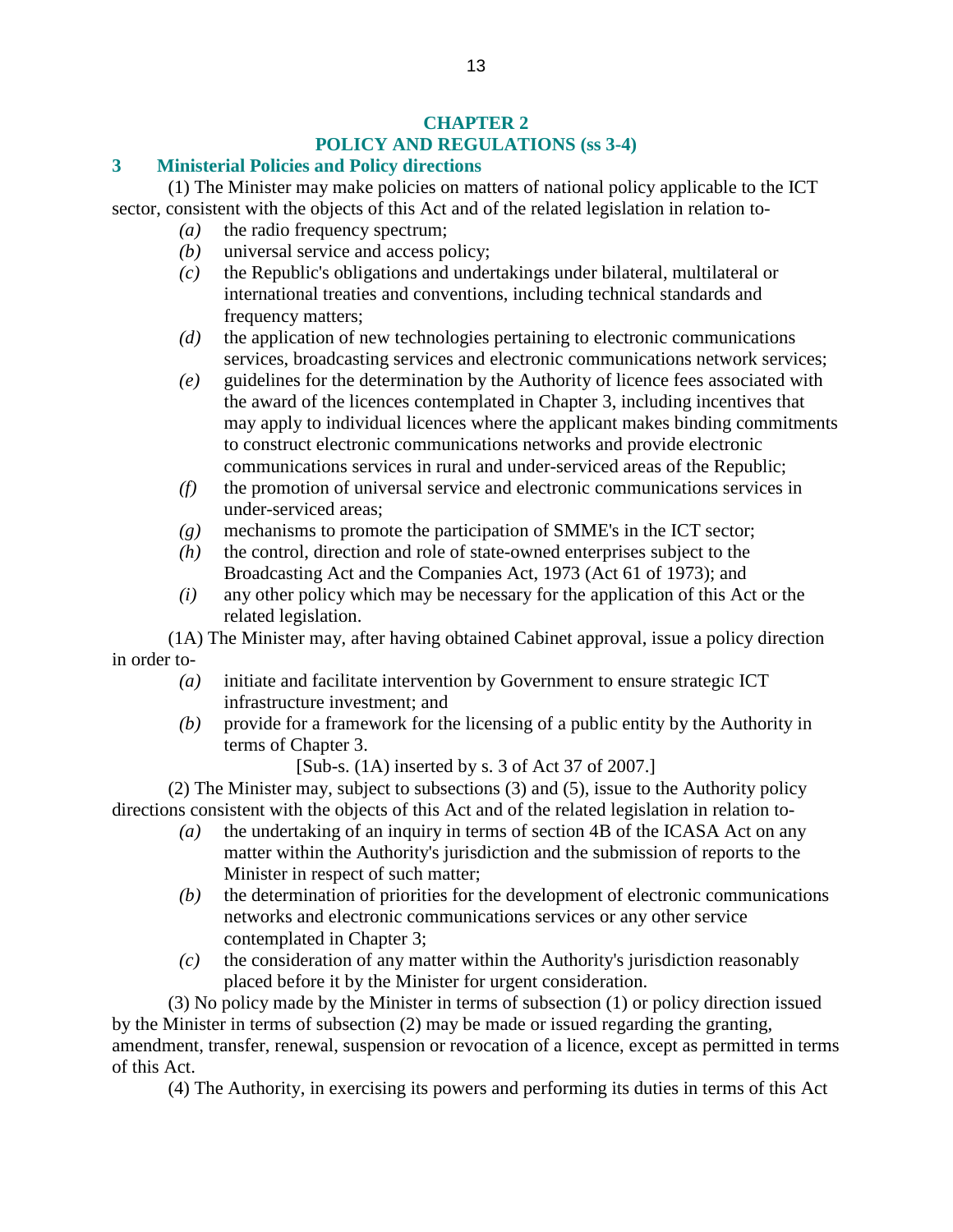## CHAPTER 2
## POLICY AND REGULATIONS (ss 3-4)

### 3 Ministerial Policies and Policy directions

(1) The Minister may make policies on matters of national policy applicable to the ICT sector, consistent with the objects of this Act and of the related legislation in relation to-

*(a)* the radio frequency spectrum;

*(b)* universal service and access policy;

*(c)* the Republic's obligations and undertakings under bilateral, multilateral or international treaties and conventions, including technical standards and frequency matters;

*(d)* the application of new technologies pertaining to electronic communications services, broadcasting services and electronic communications network services;

*(e)* guidelines for the determination by the Authority of licence fees associated with the award of the licences contemplated in Chapter 3, including incentives that may apply to individual licences where the applicant makes binding commitments to construct electronic communications networks and provide electronic communications services in rural and under-serviced areas of the Republic;

*(f)* the promotion of universal service and electronic communications services in under-serviced areas;

*(g)* mechanisms to promote the participation of SMME's in the ICT sector;

*(h)* the control, direction and role of state-owned enterprises subject to the Broadcasting Act and the Companies Act, 1973 (Act 61 of 1973); and

*(i)* any other policy which may be necessary for the application of this Act or the related legislation.

(1A) The Minister may, after having obtained Cabinet approval, issue a policy direction in order to-

*(a)* initiate and facilitate intervention by Government to ensure strategic ICT infrastructure investment; and

*(b)* provide for a framework for the licensing of a public entity by the Authority in terms of Chapter 3.

[Sub-s. (1A) inserted by s. 3 of Act 37 of 2007.]

(2) The Minister may, subject to subsections (3) and (5), issue to the Authority policy directions consistent with the objects of this Act and of the related legislation in relation to-

*(a)* the undertaking of an inquiry in terms of section 4B of the ICASA Act on any matter within the Authority's jurisdiction and the submission of reports to the Minister in respect of such matter;

*(b)* the determination of priorities for the development of electronic communications networks and electronic communications services or any other service contemplated in Chapter 3;

*(c)* the consideration of any matter within the Authority's jurisdiction reasonably placed before it by the Minister for urgent consideration.

(3) No policy made by the Minister in terms of subsection (1) or policy direction issued by the Minister in terms of subsection (2) may be made or issued regarding the granting, amendment, transfer, renewal, suspension or revocation of a licence, except as permitted in terms of this Act.

(4) The Authority, in exercising its powers and performing its duties in terms of this Act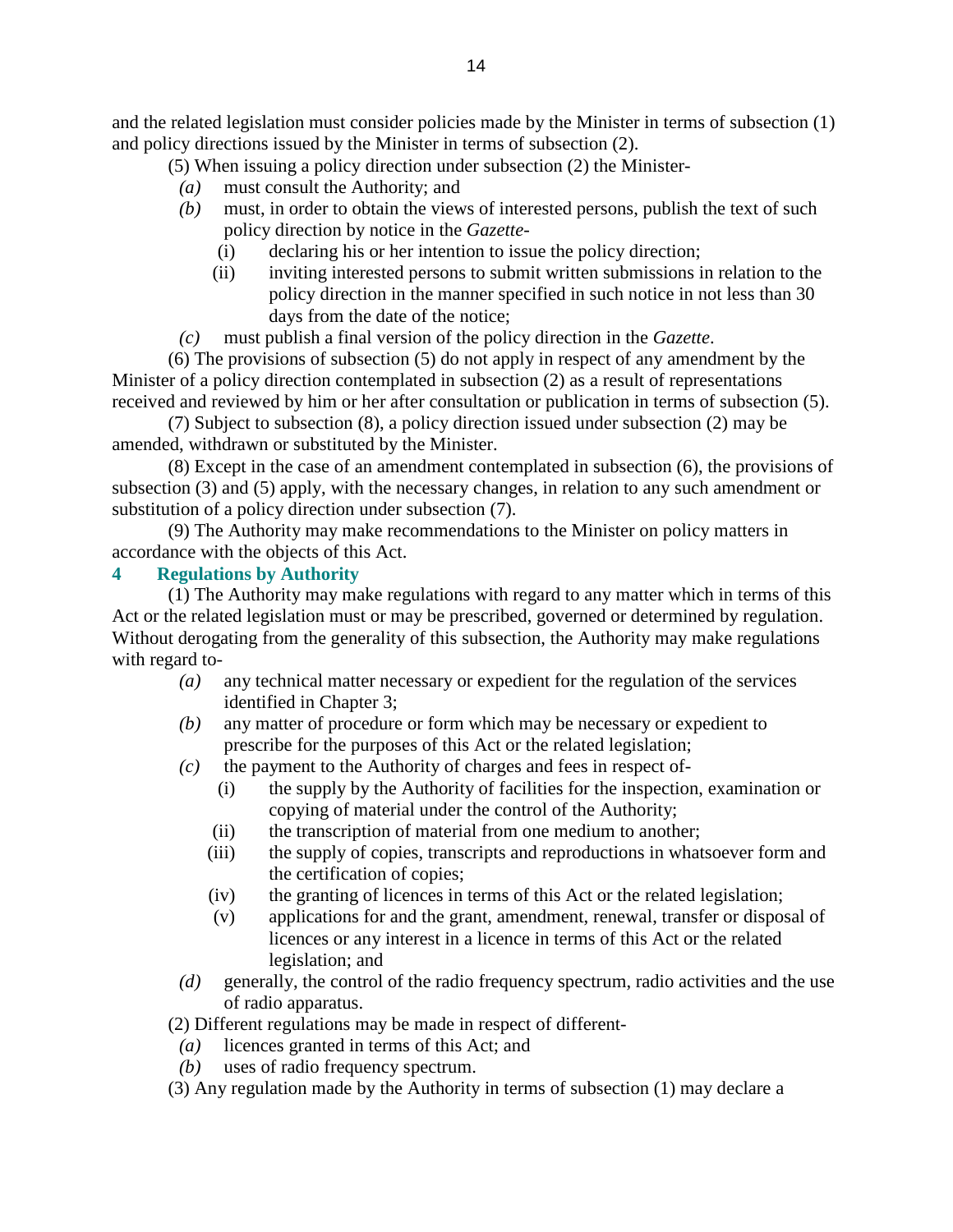and the related legislation must consider policies made by the Minister in terms of subsection (1) and policy directions issued by the Minister in terms of subsection (2).

(5) When issuing a policy direction under subsection (2) the Minister-

*(a)* must consult the Authority; and

*(b)* must, in order to obtain the views of interested persons, publish the text of such policy direction by notice in the *Gazette*-

(i) declaring his or her intention to issue the policy direction;

(ii) inviting interested persons to submit written submissions in relation to the policy direction in the manner specified in such notice in not less than 30 days from the date of the notice;

*(c)* must publish a final version of the policy direction in the *Gazette*.

(6) The provisions of subsection (5) do not apply in respect of any amendment by the Minister of a policy direction contemplated in subsection (2) as a result of representations received and reviewed by him or her after consultation or publication in terms of subsection (5).

(7) Subject to subsection (8), a policy direction issued under subsection (2) may be amended, withdrawn or substituted by the Minister.

(8) Except in the case of an amendment contemplated in subsection (6), the provisions of subsection (3) and (5) apply, with the necessary changes, in relation to any such amendment or substitution of a policy direction under subsection (7).

(9) The Authority may make recommendations to the Minister on policy matters in accordance with the objects of this Act.

**4 Regulations by Authority**

(1) The Authority may make regulations with regard to any matter which in terms of this Act or the related legislation must or may be prescribed, governed or determined by regulation. Without derogating from the generality of this subsection, the Authority may make regulations with regard to-

*(a)* any technical matter necessary or expedient for the regulation of the services identified in Chapter 3;

*(b)* any matter of procedure or form which may be necessary or expedient to prescribe for the purposes of this Act or the related legislation;

*(c)* the payment to the Authority of charges and fees in respect of-

(i) the supply by the Authority of facilities for the inspection, examination or copying of material under the control of the Authority;

(ii) the transcription of material from one medium to another;

(iii) the supply of copies, transcripts and reproductions in whatsoever form and the certification of copies;

(iv) the granting of licences in terms of this Act or the related legislation;

(v) applications for and the grant, amendment, renewal, transfer or disposal of licences or any interest in a licence in terms of this Act or the related legislation; and

*(d)* generally, the control of the radio frequency spectrum, radio activities and the use of radio apparatus.

(2) Different regulations may be made in respect of different-

*(a)* licences granted in terms of this Act; and

*(b)* uses of radio frequency spectrum.

(3) Any regulation made by the Authority in terms of subsection (1) may declare a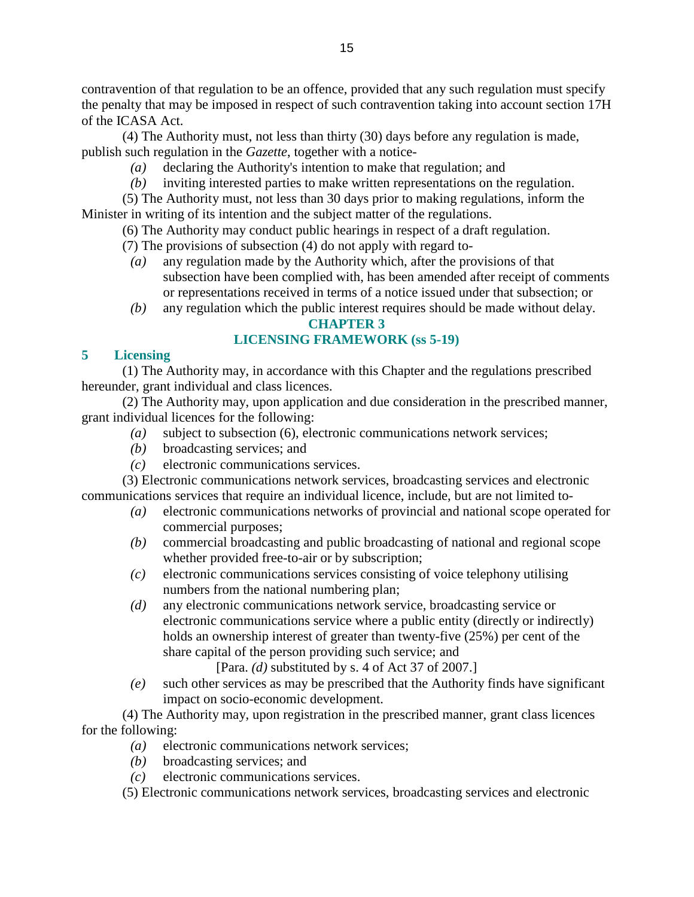contravention of that regulation to be an offence, provided that any such regulation must specify the penalty that may be imposed in respect of such contravention taking into account section 17H of the ICASA Act.

(4) The Authority must, not less than thirty (30) days before any regulation is made, publish such regulation in the *Gazette*, together with a notice-

*(a)* declaring the Authority's intention to make that regulation; and

*(b)* inviting interested parties to make written representations on the regulation.

(5) The Authority must, not less than 30 days prior to making regulations, inform the Minister in writing of its intention and the subject matter of the regulations.

(6) The Authority may conduct public hearings in respect of a draft regulation.

(7) The provisions of subsection (4) do not apply with regard to-

*(a)* any regulation made by the Authority which, after the provisions of that subsection have been complied with, has been amended after receipt of comments or representations received in terms of a notice issued under that subsection; or

*(b)* any regulation which the public interest requires should be made without delay.

## CHAPTER 3
## LICENSING FRAMEWORK (ss 5-19)

### 5 Licensing

(1) The Authority may, in accordance with this Chapter and the regulations prescribed hereunder, grant individual and class licences.

(2) The Authority may, upon application and due consideration in the prescribed manner, grant individual licences for the following:

*(a)* subject to subsection (6), electronic communications network services;

*(b)* broadcasting services; and

*(c)* electronic communications services.

(3) Electronic communications network services, broadcasting services and electronic communications services that require an individual licence, include, but are not limited to-

*(a)* electronic communications networks of provincial and national scope operated for commercial purposes;

*(b)* commercial broadcasting and public broadcasting of national and regional scope whether provided free-to-air or by subscription;

*(c)* electronic communications services consisting of voice telephony utilising numbers from the national numbering plan;

*(d)* any electronic communications network service, broadcasting service or electronic communications service where a public entity (directly or indirectly) holds an ownership interest of greater than twenty-five (25%) per cent of the share capital of the person providing such service; and

[Para. *(d)* substituted by s. 4 of Act 37 of 2007.]

*(e)* such other services as may be prescribed that the Authority finds have significant impact on socio-economic development.

(4) The Authority may, upon registration in the prescribed manner, grant class licences for the following:

*(a)* electronic communications network services;

*(b)* broadcasting services; and

*(c)* electronic communications services.

(5) Electronic communications network services, broadcasting services and electronic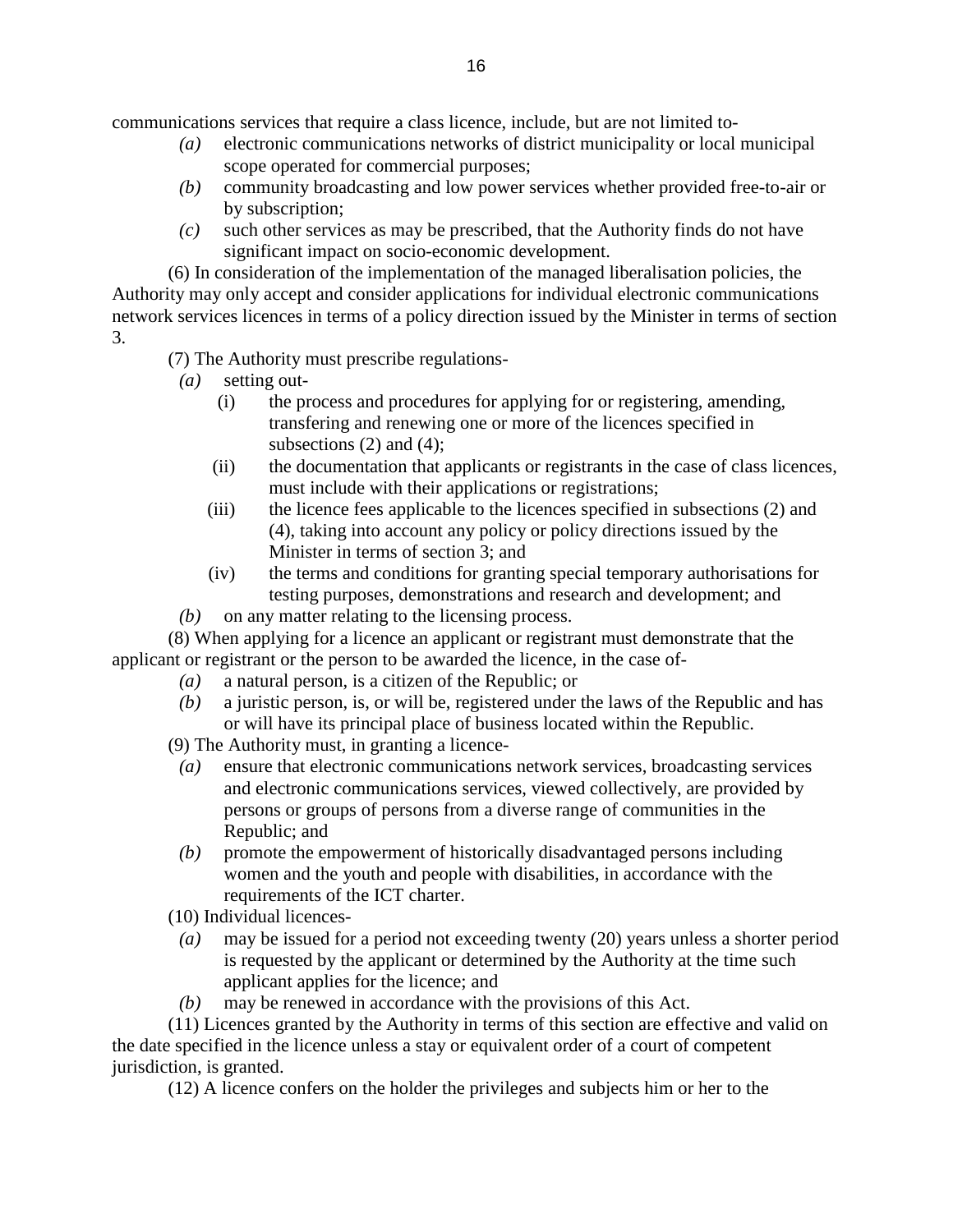communications services that require a class licence, include, but are not limited to-

*(a)* electronic communications networks of district municipality or local municipal scope operated for commercial purposes;

*(b)* community broadcasting and low power services whether provided free-to-air or by subscription;

*(c)* such other services as may be prescribed, that the Authority finds do not have significant impact on socio-economic development.

(6) In consideration of the implementation of the managed liberalisation policies, the Authority may only accept and consider applications for individual electronic communications network services licences in terms of a policy direction issued by the Minister in terms of section 3.

(7) The Authority must prescribe regulations-

*(a)* setting out-

(i) the process and procedures for applying for or registering, amending, transfering and renewing one or more of the licences specified in subsections (2) and (4);

(ii) the documentation that applicants or registrants in the case of class licences, must include with their applications or registrations;

(iii) the licence fees applicable to the licences specified in subsections (2) and (4), taking into account any policy or policy directions issued by the Minister in terms of section 3; and

(iv) the terms and conditions for granting special temporary authorisations for testing purposes, demonstrations and research and development; and

*(b)* on any matter relating to the licensing process.

(8) When applying for a licence an applicant or registrant must demonstrate that the applicant or registrant or the person to be awarded the licence, in the case of-

*(a)* a natural person, is a citizen of the Republic; or

*(b)* a juristic person, is, or will be, registered under the laws of the Republic and has or will have its principal place of business located within the Republic.

(9) The Authority must, in granting a licence-

*(a)* ensure that electronic communications network services, broadcasting services and electronic communications services, viewed collectively, are provided by persons or groups of persons from a diverse range of communities in the Republic; and

*(b)* promote the empowerment of historically disadvantaged persons including women and the youth and people with disabilities, in accordance with the requirements of the ICT charter.

(10) Individual licences-

*(a)* may be issued for a period not exceeding twenty (20) years unless a shorter period is requested by the applicant or determined by the Authority at the time such applicant applies for the licence; and

*(b)* may be renewed in accordance with the provisions of this Act.

(11) Licences granted by the Authority in terms of this section are effective and valid on the date specified in the licence unless a stay or equivalent order of a court of competent jurisdiction, is granted.

(12) A licence confers on the holder the privileges and subjects him or her to the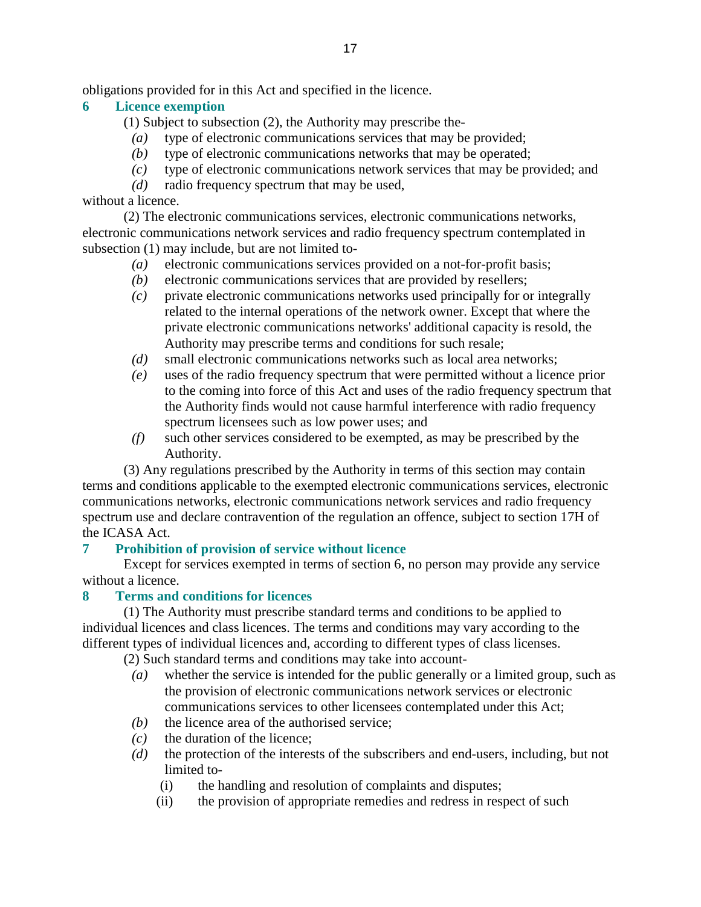obligations provided for in this Act and specified in the licence.

### 6 Licence exemption

(1) Subject to subsection (2), the Authority may prescribe the-

*(a)* type of electronic communications services that may be provided;

*(b)* type of electronic communications networks that may be operated;

*(c)* type of electronic communications network services that may be provided; and

*(d)* radio frequency spectrum that may be used,

without a licence.

(2) The electronic communications services, electronic communications networks, electronic communications network services and radio frequency spectrum contemplated in subsection (1) may include, but are not limited to-

*(a)* electronic communications services provided on a not-for-profit basis;

*(b)* electronic communications services that are provided by resellers;

*(c)* private electronic communications networks used principally for or integrally related to the internal operations of the network owner. Except that where the private electronic communications networks' additional capacity is resold, the Authority may prescribe terms and conditions for such resale;

*(d)* small electronic communications networks such as local area networks;

*(e)* uses of the radio frequency spectrum that were permitted without a licence prior to the coming into force of this Act and uses of the radio frequency spectrum that the Authority finds would not cause harmful interference with radio frequency spectrum licensees such as low power uses; and

*(f)* such other services considered to be exempted, as may be prescribed by the Authority.

(3) Any regulations prescribed by the Authority in terms of this section may contain terms and conditions applicable to the exempted electronic communications services, electronic communications networks, electronic communications network services and radio frequency spectrum use and declare contravention of the regulation an offence, subject to section 17H of the ICASA Act.

### 7 Prohibition of provision of service without licence

Except for services exempted in terms of section 6, no person may provide any service without a licence.

### 8 Terms and conditions for licences

(1) The Authority must prescribe standard terms and conditions to be applied to individual licences and class licences. The terms and conditions may vary according to the different types of individual licences and, according to different types of class licenses.

(2) Such standard terms and conditions may take into account-

*(a)* whether the service is intended for the public generally or a limited group, such as the provision of electronic communications network services or electronic communications services to other licensees contemplated under this Act;

*(b)* the licence area of the authorised service;

*(c)* the duration of the licence;

*(d)* the protection of the interests of the subscribers and end-users, including, but not limited to-

(i) the handling and resolution of complaints and disputes;

(ii) the provision of appropriate remedies and redress in respect of such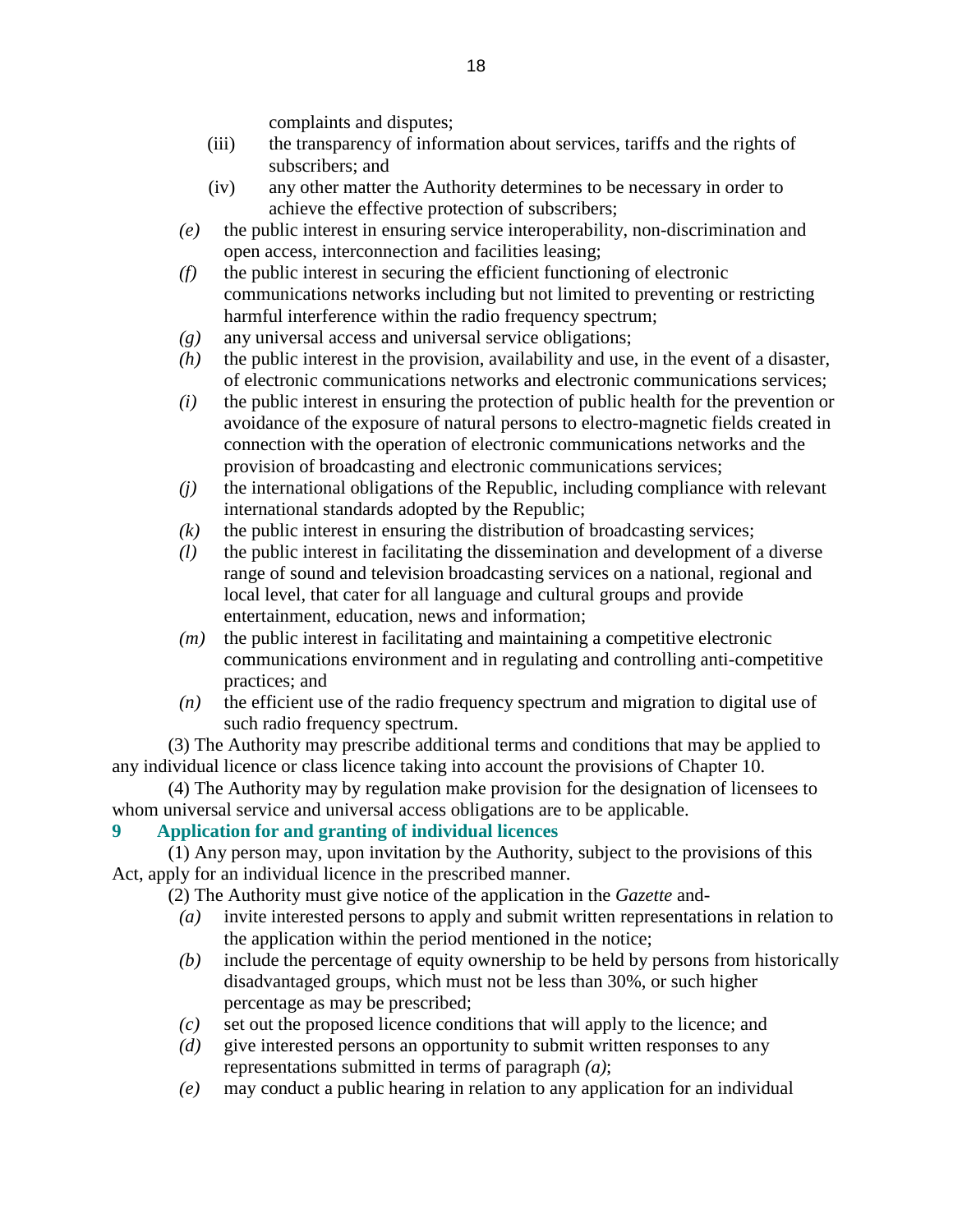complaints and disputes;

(iii) the transparency of information about services, tariffs and the rights of subscribers; and

(iv) any other matter the Authority determines to be necessary in order to achieve the effective protection of subscribers;

*(e)* the public interest in ensuring service interoperability, non-discrimination and open access, interconnection and facilities leasing;

*(f)* the public interest in securing the efficient functioning of electronic communications networks including but not limited to preventing or restricting harmful interference within the radio frequency spectrum;

*(g)* any universal access and universal service obligations;

*(h)* the public interest in the provision, availability and use, in the event of a disaster, of electronic communications networks and electronic communications services;

*(i)* the public interest in ensuring the protection of public health for the prevention or avoidance of the exposure of natural persons to electro-magnetic fields created in connection with the operation of electronic communications networks and the provision of broadcasting and electronic communications services;

*(j)* the international obligations of the Republic, including compliance with relevant international standards adopted by the Republic;

*(k)* the public interest in ensuring the distribution of broadcasting services;

*(l)* the public interest in facilitating the dissemination and development of a diverse range of sound and television broadcasting services on a national, regional and local level, that cater for all language and cultural groups and provide entertainment, education, news and information;

*(m)* the public interest in facilitating and maintaining a competitive electronic communications environment and in regulating and controlling anti-competitive practices; and

*(n)* the efficient use of the radio frequency spectrum and migration to digital use of such radio frequency spectrum.

(3) The Authority may prescribe additional terms and conditions that may be applied to any individual licence or class licence taking into account the provisions of Chapter 10.

(4) The Authority may by regulation make provision for the designation of licensees to whom universal service and universal access obligations are to be applicable.

## 9 Application for and granting of individual licences

(1) Any person may, upon invitation by the Authority, subject to the provisions of this Act, apply for an individual licence in the prescribed manner.

(2) The Authority must give notice of the application in the *Gazette* and-

*(a)* invite interested persons to apply and submit written representations in relation to the application within the period mentioned in the notice;

*(b)* include the percentage of equity ownership to be held by persons from historically disadvantaged groups, which must not be less than 30%, or such higher percentage as may be prescribed;

*(c)* set out the proposed licence conditions that will apply to the licence; and

*(d)* give interested persons an opportunity to submit written responses to any representations submitted in terms of paragraph *(a)*;

*(e)* may conduct a public hearing in relation to any application for an individual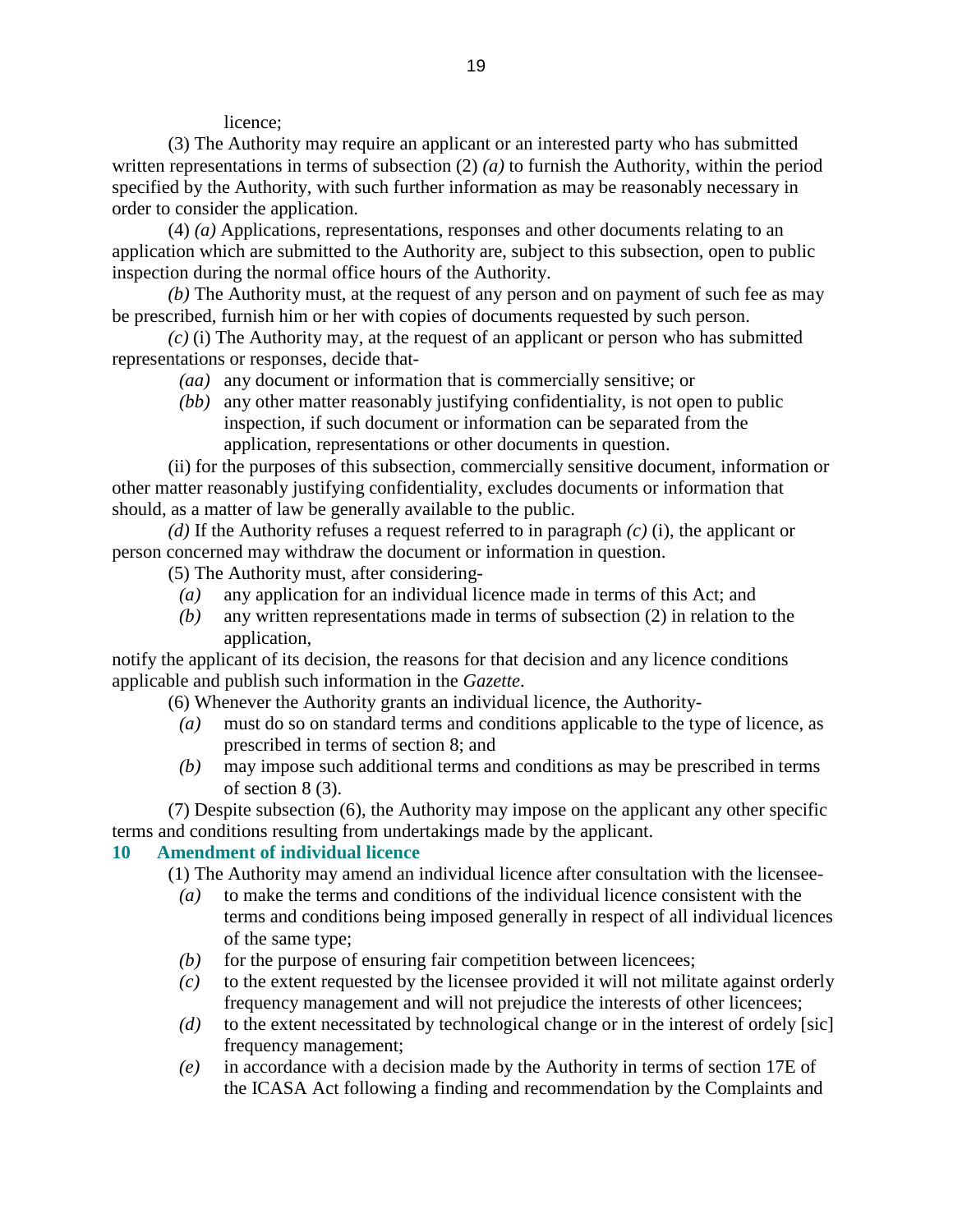licence;

(3) The Authority may require an applicant or an interested party who has submitted written representations in terms of subsection (2) *(a)* to furnish the Authority, within the period specified by the Authority, with such further information as may be reasonably necessary in order to consider the application.

(4) *(a)* Applications, representations, responses and other documents relating to an application which are submitted to the Authority are, subject to this subsection, open to public inspection during the normal office hours of the Authority.

*(b)* The Authority must, at the request of any person and on payment of such fee as may be prescribed, furnish him or her with copies of documents requested by such person.

*(c)* (i) The Authority may, at the request of an applicant or person who has submitted representations or responses, decide that-

- *(aa)* any document or information that is commercially sensitive; or
- *(bb)* any other matter reasonably justifying confidentiality, is not open to public inspection, if such document or information can be separated from the application, representations or other documents in question.

(ii) for the purposes of this subsection, commercially sensitive document, information or other matter reasonably justifying confidentiality, excludes documents or information that should, as a matter of law be generally available to the public.

*(d)* If the Authority refuses a request referred to in paragraph *(c)* (i), the applicant or person concerned may withdraw the document or information in question.

(5) The Authority must, after considering-

- *(a)* any application for an individual licence made in terms of this Act; and
- *(b)* any written representations made in terms of subsection (2) in relation to the application,

notify the applicant of its decision, the reasons for that decision and any licence conditions applicable and publish such information in the *Gazette*.

(6) Whenever the Authority grants an individual licence, the Authority-

- *(a)* must do so on standard terms and conditions applicable to the type of licence, as prescribed in terms of section 8; and
- *(b)* may impose such additional terms and conditions as may be prescribed in terms of section 8 (3).

(7) Despite subsection (6), the Authority may impose on the applicant any other specific terms and conditions resulting from undertakings made by the applicant.

### 10 Amendment of individual licence

(1) The Authority may amend an individual licence after consultation with the licensee-

- *(a)* to make the terms and conditions of the individual licence consistent with the terms and conditions being imposed generally in respect of all individual licences of the same type;
- *(b)* for the purpose of ensuring fair competition between licencees;
- *(c)* to the extent requested by the licensee provided it will not militate against orderly frequency management and will not prejudice the interests of other licencees;
- *(d)* to the extent necessitated by technological change or in the interest of ordely [sic] frequency management;
- *(e)* in accordance with a decision made by the Authority in terms of section 17E of the ICASA Act following a finding and recommendation by the Complaints and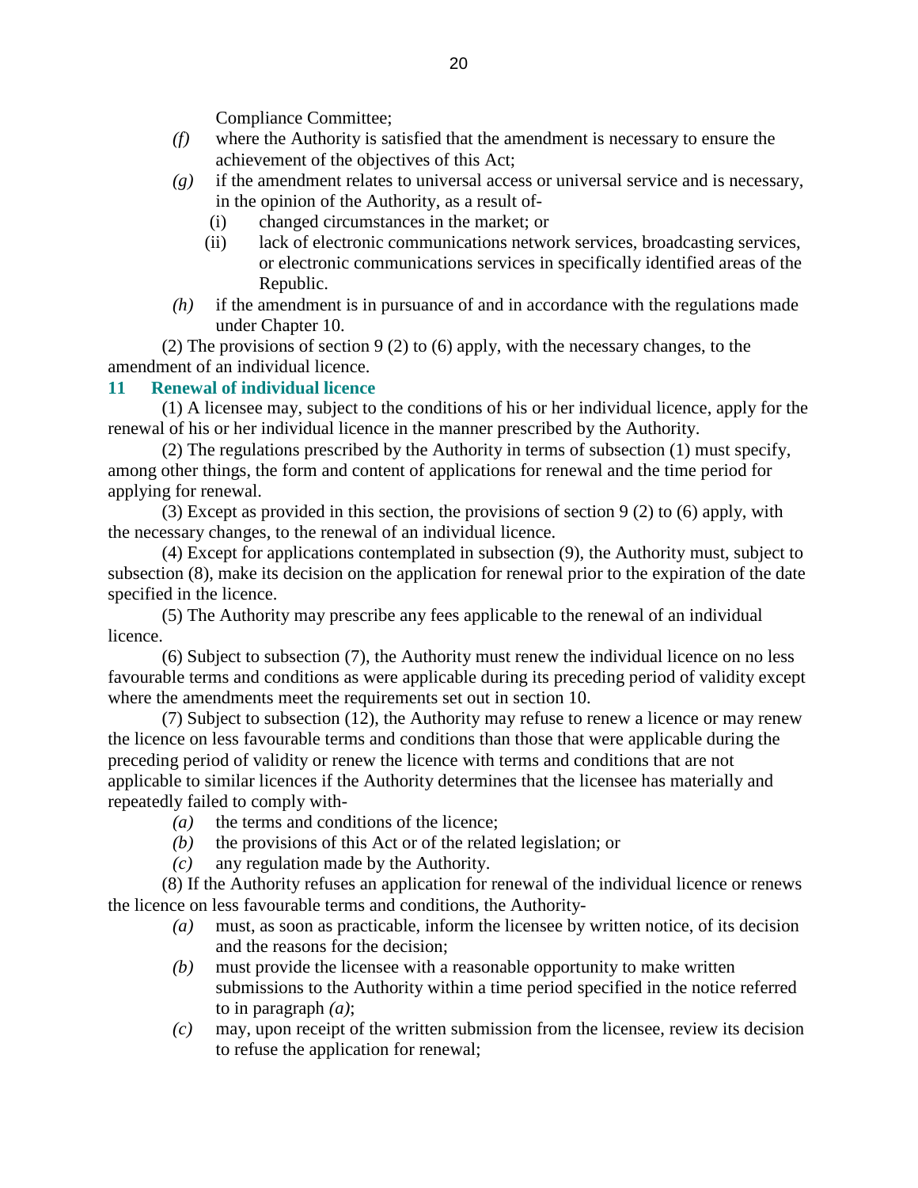Compliance Committee;

*(f)* where the Authority is satisfied that the amendment is necessary to ensure the achievement of the objectives of this Act;

*(g)* if the amendment relates to universal access or universal service and is necessary, in the opinion of the Authority, as a result of-

(i) changed circumstances in the market; or

(ii) lack of electronic communications network services, broadcasting services, or electronic communications services in specifically identified areas of the Republic.

*(h)* if the amendment is in pursuance of and in accordance with the regulations made under Chapter 10.

(2) The provisions of section 9 (2) to (6) apply, with the necessary changes, to the amendment of an individual licence.

## 11 Renewal of individual licence

(1) A licensee may, subject to the conditions of his or her individual licence, apply for the renewal of his or her individual licence in the manner prescribed by the Authority.

(2) The regulations prescribed by the Authority in terms of subsection (1) must specify, among other things, the form and content of applications for renewal and the time period for applying for renewal.

(3) Except as provided in this section, the provisions of section 9 (2) to (6) apply, with the necessary changes, to the renewal of an individual licence.

(4) Except for applications contemplated in subsection (9), the Authority must, subject to subsection (8), make its decision on the application for renewal prior to the expiration of the date specified in the licence.

(5) The Authority may prescribe any fees applicable to the renewal of an individual licence.

(6) Subject to subsection (7), the Authority must renew the individual licence on no less favourable terms and conditions as were applicable during its preceding period of validity except where the amendments meet the requirements set out in section 10.

(7) Subject to subsection (12), the Authority may refuse to renew a licence or may renew the licence on less favourable terms and conditions than those that were applicable during the preceding period of validity or renew the licence with terms and conditions that are not applicable to similar licences if the Authority determines that the licensee has materially and repeatedly failed to comply with-

*(a)* the terms and conditions of the licence;

*(b)* the provisions of this Act or of the related legislation; or

*(c)* any regulation made by the Authority.

(8) If the Authority refuses an application for renewal of the individual licence or renews the licence on less favourable terms and conditions, the Authority-

*(a)* must, as soon as practicable, inform the licensee by written notice, of its decision and the reasons for the decision;

*(b)* must provide the licensee with a reasonable opportunity to make written submissions to the Authority within a time period specified in the notice referred to in paragraph *(a)*;

*(c)* may, upon receipt of the written submission from the licensee, review its decision to refuse the application for renewal;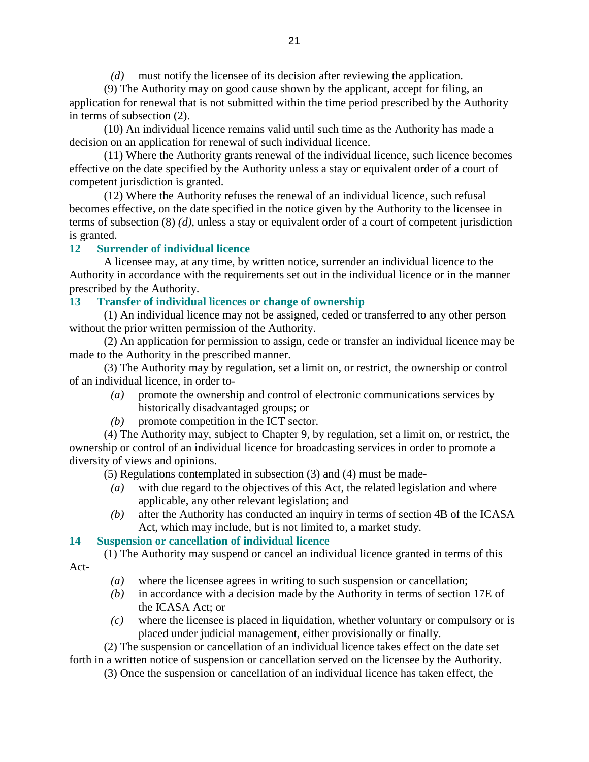*(d)* must notify the licensee of its decision after reviewing the application.

(9) The Authority may on good cause shown by the applicant, accept for filing, an application for renewal that is not submitted within the time period prescribed by the Authority in terms of subsection (2).

(10) An individual licence remains valid until such time as the Authority has made a decision on an application for renewal of such individual licence.

(11) Where the Authority grants renewal of the individual licence, such licence becomes effective on the date specified by the Authority unless a stay or equivalent order of a court of competent jurisdiction is granted.

(12) Where the Authority refuses the renewal of an individual licence, such refusal becomes effective, on the date specified in the notice given by the Authority to the licensee in terms of subsection (8) *(d)*, unless a stay or equivalent order of a court of competent jurisdiction is granted.

### 12 Surrender of individual licence

A licensee may, at any time, by written notice, surrender an individual licence to the Authority in accordance with the requirements set out in the individual licence or in the manner prescribed by the Authority.

### 13 Transfer of individual licences or change of ownership

(1) An individual licence may not be assigned, ceded or transferred to any other person without the prior written permission of the Authority.

(2) An application for permission to assign, cede or transfer an individual licence may be made to the Authority in the prescribed manner.

(3) The Authority may by regulation, set a limit on, or restrict, the ownership or control of an individual licence, in order to-

*(a)* promote the ownership and control of electronic communications services by historically disadvantaged groups; or

*(b)* promote competition in the ICT sector.

(4) The Authority may, subject to Chapter 9, by regulation, set a limit on, or restrict, the ownership or control of an individual licence for broadcasting services in order to promote a diversity of views and opinions.

(5) Regulations contemplated in subsection (3) and (4) must be made-

*(a)* with due regard to the objectives of this Act, the related legislation and where applicable, any other relevant legislation; and

*(b)* after the Authority has conducted an inquiry in terms of section 4B of the ICASA Act, which may include, but is not limited to, a market study.

### 14 Suspension or cancellation of individual licence

(1) The Authority may suspend or cancel an individual licence granted in terms of this Act-

*(a)* where the licensee agrees in writing to such suspension or cancellation;

*(b)* in accordance with a decision made by the Authority in terms of section 17E of the ICASA Act; or

*(c)* where the licensee is placed in liquidation, whether voluntary or compulsory or is placed under judicial management, either provisionally or finally.

(2) The suspension or cancellation of an individual licence takes effect on the date set forth in a written notice of suspension or cancellation served on the licensee by the Authority.

(3) Once the suspension or cancellation of an individual licence has taken effect, the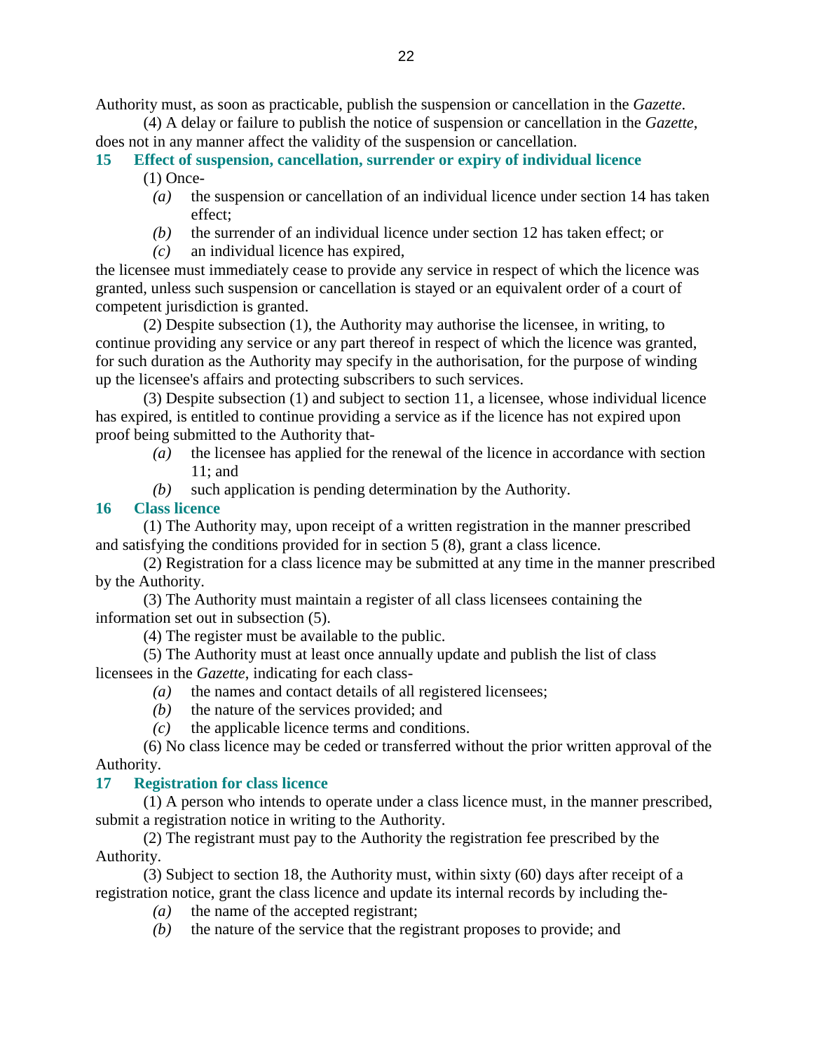Authority must, as soon as practicable, publish the suspension or cancellation in the *Gazette*.

(4) A delay or failure to publish the notice of suspension or cancellation in the *Gazette*, does not in any manner affect the validity of the suspension or cancellation.

### 15 Effect of suspension, cancellation, surrender or expiry of individual licence

(1) Once-

*(a)* the suspension or cancellation of an individual licence under section 14 has taken effect;

*(b)* the surrender of an individual licence under section 12 has taken effect; or

*(c)* an individual licence has expired,

the licensee must immediately cease to provide any service in respect of which the licence was granted, unless such suspension or cancellation is stayed or an equivalent order of a court of competent jurisdiction is granted.

(2) Despite subsection (1), the Authority may authorise the licensee, in writing, to continue providing any service or any part thereof in respect of which the licence was granted, for such duration as the Authority may specify in the authorisation, for the purpose of winding up the licensee's affairs and protecting subscribers to such services.

(3) Despite subsection (1) and subject to section 11, a licensee, whose individual licence has expired, is entitled to continue providing a service as if the licence has not expired upon proof being submitted to the Authority that-

*(a)* the licensee has applied for the renewal of the licence in accordance with section 11; and

*(b)* such application is pending determination by the Authority.

### 16 Class licence

(1) The Authority may, upon receipt of a written registration in the manner prescribed and satisfying the conditions provided for in section 5 (8), grant a class licence.

(2) Registration for a class licence may be submitted at any time in the manner prescribed by the Authority.

(3) The Authority must maintain a register of all class licensees containing the information set out in subsection (5).

(4) The register must be available to the public.

(5) The Authority must at least once annually update and publish the list of class licensees in the *Gazette*, indicating for each class-

*(a)* the names and contact details of all registered licensees;

*(b)* the nature of the services provided; and

*(c)* the applicable licence terms and conditions.

(6) No class licence may be ceded or transferred without the prior written approval of the Authority.

### 17 Registration for class licence

(1) A person who intends to operate under a class licence must, in the manner prescribed, submit a registration notice in writing to the Authority.

(2) The registrant must pay to the Authority the registration fee prescribed by the Authority.

(3) Subject to section 18, the Authority must, within sixty (60) days after receipt of a registration notice, grant the class licence and update its internal records by including the-

*(a)* the name of the accepted registrant;

*(b)* the nature of the service that the registrant proposes to provide; and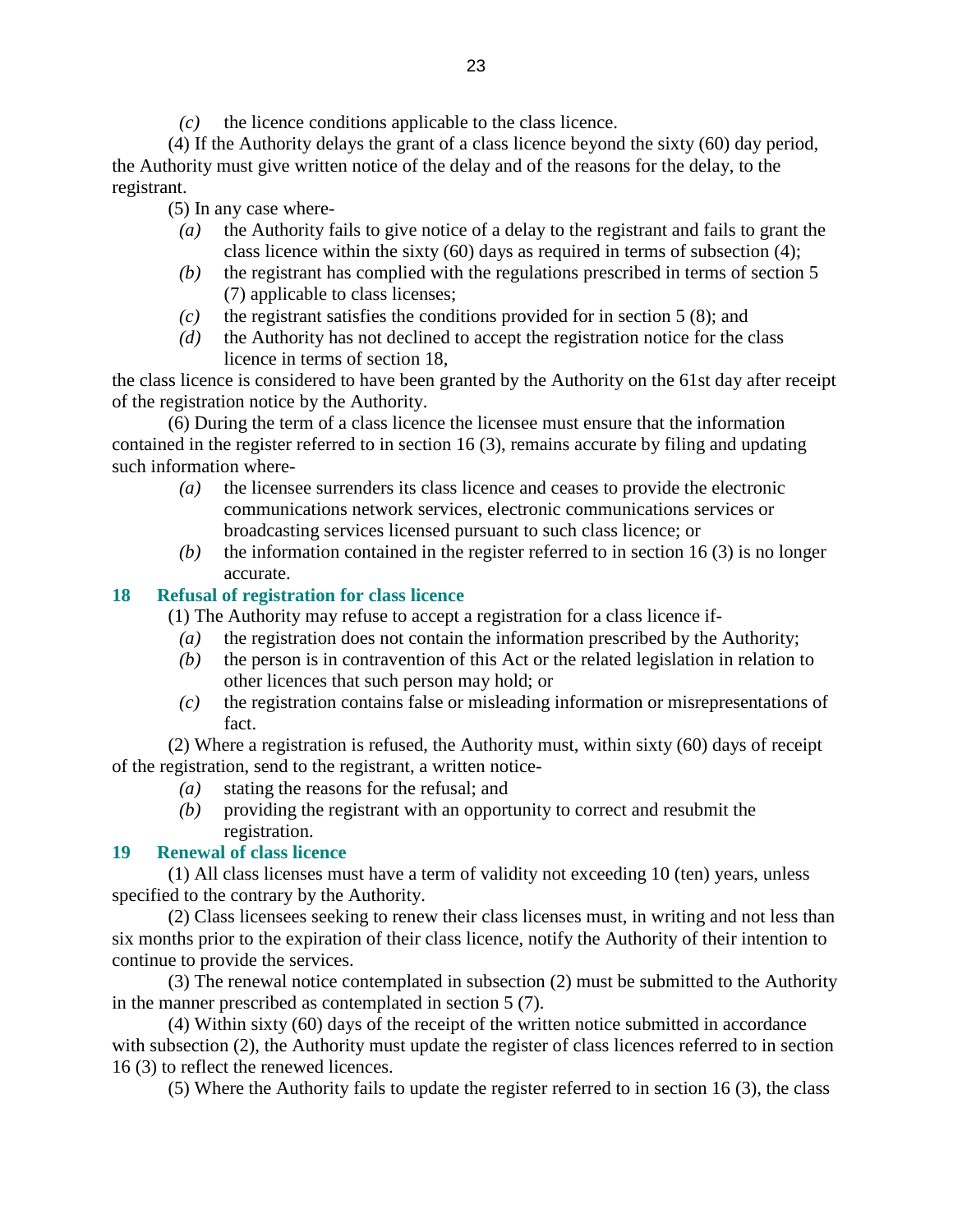*(c)* the licence conditions applicable to the class licence.

(4) If the Authority delays the grant of a class licence beyond the sixty (60) day period, the Authority must give written notice of the delay and of the reasons for the delay, to the registrant.

(5) In any case where-

*(a)* the Authority fails to give notice of a delay to the registrant and fails to grant the class licence within the sixty (60) days as required in terms of subsection (4);

*(b)* the registrant has complied with the regulations prescribed in terms of section 5 (7) applicable to class licenses;

*(c)* the registrant satisfies the conditions provided for in section 5 (8); and

*(d)* the Authority has not declined to accept the registration notice for the class licence in terms of section 18,

the class licence is considered to have been granted by the Authority on the 61st day after receipt of the registration notice by the Authority.

(6) During the term of a class licence the licensee must ensure that the information contained in the register referred to in section 16 (3), remains accurate by filing and updating such information where-

*(a)* the licensee surrenders its class licence and ceases to provide the electronic communications network services, electronic communications services or broadcasting services licensed pursuant to such class licence; or

*(b)* the information contained in the register referred to in section 16 (3) is no longer accurate.

### 18 Refusal of registration for class licence

(1) The Authority may refuse to accept a registration for a class licence if-

*(a)* the registration does not contain the information prescribed by the Authority;

*(b)* the person is in contravention of this Act or the related legislation in relation to other licences that such person may hold; or

*(c)* the registration contains false or misleading information or misrepresentations of fact.

(2) Where a registration is refused, the Authority must, within sixty (60) days of receipt of the registration, send to the registrant, a written notice-

*(a)* stating the reasons for the refusal; and

*(b)* providing the registrant with an opportunity to correct and resubmit the registration.

### 19 Renewal of class licence

(1) All class licenses must have a term of validity not exceeding 10 (ten) years, unless specified to the contrary by the Authority.

(2) Class licensees seeking to renew their class licenses must, in writing and not less than six months prior to the expiration of their class licence, notify the Authority of their intention to continue to provide the services.

(3) The renewal notice contemplated in subsection (2) must be submitted to the Authority in the manner prescribed as contemplated in section 5 (7).

(4) Within sixty (60) days of the receipt of the written notice submitted in accordance with subsection (2), the Authority must update the register of class licences referred to in section 16 (3) to reflect the renewed licences.

(5) Where the Authority fails to update the register referred to in section 16 (3), the class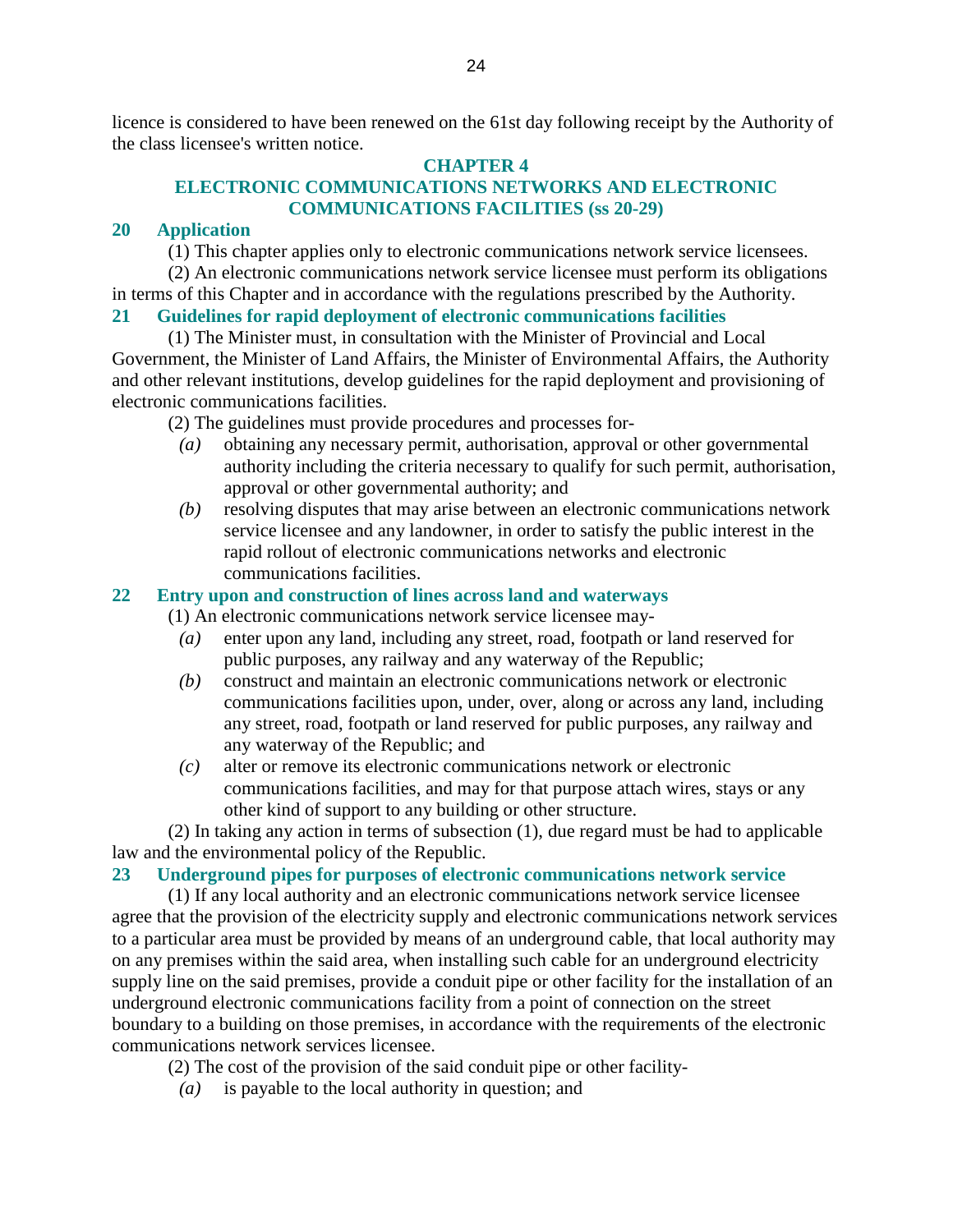licence is considered to have been renewed on the 61st day following receipt by the Authority of the class licensee's written notice.

## CHAPTER 4
## ELECTRONIC COMMUNICATIONS NETWORKS AND ELECTRONIC COMMUNICATIONS FACILITIES (ss 20-29)

### 20 Application

(1) This chapter applies only to electronic communications network service licensees.

(2) An electronic communications network service licensee must perform its obligations in terms of this Chapter and in accordance with the regulations prescribed by the Authority.

### 21 Guidelines for rapid deployment of electronic communications facilities

(1) The Minister must, in consultation with the Minister of Provincial and Local Government, the Minister of Land Affairs, the Minister of Environmental Affairs, the Authority and other relevant institutions, develop guidelines for the rapid deployment and provisioning of electronic communications facilities.

(2) The guidelines must provide procedures and processes for-

*(a)* obtaining any necessary permit, authorisation, approval or other governmental authority including the criteria necessary to qualify for such permit, authorisation, approval or other governmental authority; and

*(b)* resolving disputes that may arise between an electronic communications network service licensee and any landowner, in order to satisfy the public interest in the rapid rollout of electronic communications networks and electronic communications facilities.

### 22 Entry upon and construction of lines across land and waterways

(1) An electronic communications network service licensee may-

*(a)* enter upon any land, including any street, road, footpath or land reserved for public purposes, any railway and any waterway of the Republic;

*(b)* construct and maintain an electronic communications network or electronic communications facilities upon, under, over, along or across any land, including any street, road, footpath or land reserved for public purposes, any railway and any waterway of the Republic; and

*(c)* alter or remove its electronic communications network or electronic communications facilities, and may for that purpose attach wires, stays or any other kind of support to any building or other structure.

(2) In taking any action in terms of subsection (1), due regard must be had to applicable law and the environmental policy of the Republic.

### 23 Underground pipes for purposes of electronic communications network service

(1) If any local authority and an electronic communications network service licensee agree that the provision of the electricity supply and electronic communications network services to a particular area must be provided by means of an underground cable, that local authority may on any premises within the said area, when installing such cable for an underground electricity supply line on the said premises, provide a conduit pipe or other facility for the installation of an underground electronic communications facility from a point of connection on the street boundary to a building on those premises, in accordance with the requirements of the electronic communications network services licensee.

(2) The cost of the provision of the said conduit pipe or other facility-

*(a)* is payable to the local authority in question; and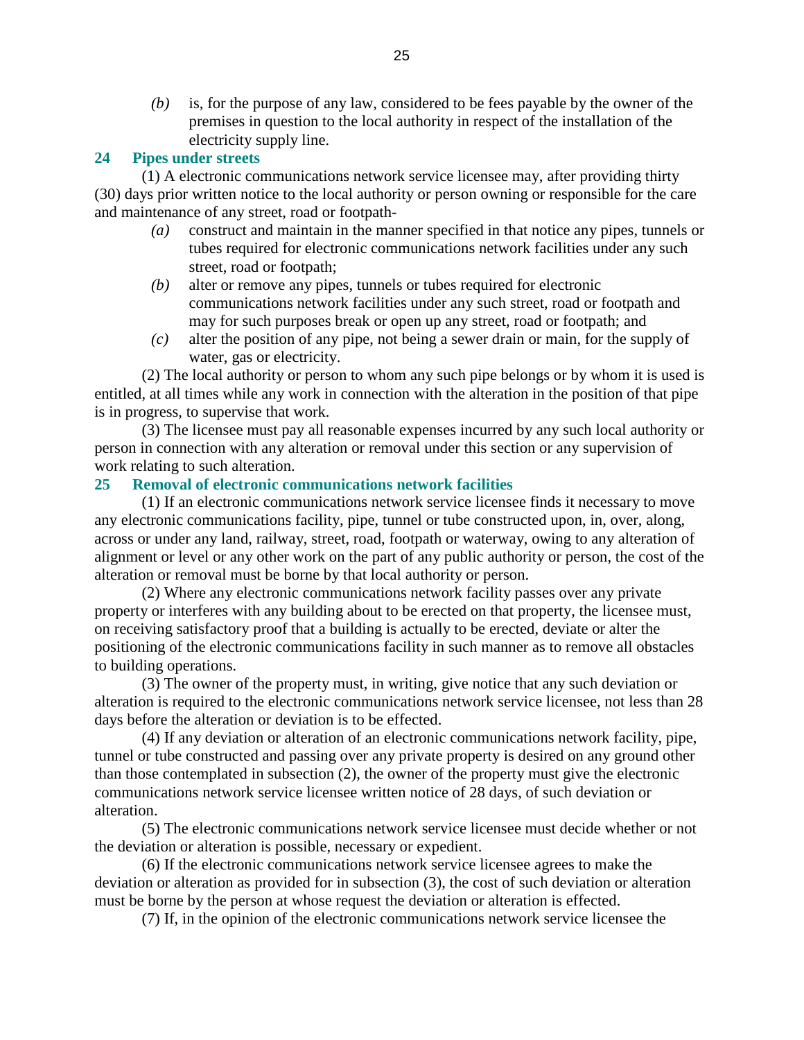*(b)* is, for the purpose of any law, considered to be fees payable by the owner of the premises in question to the local authority in respect of the installation of the electricity supply line.

## 24 Pipes under streets

(1) A electronic communications network service licensee may, after providing thirty (30) days prior written notice to the local authority or person owning or responsible for the care and maintenance of any street, road or footpath-

*(a)* construct and maintain in the manner specified in that notice any pipes, tunnels or tubes required for electronic communications network facilities under any such street, road or footpath;

*(b)* alter or remove any pipes, tunnels or tubes required for electronic communications network facilities under any such street, road or footpath and may for such purposes break or open up any street, road or footpath; and

*(c)* alter the position of any pipe, not being a sewer drain or main, for the supply of water, gas or electricity.

(2) The local authority or person to whom any such pipe belongs or by whom it is used is entitled, at all times while any work in connection with the alteration in the position of that pipe is in progress, to supervise that work.

(3) The licensee must pay all reasonable expenses incurred by any such local authority or person in connection with any alteration or removal under this section or any supervision of work relating to such alteration.

## 25 Removal of electronic communications network facilities

(1) If an electronic communications network service licensee finds it necessary to move any electronic communications facility, pipe, tunnel or tube constructed upon, in, over, along, across or under any land, railway, street, road, footpath or waterway, owing to any alteration of alignment or level or any other work on the part of any public authority or person, the cost of the alteration or removal must be borne by that local authority or person.

(2) Where any electronic communications network facility passes over any private property or interferes with any building about to be erected on that property, the licensee must, on receiving satisfactory proof that a building is actually to be erected, deviate or alter the positioning of the electronic communications facility in such manner as to remove all obstacles to building operations.

(3) The owner of the property must, in writing, give notice that any such deviation or alteration is required to the electronic communications network service licensee, not less than 28 days before the alteration or deviation is to be effected.

(4) If any deviation or alteration of an electronic communications network facility, pipe, tunnel or tube constructed and passing over any private property is desired on any ground other than those contemplated in subsection (2), the owner of the property must give the electronic communications network service licensee written notice of 28 days, of such deviation or alteration.

(5) The electronic communications network service licensee must decide whether or not the deviation or alteration is possible, necessary or expedient.

(6) If the electronic communications network service licensee agrees to make the deviation or alteration as provided for in subsection (3), the cost of such deviation or alteration must be borne by the person at whose request the deviation or alteration is effected.

(7) If, in the opinion of the electronic communications network service licensee the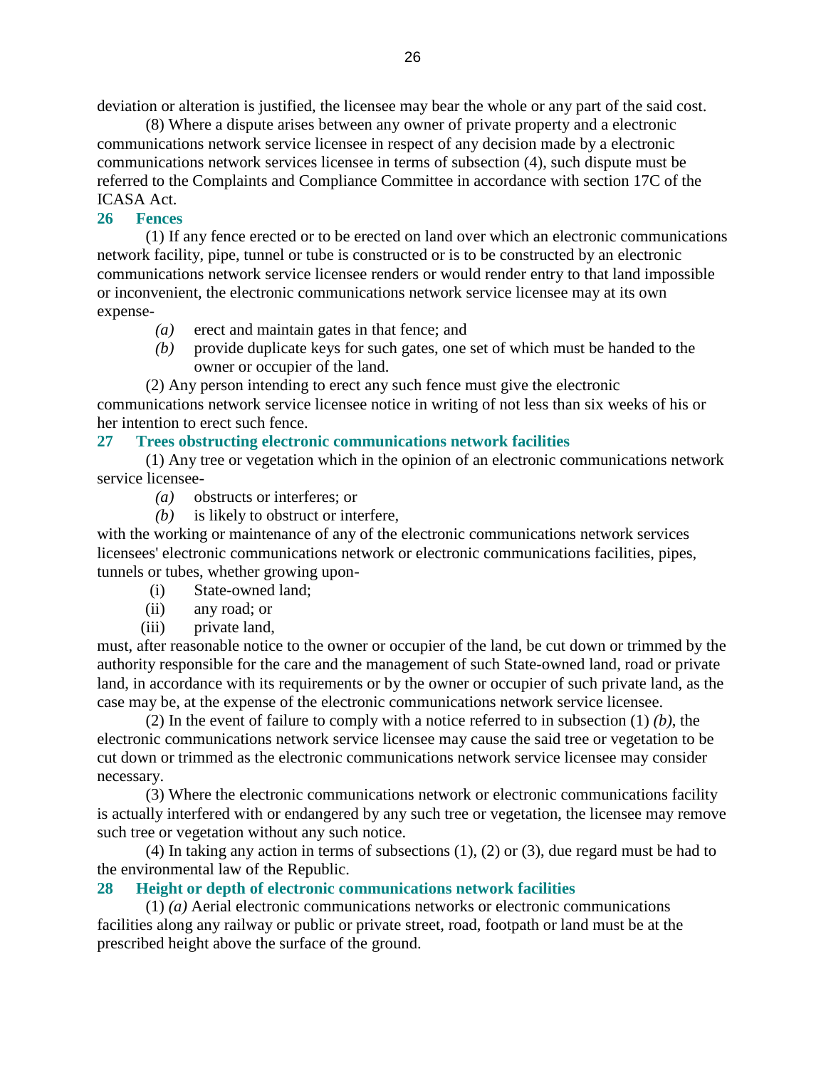deviation or alteration is justified, the licensee may bear the whole or any part of the said cost.

(8) Where a dispute arises between any owner of private property and a electronic communications network service licensee in respect of any decision made by a electronic communications network services licensee in terms of subsection (4), such dispute must be referred to the Complaints and Compliance Committee in accordance with section 17C of the ICASA Act.

### 26 Fences

(1) If any fence erected or to be erected on land over which an electronic communications network facility, pipe, tunnel or tube is constructed or is to be constructed by an electronic communications network service licensee renders or would render entry to that land impossible or inconvenient, the electronic communications network service licensee may at its own expense-

*(a)* erect and maintain gates in that fence; and

*(b)* provide duplicate keys for such gates, one set of which must be handed to the owner or occupier of the land.

(2) Any person intending to erect any such fence must give the electronic communications network service licensee notice in writing of not less than six weeks of his or her intention to erect such fence.

### 27 Trees obstructing electronic communications network facilities

(1) Any tree or vegetation which in the opinion of an electronic communications network service licensee-

*(a)* obstructs or interferes; or

*(b)* is likely to obstruct or interfere,

with the working or maintenance of any of the electronic communications network services licensees' electronic communications network or electronic communications facilities, pipes, tunnels or tubes, whether growing upon-

(i) State-owned land;

(ii) any road; or

(iii) private land,

must, after reasonable notice to the owner or occupier of the land, be cut down or trimmed by the authority responsible for the care and the management of such State-owned land, road or private land, in accordance with its requirements or by the owner or occupier of such private land, as the case may be, at the expense of the electronic communications network service licensee.

(2) In the event of failure to comply with a notice referred to in subsection (1) *(b)*, the electronic communications network service licensee may cause the said tree or vegetation to be cut down or trimmed as the electronic communications network service licensee may consider necessary.

(3) Where the electronic communications network or electronic communications facility is actually interfered with or endangered by any such tree or vegetation, the licensee may remove such tree or vegetation without any such notice.

(4) In taking any action in terms of subsections (1), (2) or (3), due regard must be had to the environmental law of the Republic.

### 28 Height or depth of electronic communications network facilities

(1) *(a)* Aerial electronic communications networks or electronic communications facilities along any railway or public or private street, road, footpath or land must be at the prescribed height above the surface of the ground.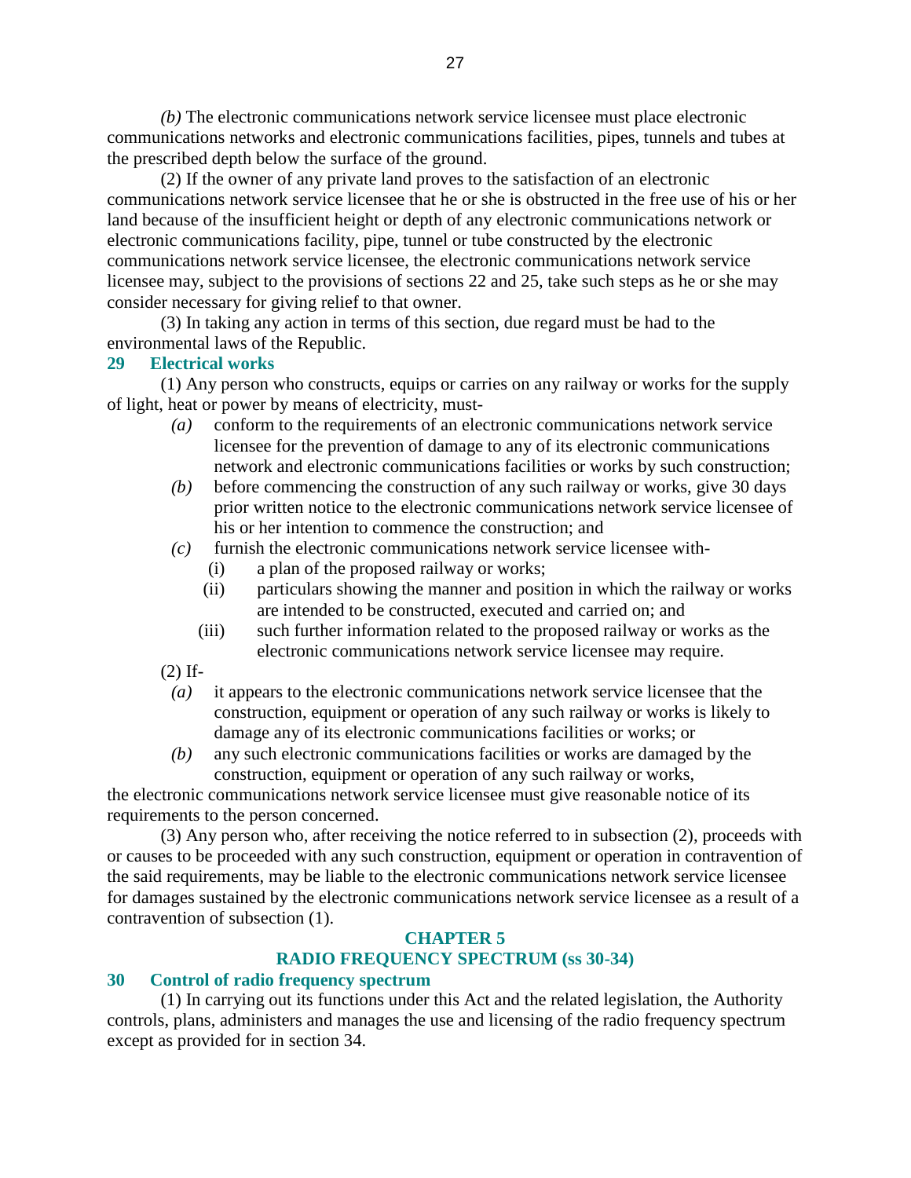*(b)* The electronic communications network service licensee must place electronic communications networks and electronic communications facilities, pipes, tunnels and tubes at the prescribed depth below the surface of the ground.

(2) If the owner of any private land proves to the satisfaction of an electronic communications network service licensee that he or she is obstructed in the free use of his or her land because of the insufficient height or depth of any electronic communications network or electronic communications facility, pipe, tunnel or tube constructed by the electronic communications network service licensee, the electronic communications network service licensee may, subject to the provisions of sections 22 and 25, take such steps as he or she may consider necessary for giving relief to that owner.

(3) In taking any action in terms of this section, due regard must be had to the environmental laws of the Republic.

### 29 Electrical works

(1) Any person who constructs, equips or carries on any railway or works for the supply of light, heat or power by means of electricity, must-

- *(a)* conform to the requirements of an electronic communications network service licensee for the prevention of damage to any of its electronic communications network and electronic communications facilities or works by such construction;
- *(b)* before commencing the construction of any such railway or works, give 30 days prior written notice to the electronic communications network service licensee of his or her intention to commence the construction; and
- *(c)* furnish the electronic communications network service licensee with-
  - (i) a plan of the proposed railway or works;
  - (ii) particulars showing the manner and position in which the railway or works are intended to be constructed, executed and carried on; and
  - (iii) such further information related to the proposed railway or works as the electronic communications network service licensee may require.

(2) If-

- *(a)* it appears to the electronic communications network service licensee that the construction, equipment or operation of any such railway or works is likely to damage any of its electronic communications facilities or works; or
- *(b)* any such electronic communications facilities or works are damaged by the construction, equipment or operation of any such railway or works,

the electronic communications network service licensee must give reasonable notice of its requirements to the person concerned.

(3) Any person who, after receiving the notice referred to in subsection (2), proceeds with or causes to be proceeded with any such construction, equipment or operation in contravention of the said requirements, may be liable to the electronic communications network service licensee for damages sustained by the electronic communications network service licensee as a result of a contravention of subsection (1).

## CHAPTER 5
## RADIO FREQUENCY SPECTRUM (ss 30-34)

### 30 Control of radio frequency spectrum

(1) In carrying out its functions under this Act and the related legislation, the Authority controls, plans, administers and manages the use and licensing of the radio frequency spectrum except as provided for in section 34.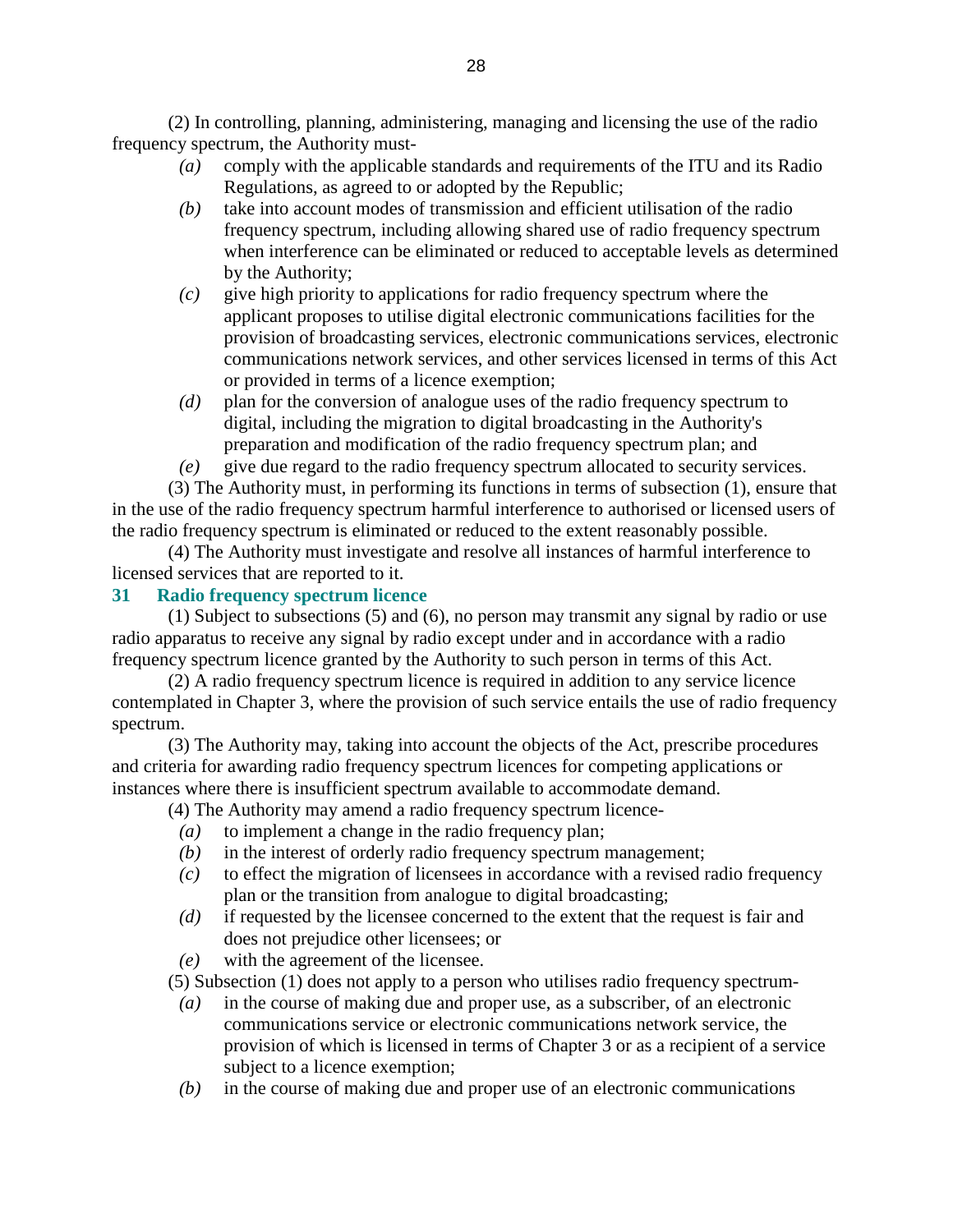(2) In controlling, planning, administering, managing and licensing the use of the radio frequency spectrum, the Authority must-

*(a)* comply with the applicable standards and requirements of the ITU and its Radio Regulations, as agreed to or adopted by the Republic;

*(b)* take into account modes of transmission and efficient utilisation of the radio frequency spectrum, including allowing shared use of radio frequency spectrum when interference can be eliminated or reduced to acceptable levels as determined by the Authority;

*(c)* give high priority to applications for radio frequency spectrum where the applicant proposes to utilise digital electronic communications facilities for the provision of broadcasting services, electronic communications services, electronic communications network services, and other services licensed in terms of this Act or provided in terms of a licence exemption;

*(d)* plan for the conversion of analogue uses of the radio frequency spectrum to digital, including the migration to digital broadcasting in the Authority's preparation and modification of the radio frequency spectrum plan; and

*(e)* give due regard to the radio frequency spectrum allocated to security services.

(3) The Authority must, in performing its functions in terms of subsection (1), ensure that in the use of the radio frequency spectrum harmful interference to authorised or licensed users of the radio frequency spectrum is eliminated or reduced to the extent reasonably possible.

(4) The Authority must investigate and resolve all instances of harmful interference to licensed services that are reported to it.

**31 Radio frequency spectrum licence**

(1) Subject to subsections (5) and (6), no person may transmit any signal by radio or use radio apparatus to receive any signal by radio except under and in accordance with a radio frequency spectrum licence granted by the Authority to such person in terms of this Act.

(2) A radio frequency spectrum licence is required in addition to any service licence contemplated in Chapter 3, where the provision of such service entails the use of radio frequency spectrum.

(3) The Authority may, taking into account the objects of the Act, prescribe procedures and criteria for awarding radio frequency spectrum licences for competing applications or instances where there is insufficient spectrum available to accommodate demand.

(4) The Authority may amend a radio frequency spectrum licence-

*(a)* to implement a change in the radio frequency plan;

*(b)* in the interest of orderly radio frequency spectrum management;

*(c)* to effect the migration of licensees in accordance with a revised radio frequency plan or the transition from analogue to digital broadcasting;

*(d)* if requested by the licensee concerned to the extent that the request is fair and does not prejudice other licensees; or

*(e)* with the agreement of the licensee.

(5) Subsection (1) does not apply to a person who utilises radio frequency spectrum-

*(a)* in the course of making due and proper use, as a subscriber, of an electronic communications service or electronic communications network service, the provision of which is licensed in terms of Chapter 3 or as a recipient of a service subject to a licence exemption;

*(b)* in the course of making due and proper use of an electronic communications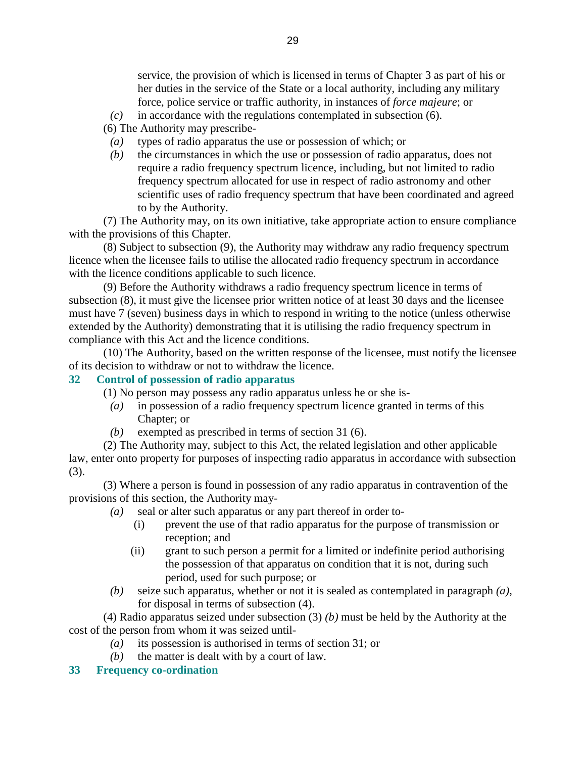service, the provision of which is licensed in terms of Chapter 3 as part of his or her duties in the service of the State or a local authority, including any military force, police service or traffic authority, in instances of *force majeure*; or

*(c)* in accordance with the regulations contemplated in subsection (6).

(6) The Authority may prescribe-

*(a)* types of radio apparatus the use or possession of which; or

*(b)* the circumstances in which the use or possession of radio apparatus, does not require a radio frequency spectrum licence, including, but not limited to radio frequency spectrum allocated for use in respect of radio astronomy and other scientific uses of radio frequency spectrum that have been coordinated and agreed to by the Authority.

(7) The Authority may, on its own initiative, take appropriate action to ensure compliance with the provisions of this Chapter.

(8) Subject to subsection (9), the Authority may withdraw any radio frequency spectrum licence when the licensee fails to utilise the allocated radio frequency spectrum in accordance with the licence conditions applicable to such licence.

(9) Before the Authority withdraws a radio frequency spectrum licence in terms of subsection (8), it must give the licensee prior written notice of at least 30 days and the licensee must have 7 (seven) business days in which to respond in writing to the notice (unless otherwise extended by the Authority) demonstrating that it is utilising the radio frequency spectrum in compliance with this Act and the licence conditions.

(10) The Authority, based on the written response of the licensee, must notify the licensee of its decision to withdraw or not to withdraw the licence.

### 32 Control of possession of radio apparatus

(1) No person may possess any radio apparatus unless he or she is-

*(a)* in possession of a radio frequency spectrum licence granted in terms of this Chapter; or

*(b)* exempted as prescribed in terms of section 31 (6).

(2) The Authority may, subject to this Act, the related legislation and other applicable law, enter onto property for purposes of inspecting radio apparatus in accordance with subsection (3).

(3) Where a person is found in possession of any radio apparatus in contravention of the provisions of this section, the Authority may-

*(a)* seal or alter such apparatus or any part thereof in order to-

(i) prevent the use of that radio apparatus for the purpose of transmission or reception; and

(ii) grant to such person a permit for a limited or indefinite period authorising the possession of that apparatus on condition that it is not, during such period, used for such purpose; or

*(b)* seize such apparatus, whether or not it is sealed as contemplated in paragraph *(a)*, for disposal in terms of subsection (4).

(4) Radio apparatus seized under subsection (3) *(b)* must be held by the Authority at the cost of the person from whom it was seized until-

*(a)* its possession is authorised in terms of section 31; or

*(b)* the matter is dealt with by a court of law.

### 33 Frequency co-ordination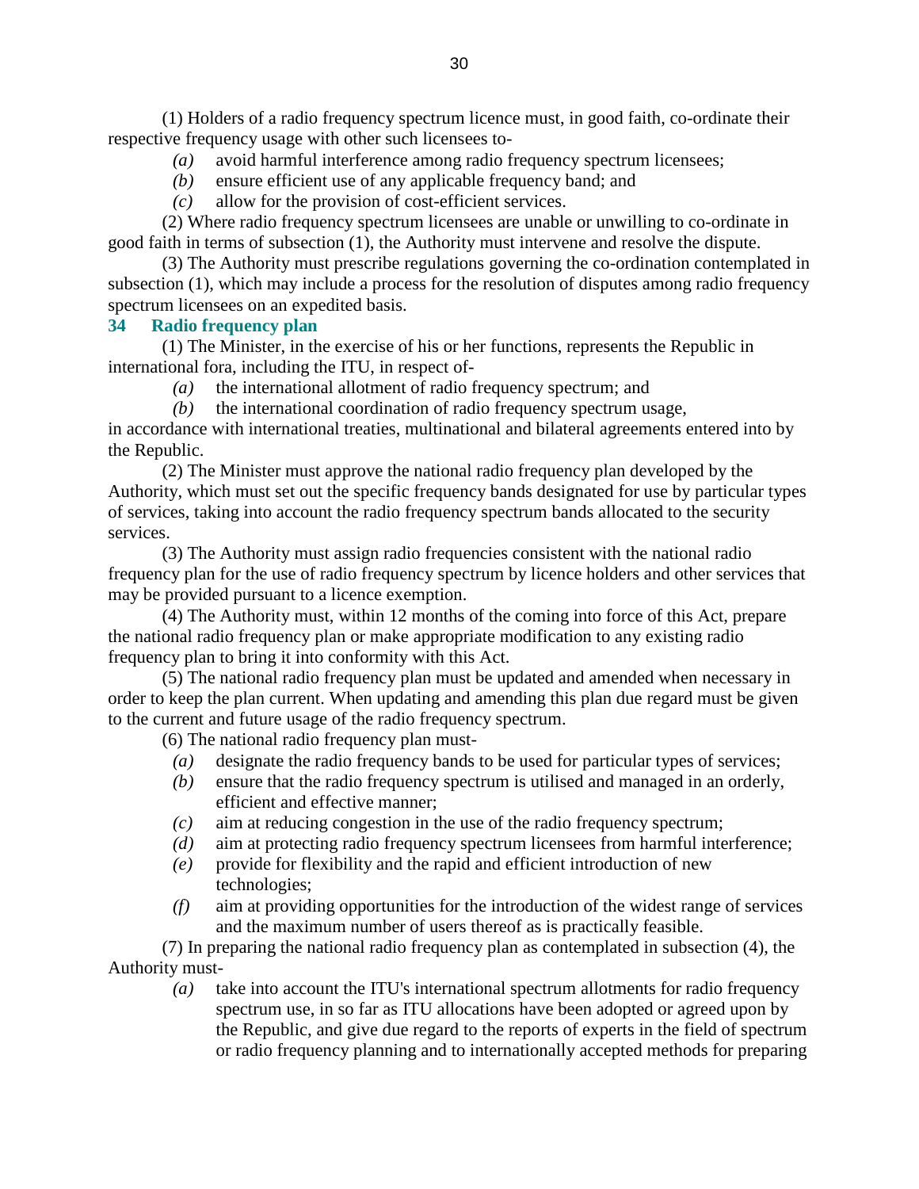(1) Holders of a radio frequency spectrum licence must, in good faith, co-ordinate their respective frequency usage with other such licensees to-

*(a)* avoid harmful interference among radio frequency spectrum licensees;

*(b)* ensure efficient use of any applicable frequency band; and

*(c)* allow for the provision of cost-efficient services.

(2) Where radio frequency spectrum licensees are unable or unwilling to co-ordinate in good faith in terms of subsection (1), the Authority must intervene and resolve the dispute.

(3) The Authority must prescribe regulations governing the co-ordination contemplated in subsection (1), which may include a process for the resolution of disputes among radio frequency spectrum licensees on an expedited basis.

### 34 Radio frequency plan

(1) The Minister, in the exercise of his or her functions, represents the Republic in international fora, including the ITU, in respect of-

*(a)* the international allotment of radio frequency spectrum; and

*(b)* the international coordination of radio frequency spectrum usage,

in accordance with international treaties, multinational and bilateral agreements entered into by the Republic.

(2) The Minister must approve the national radio frequency plan developed by the Authority, which must set out the specific frequency bands designated for use by particular types of services, taking into account the radio frequency spectrum bands allocated to the security services.

(3) The Authority must assign radio frequencies consistent with the national radio frequency plan for the use of radio frequency spectrum by licence holders and other services that may be provided pursuant to a licence exemption.

(4) The Authority must, within 12 months of the coming into force of this Act, prepare the national radio frequency plan or make appropriate modification to any existing radio frequency plan to bring it into conformity with this Act.

(5) The national radio frequency plan must be updated and amended when necessary in order to keep the plan current. When updating and amending this plan due regard must be given to the current and future usage of the radio frequency spectrum.

(6) The national radio frequency plan must-

*(a)* designate the radio frequency bands to be used for particular types of services;

*(b)* ensure that the radio frequency spectrum is utilised and managed in an orderly, efficient and effective manner;

*(c)* aim at reducing congestion in the use of the radio frequency spectrum;

*(d)* aim at protecting radio frequency spectrum licensees from harmful interference;

*(e)* provide for flexibility and the rapid and efficient introduction of new technologies;

*(f)* aim at providing opportunities for the introduction of the widest range of services and the maximum number of users thereof as is practically feasible.

(7) In preparing the national radio frequency plan as contemplated in subsection (4), the Authority must-

*(a)* take into account the ITU's international spectrum allotments for radio frequency spectrum use, in so far as ITU allocations have been adopted or agreed upon by the Republic, and give due regard to the reports of experts in the field of spectrum or radio frequency planning and to internationally accepted methods for preparing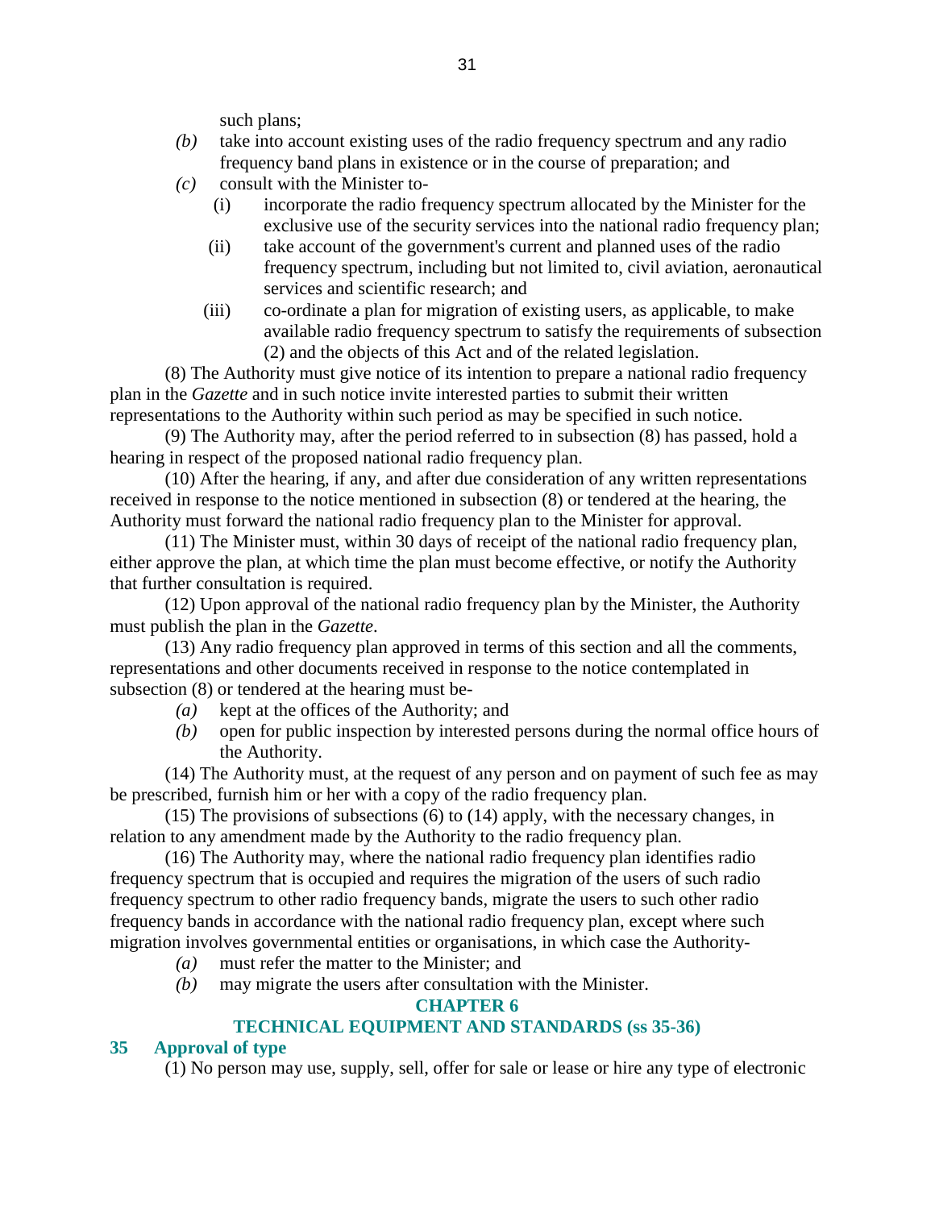such plans;

*(b)* take into account existing uses of the radio frequency spectrum and any radio frequency band plans in existence or in the course of preparation; and

*(c)* consult with the Minister to-

(i) incorporate the radio frequency spectrum allocated by the Minister for the exclusive use of the security services into the national radio frequency plan;

(ii) take account of the government's current and planned uses of the radio frequency spectrum, including but not limited to, civil aviation, aeronautical services and scientific research; and

(iii) co-ordinate a plan for migration of existing users, as applicable, to make available radio frequency spectrum to satisfy the requirements of subsection (2) and the objects of this Act and of the related legislation.

(8) The Authority must give notice of its intention to prepare a national radio frequency plan in the *Gazette* and in such notice invite interested parties to submit their written representations to the Authority within such period as may be specified in such notice.

(9) The Authority may, after the period referred to in subsection (8) has passed, hold a hearing in respect of the proposed national radio frequency plan.

(10) After the hearing, if any, and after due consideration of any written representations received in response to the notice mentioned in subsection (8) or tendered at the hearing, the Authority must forward the national radio frequency plan to the Minister for approval.

(11) The Minister must, within 30 days of receipt of the national radio frequency plan, either approve the plan, at which time the plan must become effective, or notify the Authority that further consultation is required.

(12) Upon approval of the national radio frequency plan by the Minister, the Authority must publish the plan in the *Gazette*.

(13) Any radio frequency plan approved in terms of this section and all the comments, representations and other documents received in response to the notice contemplated in subsection (8) or tendered at the hearing must be-

*(a)* kept at the offices of the Authority; and

*(b)* open for public inspection by interested persons during the normal office hours of the Authority.

(14) The Authority must, at the request of any person and on payment of such fee as may be prescribed, furnish him or her with a copy of the radio frequency plan.

(15) The provisions of subsections (6) to (14) apply, with the necessary changes, in relation to any amendment made by the Authority to the radio frequency plan.

(16) The Authority may, where the national radio frequency plan identifies radio frequency spectrum that is occupied and requires the migration of the users of such radio frequency spectrum to other radio frequency bands, migrate the users to such other radio frequency bands in accordance with the national radio frequency plan, except where such migration involves governmental entities or organisations, in which case the Authority-

*(a)* must refer the matter to the Minister; and

*(b)* may migrate the users after consultation with the Minister.

## CHAPTER 6

## TECHNICAL EQUIPMENT AND STANDARDS (ss 35-36)

### 35 Approval of type

(1) No person may use, supply, sell, offer for sale or lease or hire any type of electronic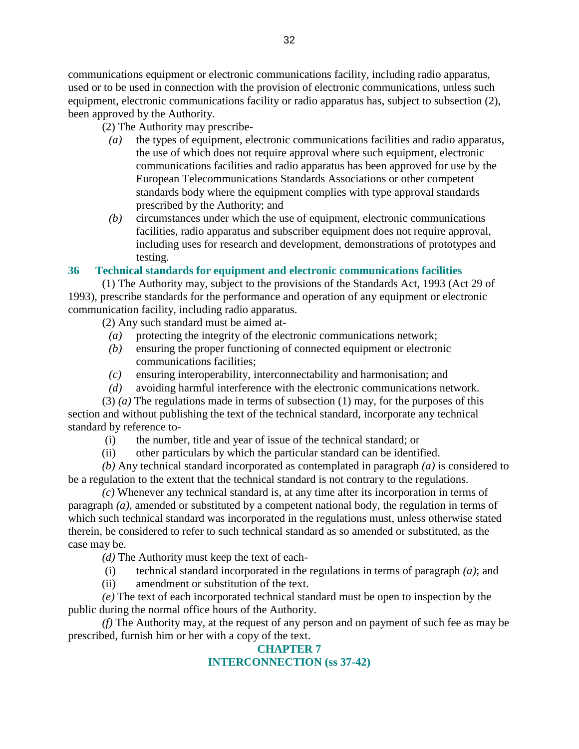communications equipment or electronic communications facility, including radio apparatus, used or to be used in connection with the provision of electronic communications, unless such equipment, electronic communications facility or radio apparatus has, subject to subsection (2), been approved by the Authority.

(2) The Authority may prescribe-

*(a)* the types of equipment, electronic communications facilities and radio apparatus, the use of which does not require approval where such equipment, electronic communications facilities and radio apparatus has been approved for use by the European Telecommunications Standards Associations or other competent standards body where the equipment complies with type approval standards prescribed by the Authority; and

*(b)* circumstances under which the use of equipment, electronic communications facilities, radio apparatus and subscriber equipment does not require approval, including uses for research and development, demonstrations of prototypes and testing.

### 36 Technical standards for equipment and electronic communications facilities

(1) The Authority may, subject to the provisions of the Standards Act, 1993 (Act 29 of 1993), prescribe standards for the performance and operation of any equipment or electronic communication facility, including radio apparatus.

(2) Any such standard must be aimed at-

*(a)* protecting the integrity of the electronic communications network;

*(b)* ensuring the proper functioning of connected equipment or electronic communications facilities;

*(c)* ensuring interoperability, interconnectability and harmonisation; and

*(d)* avoiding harmful interference with the electronic communications network.

(3) *(a)* The regulations made in terms of subsection (1) may, for the purposes of this section and without publishing the text of the technical standard, incorporate any technical standard by reference to-

(i) the number, title and year of issue of the technical standard; or

(ii) other particulars by which the particular standard can be identified.

*(b)* Any technical standard incorporated as contemplated in paragraph *(a)* is considered to be a regulation to the extent that the technical standard is not contrary to the regulations.

*(c)* Whenever any technical standard is, at any time after its incorporation in terms of paragraph *(a)*, amended or substituted by a competent national body, the regulation in terms of which such technical standard was incorporated in the regulations must, unless otherwise stated therein, be considered to refer to such technical standard as so amended or substituted, as the case may be.

*(d)* The Authority must keep the text of each-

(i) technical standard incorporated in the regulations in terms of paragraph *(a)*; and

(ii) amendment or substitution of the text.

*(e)* The text of each incorporated technical standard must be open to inspection by the public during the normal office hours of the Authority.

*(f)* The Authority may, at the request of any person and on payment of such fee as may be prescribed, furnish him or her with a copy of the text.

## CHAPTER 7
## INTERCONNECTION (ss 37-42)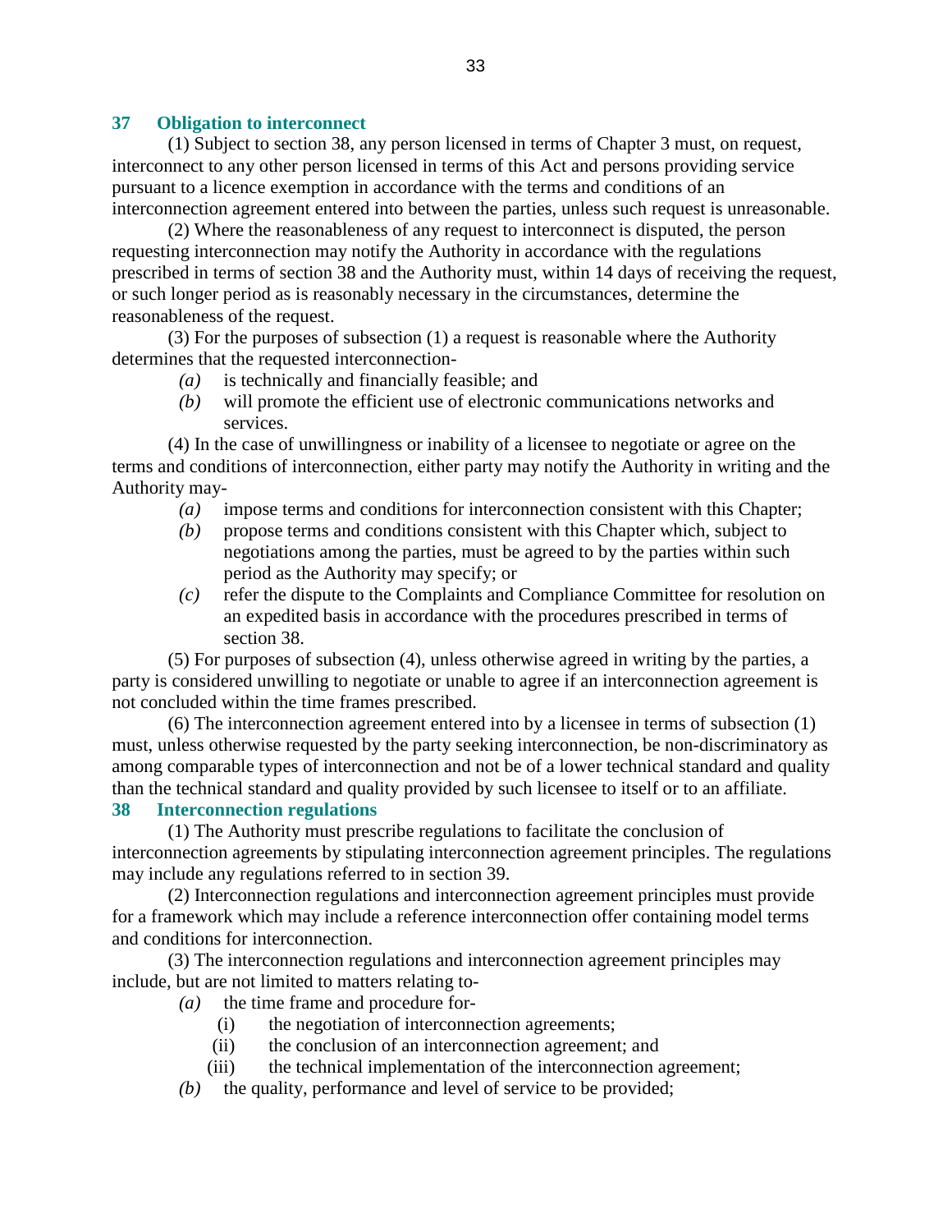### 37 Obligation to interconnect

(1) Subject to section 38, any person licensed in terms of Chapter 3 must, on request, interconnect to any other person licensed in terms of this Act and persons providing service pursuant to a licence exemption in accordance with the terms and conditions of an interconnection agreement entered into between the parties, unless such request is unreasonable.

(2) Where the reasonableness of any request to interconnect is disputed, the person requesting interconnection may notify the Authority in accordance with the regulations prescribed in terms of section 38 and the Authority must, within 14 days of receiving the request, or such longer period as is reasonably necessary in the circumstances, determine the reasonableness of the request.

(3) For the purposes of subsection (1) a request is reasonable where the Authority determines that the requested interconnection-

*(a)* is technically and financially feasible; and

*(b)* will promote the efficient use of electronic communications networks and services.

(4) In the case of unwillingness or inability of a licensee to negotiate or agree on the terms and conditions of interconnection, either party may notify the Authority in writing and the Authority may-

*(a)* impose terms and conditions for interconnection consistent with this Chapter;

*(b)* propose terms and conditions consistent with this Chapter which, subject to negotiations among the parties, must be agreed to by the parties within such period as the Authority may specify; or

*(c)* refer the dispute to the Complaints and Compliance Committee for resolution on an expedited basis in accordance with the procedures prescribed in terms of section 38.

(5) For purposes of subsection (4), unless otherwise agreed in writing by the parties, a party is considered unwilling to negotiate or unable to agree if an interconnection agreement is not concluded within the time frames prescribed.

(6) The interconnection agreement entered into by a licensee in terms of subsection (1) must, unless otherwise requested by the party seeking interconnection, be non-discriminatory as among comparable types of interconnection and not be of a lower technical standard and quality than the technical standard and quality provided by such licensee to itself or to an affiliate.

### 38 Interconnection regulations

(1) The Authority must prescribe regulations to facilitate the conclusion of interconnection agreements by stipulating interconnection agreement principles. The regulations may include any regulations referred to in section 39.

(2) Interconnection regulations and interconnection agreement principles must provide for a framework which may include a reference interconnection offer containing model terms and conditions for interconnection.

(3) The interconnection regulations and interconnection agreement principles may include, but are not limited to matters relating to-

*(a)* the time frame and procedure for-

(i) the negotiation of interconnection agreements;

(ii) the conclusion of an interconnection agreement; and

(iii) the technical implementation of the interconnection agreement;

*(b)* the quality, performance and level of service to be provided;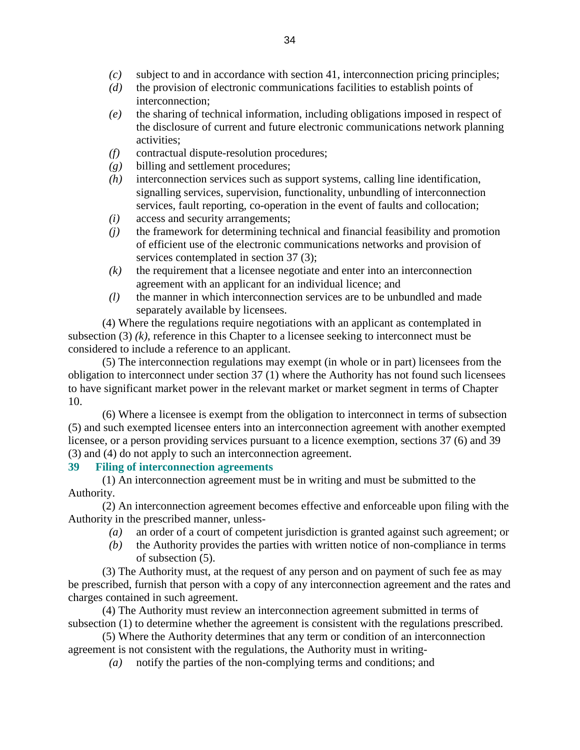*(c)* subject to and in accordance with section 41, interconnection pricing principles;

*(d)* the provision of electronic communications facilities to establish points of interconnection;

*(e)* the sharing of technical information, including obligations imposed in respect of the disclosure of current and future electronic communications network planning activities;

*(f)* contractual dispute-resolution procedures;

*(g)* billing and settlement procedures;

*(h)* interconnection services such as support systems, calling line identification, signalling services, supervision, functionality, unbundling of interconnection services, fault reporting, co-operation in the event of faults and collocation;

*(i)* access and security arrangements;

*(j)* the framework for determining technical and financial feasibility and promotion of efficient use of the electronic communications networks and provision of services contemplated in section 37 (3);

*(k)* the requirement that a licensee negotiate and enter into an interconnection agreement with an applicant for an individual licence; and

*(l)* the manner in which interconnection services are to be unbundled and made separately available by licensees.

(4) Where the regulations require negotiations with an applicant as contemplated in subsection (3) *(k)*, reference in this Chapter to a licensee seeking to interconnect must be considered to include a reference to an applicant.

(5) The interconnection regulations may exempt (in whole or in part) licensees from the obligation to interconnect under section 37 (1) where the Authority has not found such licensees to have significant market power in the relevant market or market segment in terms of Chapter 10.

(6) Where a licensee is exempt from the obligation to interconnect in terms of subsection (5) and such exempted licensee enters into an interconnection agreement with another exempted licensee, or a person providing services pursuant to a licence exemption, sections 37 (6) and 39 (3) and (4) do not apply to such an interconnection agreement.

### 39 Filing of interconnection agreements

(1) An interconnection agreement must be in writing and must be submitted to the Authority.

(2) An interconnection agreement becomes effective and enforceable upon filing with the Authority in the prescribed manner, unless-

*(a)* an order of a court of competent jurisdiction is granted against such agreement; or

*(b)* the Authority provides the parties with written notice of non-compliance in terms of subsection (5).

(3) The Authority must, at the request of any person and on payment of such fee as may be prescribed, furnish that person with a copy of any interconnection agreement and the rates and charges contained in such agreement.

(4) The Authority must review an interconnection agreement submitted in terms of subsection (1) to determine whether the agreement is consistent with the regulations prescribed.

(5) Where the Authority determines that any term or condition of an interconnection agreement is not consistent with the regulations, the Authority must in writing-

*(a)* notify the parties of the non-complying terms and conditions; and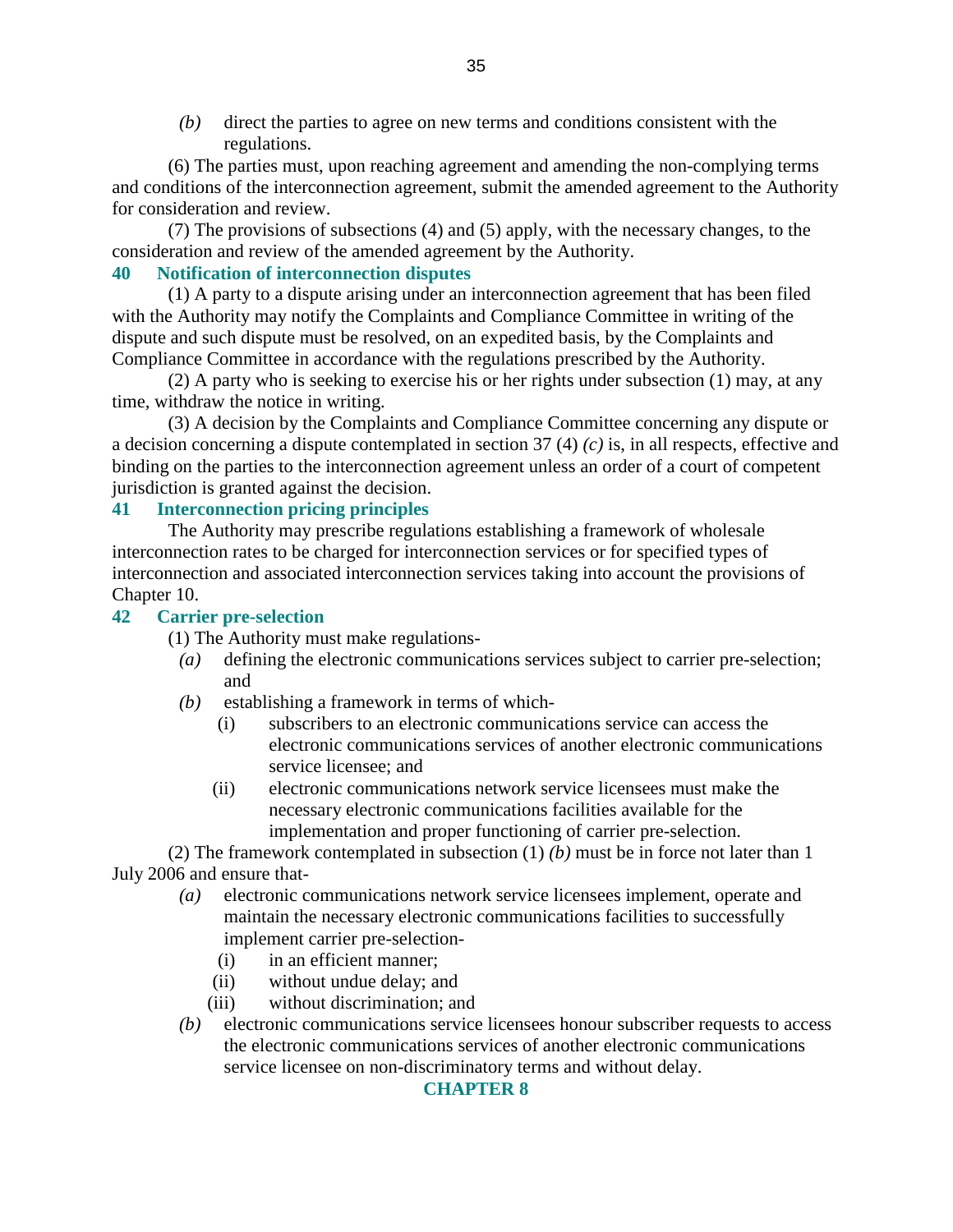*(b)* direct the parties to agree on new terms and conditions consistent with the regulations.

(6) The parties must, upon reaching agreement and amending the non-complying terms and conditions of the interconnection agreement, submit the amended agreement to the Authority for consideration and review.

(7) The provisions of subsections (4) and (5) apply, with the necessary changes, to the consideration and review of the amended agreement by the Authority.

### 40 Notification of interconnection disputes

(1) A party to a dispute arising under an interconnection agreement that has been filed with the Authority may notify the Complaints and Compliance Committee in writing of the dispute and such dispute must be resolved, on an expedited basis, by the Complaints and Compliance Committee in accordance with the regulations prescribed by the Authority.

(2) A party who is seeking to exercise his or her rights under subsection (1) may, at any time, withdraw the notice in writing.

(3) A decision by the Complaints and Compliance Committee concerning any dispute or a decision concerning a dispute contemplated in section 37 (4) *(c)* is, in all respects, effective and binding on the parties to the interconnection agreement unless an order of a court of competent jurisdiction is granted against the decision.

### 41 Interconnection pricing principles

The Authority may prescribe regulations establishing a framework of wholesale interconnection rates to be charged for interconnection services or for specified types of interconnection and associated interconnection services taking into account the provisions of Chapter 10.

### 42 Carrier pre-selection

(1) The Authority must make regulations-

*(a)* defining the electronic communications services subject to carrier pre-selection; and

*(b)* establishing a framework in terms of which-

(i) subscribers to an electronic communications service can access the electronic communications services of another electronic communications service licensee; and

(ii) electronic communications network service licensees must make the necessary electronic communications facilities available for the implementation and proper functioning of carrier pre-selection.

(2) The framework contemplated in subsection (1) *(b)* must be in force not later than 1 July 2006 and ensure that-

*(a)* electronic communications network service licensees implement, operate and maintain the necessary electronic communications facilities to successfully implement carrier pre-selection-

(i) in an efficient manner;

(ii) without undue delay; and

(iii) without discrimination; and

*(b)* electronic communications service licensees honour subscriber requests to access the electronic communications services of another electronic communications service licensee on non-discriminatory terms and without delay.

## CHAPTER 8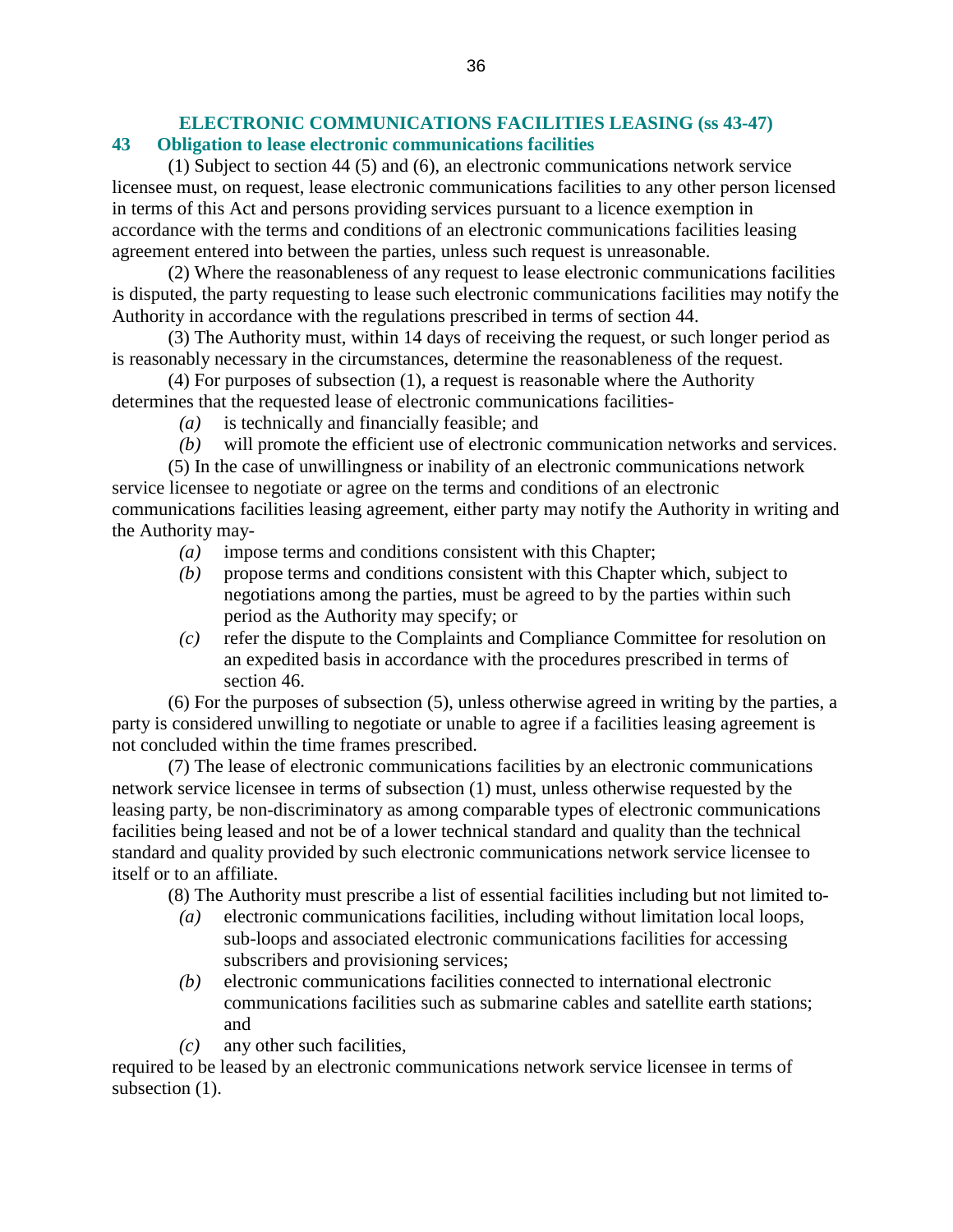## ELECTRONIC COMMUNICATIONS FACILITIES LEASING (ss 43-47)

### 43 Obligation to lease electronic communications facilities

(1) Subject to section 44 (5) and (6), an electronic communications network service licensee must, on request, lease electronic communications facilities to any other person licensed in terms of this Act and persons providing services pursuant to a licence exemption in accordance with the terms and conditions of an electronic communications facilities leasing agreement entered into between the parties, unless such request is unreasonable.

(2) Where the reasonableness of any request to lease electronic communications facilities is disputed, the party requesting to lease such electronic communications facilities may notify the Authority in accordance with the regulations prescribed in terms of section 44.

(3) The Authority must, within 14 days of receiving the request, or such longer period as is reasonably necessary in the circumstances, determine the reasonableness of the request.

(4) For purposes of subsection (1), a request is reasonable where the Authority determines that the requested lease of electronic communications facilities-

*(a)* is technically and financially feasible; and

*(b)* will promote the efficient use of electronic communication networks and services.

(5) In the case of unwillingness or inability of an electronic communications network service licensee to negotiate or agree on the terms and conditions of an electronic communications facilities leasing agreement, either party may notify the Authority in writing and the Authority may-

*(a)* impose terms and conditions consistent with this Chapter;

*(b)* propose terms and conditions consistent with this Chapter which, subject to negotiations among the parties, must be agreed to by the parties within such period as the Authority may specify; or

*(c)* refer the dispute to the Complaints and Compliance Committee for resolution on an expedited basis in accordance with the procedures prescribed in terms of section 46.

(6) For the purposes of subsection (5), unless otherwise agreed in writing by the parties, a party is considered unwilling to negotiate or unable to agree if a facilities leasing agreement is not concluded within the time frames prescribed.

(7) The lease of electronic communications facilities by an electronic communications network service licensee in terms of subsection (1) must, unless otherwise requested by the leasing party, be non-discriminatory as among comparable types of electronic communications facilities being leased and not be of a lower technical standard and quality than the technical standard and quality provided by such electronic communications network service licensee to itself or to an affiliate.

(8) The Authority must prescribe a list of essential facilities including but not limited to-

*(a)* electronic communications facilities, including without limitation local loops, sub-loops and associated electronic communications facilities for accessing subscribers and provisioning services;

*(b)* electronic communications facilities connected to international electronic communications facilities such as submarine cables and satellite earth stations; and

*(c)* any other such facilities,

required to be leased by an electronic communications network service licensee in terms of subsection (1).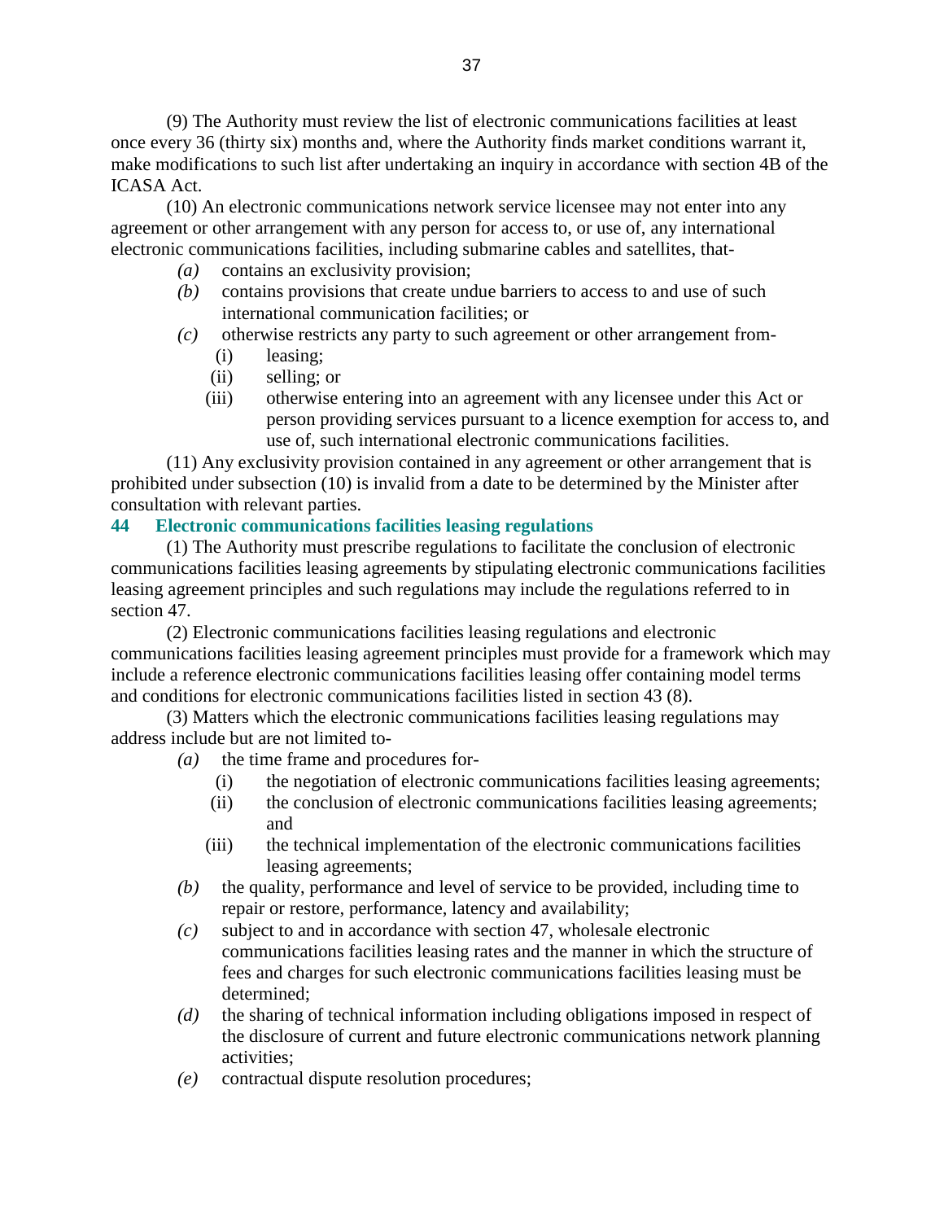(9) The Authority must review the list of electronic communications facilities at least once every 36 (thirty six) months and, where the Authority finds market conditions warrant it, make modifications to such list after undertaking an inquiry in accordance with section 4B of the ICASA Act.

(10) An electronic communications network service licensee may not enter into any agreement or other arrangement with any person for access to, or use of, any international electronic communications facilities, including submarine cables and satellites, that-

*(a)* contains an exclusivity provision;

*(b)* contains provisions that create undue barriers to access to and use of such international communication facilities; or

*(c)* otherwise restricts any party to such agreement or other arrangement from-

(i) leasing;

(ii) selling; or

(iii) otherwise entering into an agreement with any licensee under this Act or person providing services pursuant to a licence exemption for access to, and use of, such international electronic communications facilities.

(11) Any exclusivity provision contained in any agreement or other arrangement that is prohibited under subsection (10) is invalid from a date to be determined by the Minister after consultation with relevant parties.

**44 Electronic communications facilities leasing regulations**

(1) The Authority must prescribe regulations to facilitate the conclusion of electronic communications facilities leasing agreements by stipulating electronic communications facilities leasing agreement principles and such regulations may include the regulations referred to in section 47.

(2) Electronic communications facilities leasing regulations and electronic communications facilities leasing agreement principles must provide for a framework which may include a reference electronic communications facilities leasing offer containing model terms and conditions for electronic communications facilities listed in section 43 (8).

(3) Matters which the electronic communications facilities leasing regulations may address include but are not limited to-

*(a)* the time frame and procedures for-

(i) the negotiation of electronic communications facilities leasing agreements;

(ii) the conclusion of electronic communications facilities leasing agreements; and

(iii) the technical implementation of the electronic communications facilities leasing agreements;

*(b)* the quality, performance and level of service to be provided, including time to repair or restore, performance, latency and availability;

*(c)* subject to and in accordance with section 47, wholesale electronic communications facilities leasing rates and the manner in which the structure of fees and charges for such electronic communications facilities leasing must be determined;

*(d)* the sharing of technical information including obligations imposed in respect of the disclosure of current and future electronic communications network planning activities;

*(e)* contractual dispute resolution procedures;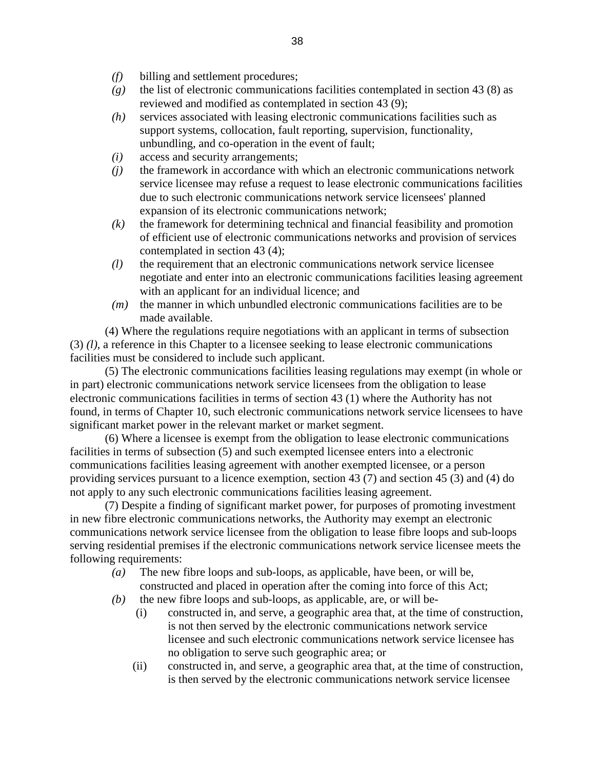*(f)* billing and settlement procedures;

*(g)* the list of electronic communications facilities contemplated in section 43 (8) as reviewed and modified as contemplated in section 43 (9);

*(h)* services associated with leasing electronic communications facilities such as support systems, collocation, fault reporting, supervision, functionality, unbundling, and co-operation in the event of fault;

*(i)* access and security arrangements;

*(j)* the framework in accordance with which an electronic communications network service licensee may refuse a request to lease electronic communications facilities due to such electronic communications network service licensees' planned expansion of its electronic communications network;

*(k)* the framework for determining technical and financial feasibility and promotion of efficient use of electronic communications networks and provision of services contemplated in section 43 (4);

*(l)* the requirement that an electronic communications network service licensee negotiate and enter into an electronic communications facilities leasing agreement with an applicant for an individual licence; and

*(m)* the manner in which unbundled electronic communications facilities are to be made available.

(4) Where the regulations require negotiations with an applicant in terms of subsection (3) *(l)*, a reference in this Chapter to a licensee seeking to lease electronic communications facilities must be considered to include such applicant.

(5) The electronic communications facilities leasing regulations may exempt (in whole or in part) electronic communications network service licensees from the obligation to lease electronic communications facilities in terms of section 43 (1) where the Authority has not found, in terms of Chapter 10, such electronic communications network service licensees to have significant market power in the relevant market or market segment.

(6) Where a licensee is exempt from the obligation to lease electronic communications facilities in terms of subsection (5) and such exempted licensee enters into a electronic communications facilities leasing agreement with another exempted licensee, or a person providing services pursuant to a licence exemption, section 43 (7) and section 45 (3) and (4) do not apply to any such electronic communications facilities leasing agreement.

(7) Despite a finding of significant market power, for purposes of promoting investment in new fibre electronic communications networks, the Authority may exempt an electronic communications network service licensee from the obligation to lease fibre loops and sub-loops serving residential premises if the electronic communications network service licensee meets the following requirements:

*(a)* The new fibre loops and sub-loops, as applicable, have been, or will be, constructed and placed in operation after the coming into force of this Act;

*(b)* the new fibre loops and sub-loops, as applicable, are, or will be-

(i) constructed in, and serve, a geographic area that, at the time of construction, is not then served by the electronic communications network service licensee and such electronic communications network service licensee has no obligation to serve such geographic area; or

(ii) constructed in, and serve, a geographic area that, at the time of construction, is then served by the electronic communications network service licensee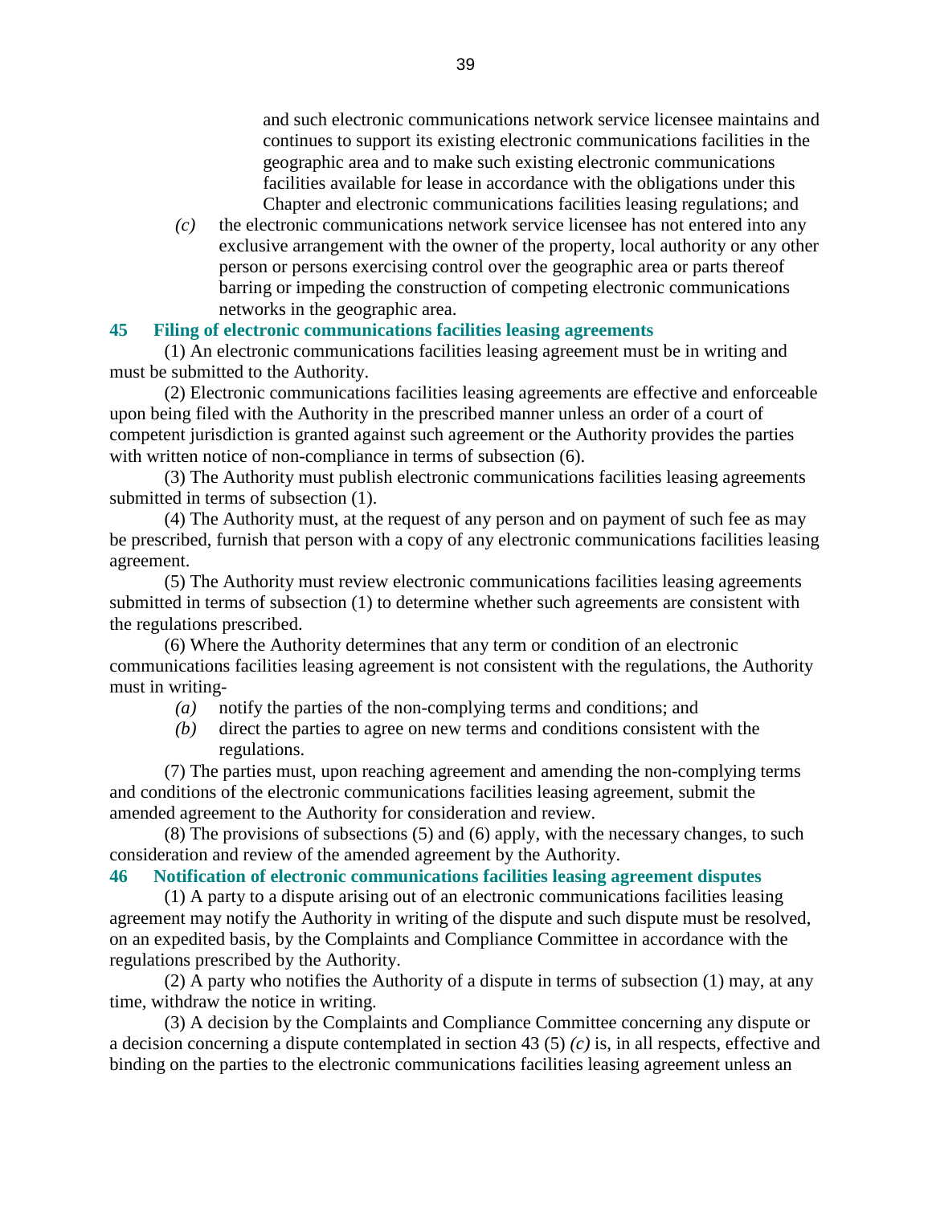and such electronic communications network service licensee maintains and continues to support its existing electronic communications facilities in the geographic area and to make such existing electronic communications facilities available for lease in accordance with the obligations under this Chapter and electronic communications facilities leasing regulations; and

*(c)* the electronic communications network service licensee has not entered into any exclusive arrangement with the owner of the property, local authority or any other person or persons exercising control over the geographic area or parts thereof barring or impeding the construction of competing electronic communications networks in the geographic area.

**45 Filing of electronic communications facilities leasing agreements**

(1) An electronic communications facilities leasing agreement must be in writing and must be submitted to the Authority.

(2) Electronic communications facilities leasing agreements are effective and enforceable upon being filed with the Authority in the prescribed manner unless an order of a court of competent jurisdiction is granted against such agreement or the Authority provides the parties with written notice of non-compliance in terms of subsection (6).

(3) The Authority must publish electronic communications facilities leasing agreements submitted in terms of subsection (1).

(4) The Authority must, at the request of any person and on payment of such fee as may be prescribed, furnish that person with a copy of any electronic communications facilities leasing agreement.

(5) The Authority must review electronic communications facilities leasing agreements submitted in terms of subsection (1) to determine whether such agreements are consistent with the regulations prescribed.

(6) Where the Authority determines that any term or condition of an electronic communications facilities leasing agreement is not consistent with the regulations, the Authority must in writing-

*(a)* notify the parties of the non-complying terms and conditions; and

*(b)* direct the parties to agree on new terms and conditions consistent with the regulations.

(7) The parties must, upon reaching agreement and amending the non-complying terms and conditions of the electronic communications facilities leasing agreement, submit the amended agreement to the Authority for consideration and review.

(8) The provisions of subsections (5) and (6) apply, with the necessary changes, to such consideration and review of the amended agreement by the Authority.

**46 Notification of electronic communications facilities leasing agreement disputes**

(1) A party to a dispute arising out of an electronic communications facilities leasing agreement may notify the Authority in writing of the dispute and such dispute must be resolved, on an expedited basis, by the Complaints and Compliance Committee in accordance with the regulations prescribed by the Authority.

(2) A party who notifies the Authority of a dispute in terms of subsection (1) may, at any time, withdraw the notice in writing.

(3) A decision by the Complaints and Compliance Committee concerning any dispute or a decision concerning a dispute contemplated in section 43 (5) *(c)* is, in all respects, effective and binding on the parties to the electronic communications facilities leasing agreement unless an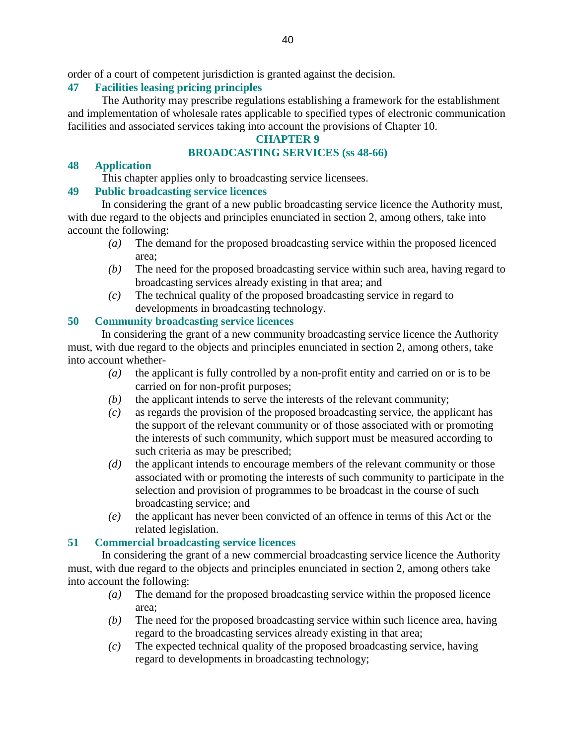order of a court of competent jurisdiction is granted against the decision.

### 47 Facilities leasing pricing principles

The Authority may prescribe regulations establishing a framework for the establishment and implementation of wholesale rates applicable to specified types of electronic communication facilities and associated services taking into account the provisions of Chapter 10.

## CHAPTER 9
## BROADCASTING SERVICES (ss 48-66)

### 48 Application

This chapter applies only to broadcasting service licensees.

### 49 Public broadcasting service licences

In considering the grant of a new public broadcasting service licence the Authority must, with due regard to the objects and principles enunciated in section 2, among others, take into account the following:

*(a)* The demand for the proposed broadcasting service within the proposed licenced area;

*(b)* The need for the proposed broadcasting service within such area, having regard to broadcasting services already existing in that area; and

*(c)* The technical quality of the proposed broadcasting service in regard to developments in broadcasting technology.

### 50 Community broadcasting service licences

In considering the grant of a new community broadcasting service licence the Authority must, with due regard to the objects and principles enunciated in section 2, among others, take into account whether-

*(a)* the applicant is fully controlled by a non-profit entity and carried on or is to be carried on for non-profit purposes;

*(b)* the applicant intends to serve the interests of the relevant community;

*(c)* as regards the provision of the proposed broadcasting service, the applicant has the support of the relevant community or of those associated with or promoting the interests of such community, which support must be measured according to such criteria as may be prescribed;

*(d)* the applicant intends to encourage members of the relevant community or those associated with or promoting the interests of such community to participate in the selection and provision of programmes to be broadcast in the course of such broadcasting service; and

*(e)* the applicant has never been convicted of an offence in terms of this Act or the related legislation.

### 51 Commercial broadcasting service licences

In considering the grant of a new commercial broadcasting service licence the Authority must, with due regard to the objects and principles enunciated in section 2, among others take into account the following:

*(a)* The demand for the proposed broadcasting service within the proposed licence area;

*(b)* The need for the proposed broadcasting service within such licence area, having regard to the broadcasting services already existing in that area;

*(c)* The expected technical quality of the proposed broadcasting service, having regard to developments in broadcasting technology;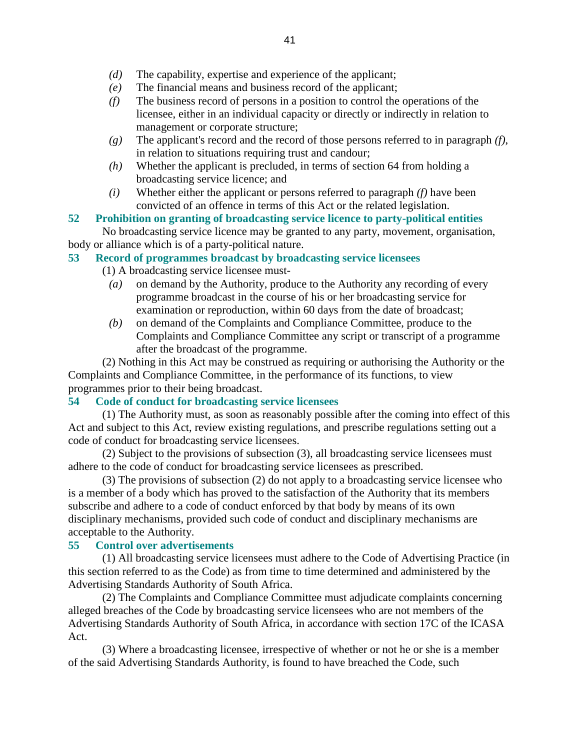*(d)* The capability, expertise and experience of the applicant;

*(e)* The financial means and business record of the applicant;

*(f)* The business record of persons in a position to control the operations of the licensee, either in an individual capacity or directly or indirectly in relation to management or corporate structure;

*(g)* The applicant's record and the record of those persons referred to in paragraph *(f)*, in relation to situations requiring trust and candour;

*(h)* Whether the applicant is precluded, in terms of section 64 from holding a broadcasting service licence; and

*(i)* Whether either the applicant or persons referred to paragraph *(f)* have been convicted of an offence in terms of this Act or the related legislation.

### 52 Prohibition on granting of broadcasting service licence to party-political entities

No broadcasting service licence may be granted to any party, movement, organisation, body or alliance which is of a party-political nature.

### 53 Record of programmes broadcast by broadcasting service licensees

(1) A broadcasting service licensee must-

*(a)* on demand by the Authority, produce to the Authority any recording of every programme broadcast in the course of his or her broadcasting service for examination or reproduction, within 60 days from the date of broadcast;

*(b)* on demand of the Complaints and Compliance Committee, produce to the Complaints and Compliance Committee any script or transcript of a programme after the broadcast of the programme.

(2) Nothing in this Act may be construed as requiring or authorising the Authority or the Complaints and Compliance Committee, in the performance of its functions, to view programmes prior to their being broadcast.

### 54 Code of conduct for broadcasting service licensees

(1) The Authority must, as soon as reasonably possible after the coming into effect of this Act and subject to this Act, review existing regulations, and prescribe regulations setting out a code of conduct for broadcasting service licensees.

(2) Subject to the provisions of subsection (3), all broadcasting service licensees must adhere to the code of conduct for broadcasting service licensees as prescribed.

(3) The provisions of subsection (2) do not apply to a broadcasting service licensee who is a member of a body which has proved to the satisfaction of the Authority that its members subscribe and adhere to a code of conduct enforced by that body by means of its own disciplinary mechanisms, provided such code of conduct and disciplinary mechanisms are acceptable to the Authority.

### 55 Control over advertisements

(1) All broadcasting service licensees must adhere to the Code of Advertising Practice (in this section referred to as the Code) as from time to time determined and administered by the Advertising Standards Authority of South Africa.

(2) The Complaints and Compliance Committee must adjudicate complaints concerning alleged breaches of the Code by broadcasting service licensees who are not members of the Advertising Standards Authority of South Africa, in accordance with section 17C of the ICASA Act.

(3) Where a broadcasting licensee, irrespective of whether or not he or she is a member of the said Advertising Standards Authority, is found to have breached the Code, such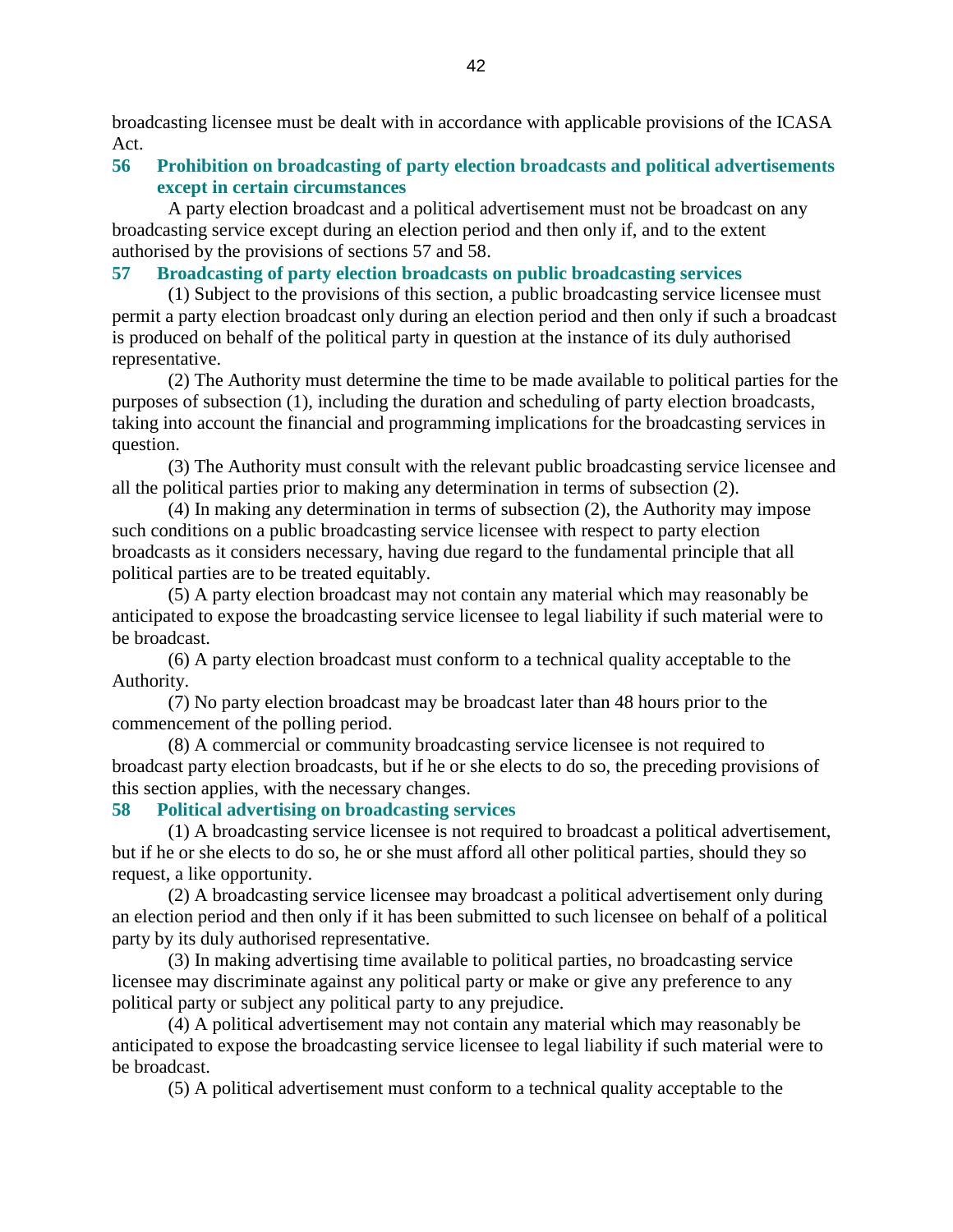broadcasting licensee must be dealt with in accordance with applicable provisions of the ICASA Act.

### 56 Prohibition on broadcasting of party election broadcasts and political advertisements except in certain circumstances

A party election broadcast and a political advertisement must not be broadcast on any broadcasting service except during an election period and then only if, and to the extent authorised by the provisions of sections 57 and 58.

### 57 Broadcasting of party election broadcasts on public broadcasting services

(1) Subject to the provisions of this section, a public broadcasting service licensee must permit a party election broadcast only during an election period and then only if such a broadcast is produced on behalf of the political party in question at the instance of its duly authorised representative.

(2) The Authority must determine the time to be made available to political parties for the purposes of subsection (1), including the duration and scheduling of party election broadcasts, taking into account the financial and programming implications for the broadcasting services in question.

(3) The Authority must consult with the relevant public broadcasting service licensee and all the political parties prior to making any determination in terms of subsection (2).

(4) In making any determination in terms of subsection (2), the Authority may impose such conditions on a public broadcasting service licensee with respect to party election broadcasts as it considers necessary, having due regard to the fundamental principle that all political parties are to be treated equitably.

(5) A party election broadcast may not contain any material which may reasonably be anticipated to expose the broadcasting service licensee to legal liability if such material were to be broadcast.

(6) A party election broadcast must conform to a technical quality acceptable to the Authority.

(7) No party election broadcast may be broadcast later than 48 hours prior to the commencement of the polling period.

(8) A commercial or community broadcasting service licensee is not required to broadcast party election broadcasts, but if he or she elects to do so, the preceding provisions of this section applies, with the necessary changes.

### 58 Political advertising on broadcasting services

(1) A broadcasting service licensee is not required to broadcast a political advertisement, but if he or she elects to do so, he or she must afford all other political parties, should they so request, a like opportunity.

(2) A broadcasting service licensee may broadcast a political advertisement only during an election period and then only if it has been submitted to such licensee on behalf of a political party by its duly authorised representative.

(3) In making advertising time available to political parties, no broadcasting service licensee may discriminate against any political party or make or give any preference to any political party or subject any political party to any prejudice.

(4) A political advertisement may not contain any material which may reasonably be anticipated to expose the broadcasting service licensee to legal liability if such material were to be broadcast.

(5) A political advertisement must conform to a technical quality acceptable to the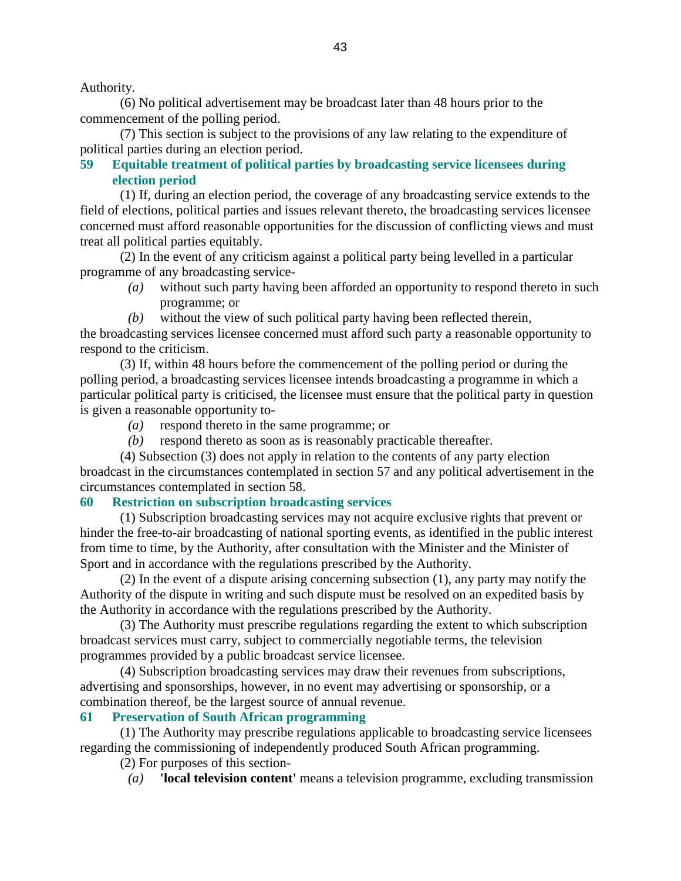Authority.

(6) No political advertisement may be broadcast later than 48 hours prior to the commencement of the polling period.

(7) This section is subject to the provisions of any law relating to the expenditure of political parties during an election period.

### 59 Equitable treatment of political parties by broadcasting service licensees during election period

(1) If, during an election period, the coverage of any broadcasting service extends to the field of elections, political parties and issues relevant thereto, the broadcasting services licensee concerned must afford reasonable opportunities for the discussion of conflicting views and must treat all political parties equitably.

(2) In the event of any criticism against a political party being levelled in a particular programme of any broadcasting service-

*(a)* without such party having been afforded an opportunity to respond thereto in such programme; or

*(b)* without the view of such political party having been reflected therein,

the broadcasting services licensee concerned must afford such party a reasonable opportunity to respond to the criticism.

(3) If, within 48 hours before the commencement of the polling period or during the polling period, a broadcasting services licensee intends broadcasting a programme in which a particular political party is criticised, the licensee must ensure that the political party in question is given a reasonable opportunity to-

*(a)* respond thereto in the same programme; or

*(b)* respond thereto as soon as is reasonably practicable thereafter.

(4) Subsection (3) does not apply in relation to the contents of any party election broadcast in the circumstances contemplated in section 57 and any political advertisement in the circumstances contemplated in section 58.

### 60 Restriction on subscription broadcasting services

(1) Subscription broadcasting services may not acquire exclusive rights that prevent or hinder the free-to-air broadcasting of national sporting events, as identified in the public interest from time to time, by the Authority, after consultation with the Minister and the Minister of Sport and in accordance with the regulations prescribed by the Authority.

(2) In the event of a dispute arising concerning subsection (1), any party may notify the Authority of the dispute in writing and such dispute must be resolved on an expedited basis by the Authority in accordance with the regulations prescribed by the Authority.

(3) The Authority must prescribe regulations regarding the extent to which subscription broadcast services must carry, subject to commercially negotiable terms, the television programmes provided by a public broadcast service licensee.

(4) Subscription broadcasting services may draw their revenues from subscriptions, advertising and sponsorships, however, in no event may advertising or sponsorship, or a combination thereof, be the largest source of annual revenue.

### 61 Preservation of South African programming

(1) The Authority may prescribe regulations applicable to broadcasting service licensees regarding the commissioning of independently produced South African programming.

(2) For purposes of this section-

*(a)* **'local television content'** means a television programme, excluding transmission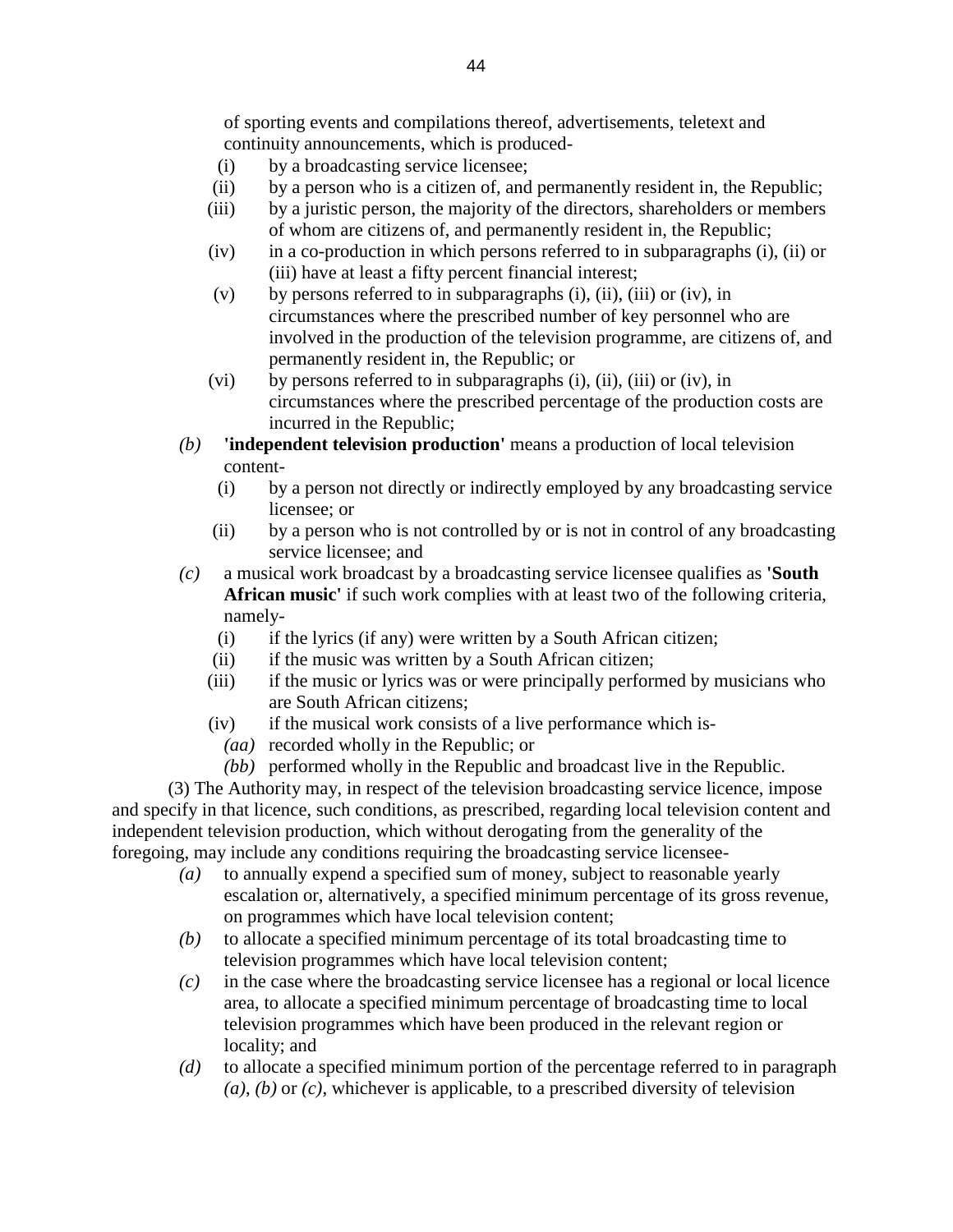of sporting events and compilations thereof, advertisements, teletext and continuity announcements, which is produced-

(i) by a broadcasting service licensee;

(ii) by a person who is a citizen of, and permanently resident in, the Republic;

(iii) by a juristic person, the majority of the directors, shareholders or members of whom are citizens of, and permanently resident in, the Republic;

(iv) in a co-production in which persons referred to in subparagraphs (i), (ii) or (iii) have at least a fifty percent financial interest;

(v) by persons referred to in subparagraphs (i), (ii), (iii) or (iv), in circumstances where the prescribed number of key personnel who are involved in the production of the television programme, are citizens of, and permanently resident in, the Republic; or

(vi) by persons referred to in subparagraphs (i), (ii), (iii) or (iv), in circumstances where the prescribed percentage of the production costs are incurred in the Republic;

*(b)* **'independent television production'** means a production of local television content-

(i) by a person not directly or indirectly employed by any broadcasting service licensee; or

(ii) by a person who is not controlled by or is not in control of any broadcasting service licensee; and

*(c)* a musical work broadcast by a broadcasting service licensee qualifies as **'South African music'** if such work complies with at least two of the following criteria, namely-

(i) if the lyrics (if any) were written by a South African citizen;

(ii) if the music was written by a South African citizen;

(iii) if the music or lyrics was or were principally performed by musicians who are South African citizens;

(iv) if the musical work consists of a live performance which is-

*(aa)* recorded wholly in the Republic; or

*(bb)* performed wholly in the Republic and broadcast live in the Republic.

(3) The Authority may, in respect of the television broadcasting service licence, impose and specify in that licence, such conditions, as prescribed, regarding local television content and independent television production, which without derogating from the generality of the foregoing, may include any conditions requiring the broadcasting service licensee-

*(a)* to annually expend a specified sum of money, subject to reasonable yearly escalation or, alternatively, a specified minimum percentage of its gross revenue, on programmes which have local television content;

*(b)* to allocate a specified minimum percentage of its total broadcasting time to television programmes which have local television content;

*(c)* in the case where the broadcasting service licensee has a regional or local licence area, to allocate a specified minimum percentage of broadcasting time to local television programmes which have been produced in the relevant region or locality; and

*(d)* to allocate a specified minimum portion of the percentage referred to in paragraph *(a)*, *(b)* or *(c)*, whichever is applicable, to a prescribed diversity of television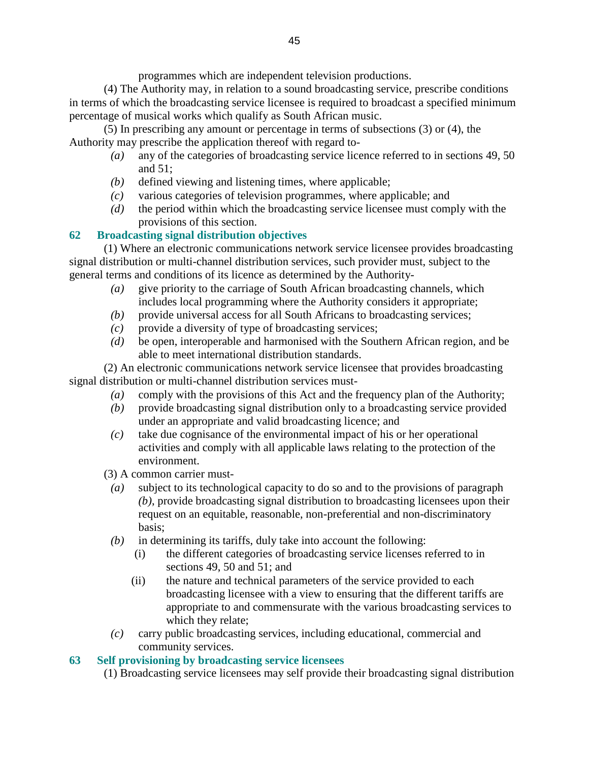programmes which are independent television productions.

(4) The Authority may, in relation to a sound broadcasting service, prescribe conditions in terms of which the broadcasting service licensee is required to broadcast a specified minimum percentage of musical works which qualify as South African music.

(5) In prescribing any amount or percentage in terms of subsections (3) or (4), the Authority may prescribe the application thereof with regard to-

*(a)* any of the categories of broadcasting service licence referred to in sections 49, 50 and 51;

*(b)* defined viewing and listening times, where applicable;

*(c)* various categories of television programmes, where applicable; and

*(d)* the period within which the broadcasting service licensee must comply with the provisions of this section.

## 62 Broadcasting signal distribution objectives

(1) Where an electronic communications network service licensee provides broadcasting signal distribution or multi-channel distribution services, such provider must, subject to the general terms and conditions of its licence as determined by the Authority-

*(a)* give priority to the carriage of South African broadcasting channels, which includes local programming where the Authority considers it appropriate;

*(b)* provide universal access for all South Africans to broadcasting services;

*(c)* provide a diversity of type of broadcasting services;

*(d)* be open, interoperable and harmonised with the Southern African region, and be able to meet international distribution standards.

(2) An electronic communications network service licensee that provides broadcasting signal distribution or multi-channel distribution services must-

*(a)* comply with the provisions of this Act and the frequency plan of the Authority;

*(b)* provide broadcasting signal distribution only to a broadcasting service provided under an appropriate and valid broadcasting licence; and

*(c)* take due cognisance of the environmental impact of his or her operational activities and comply with all applicable laws relating to the protection of the environment.

(3) A common carrier must-

*(a)* subject to its technological capacity to do so and to the provisions of paragraph *(b)*, provide broadcasting signal distribution to broadcasting licensees upon their request on an equitable, reasonable, non-preferential and non-discriminatory basis;

*(b)* in determining its tariffs, duly take into account the following:

(i) the different categories of broadcasting service licenses referred to in sections 49, 50 and 51; and

(ii) the nature and technical parameters of the service provided to each broadcasting licensee with a view to ensuring that the different tariffs are appropriate to and commensurate with the various broadcasting services to which they relate;

*(c)* carry public broadcasting services, including educational, commercial and community services.

## 63 Self provisioning by broadcasting service licensees

(1) Broadcasting service licensees may self provide their broadcasting signal distribution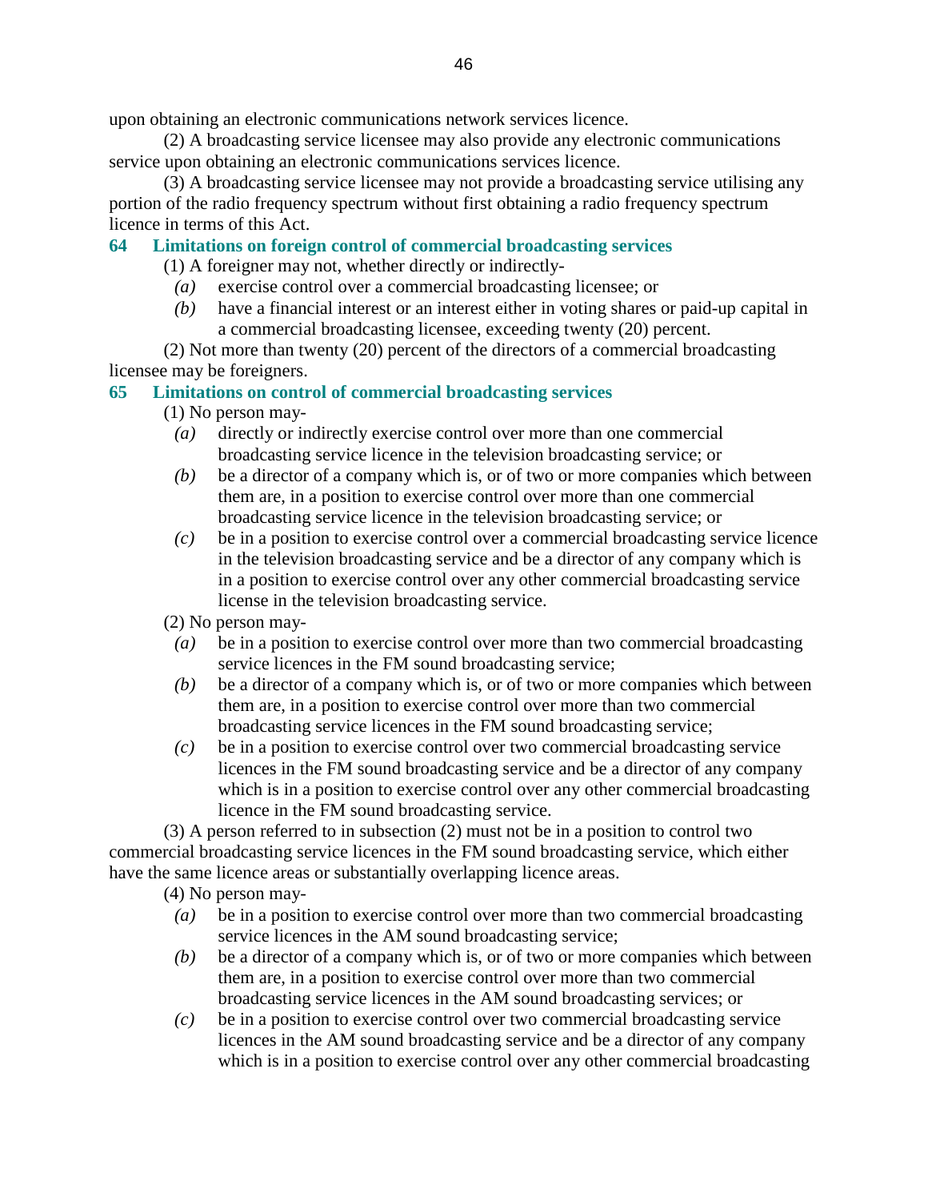upon obtaining an electronic communications network services licence.

(2) A broadcasting service licensee may also provide any electronic communications service upon obtaining an electronic communications services licence.

(3) A broadcasting service licensee may not provide a broadcasting service utilising any portion of the radio frequency spectrum without first obtaining a radio frequency spectrum licence in terms of this Act.

### 64 Limitations on foreign control of commercial broadcasting services

(1) A foreigner may not, whether directly or indirectly-

*(a)* exercise control over a commercial broadcasting licensee; or

*(b)* have a financial interest or an interest either in voting shares or paid-up capital in a commercial broadcasting licensee, exceeding twenty (20) percent.

(2) Not more than twenty (20) percent of the directors of a commercial broadcasting licensee may be foreigners.

### 65 Limitations on control of commercial broadcasting services

(1) No person may-

*(a)* directly or indirectly exercise control over more than one commercial broadcasting service licence in the television broadcasting service; or

*(b)* be a director of a company which is, or of two or more companies which between them are, in a position to exercise control over more than one commercial broadcasting service licence in the television broadcasting service; or

*(c)* be in a position to exercise control over a commercial broadcasting service licence in the television broadcasting service and be a director of any company which is in a position to exercise control over any other commercial broadcasting service license in the television broadcasting service.

(2) No person may-

*(a)* be in a position to exercise control over more than two commercial broadcasting service licences in the FM sound broadcasting service;

*(b)* be a director of a company which is, or of two or more companies which between them are, in a position to exercise control over more than two commercial broadcasting service licences in the FM sound broadcasting service;

*(c)* be in a position to exercise control over two commercial broadcasting service licences in the FM sound broadcasting service and be a director of any company which is in a position to exercise control over any other commercial broadcasting licence in the FM sound broadcasting service.

(3) A person referred to in subsection (2) must not be in a position to control two commercial broadcasting service licences in the FM sound broadcasting service, which either have the same licence areas or substantially overlapping licence areas.

(4) No person may-

*(a)* be in a position to exercise control over more than two commercial broadcasting service licences in the AM sound broadcasting service;

*(b)* be a director of a company which is, or of two or more companies which between them are, in a position to exercise control over more than two commercial broadcasting service licences in the AM sound broadcasting services; or

*(c)* be in a position to exercise control over two commercial broadcasting service licences in the AM sound broadcasting service and be a director of any company which is in a position to exercise control over any other commercial broadcasting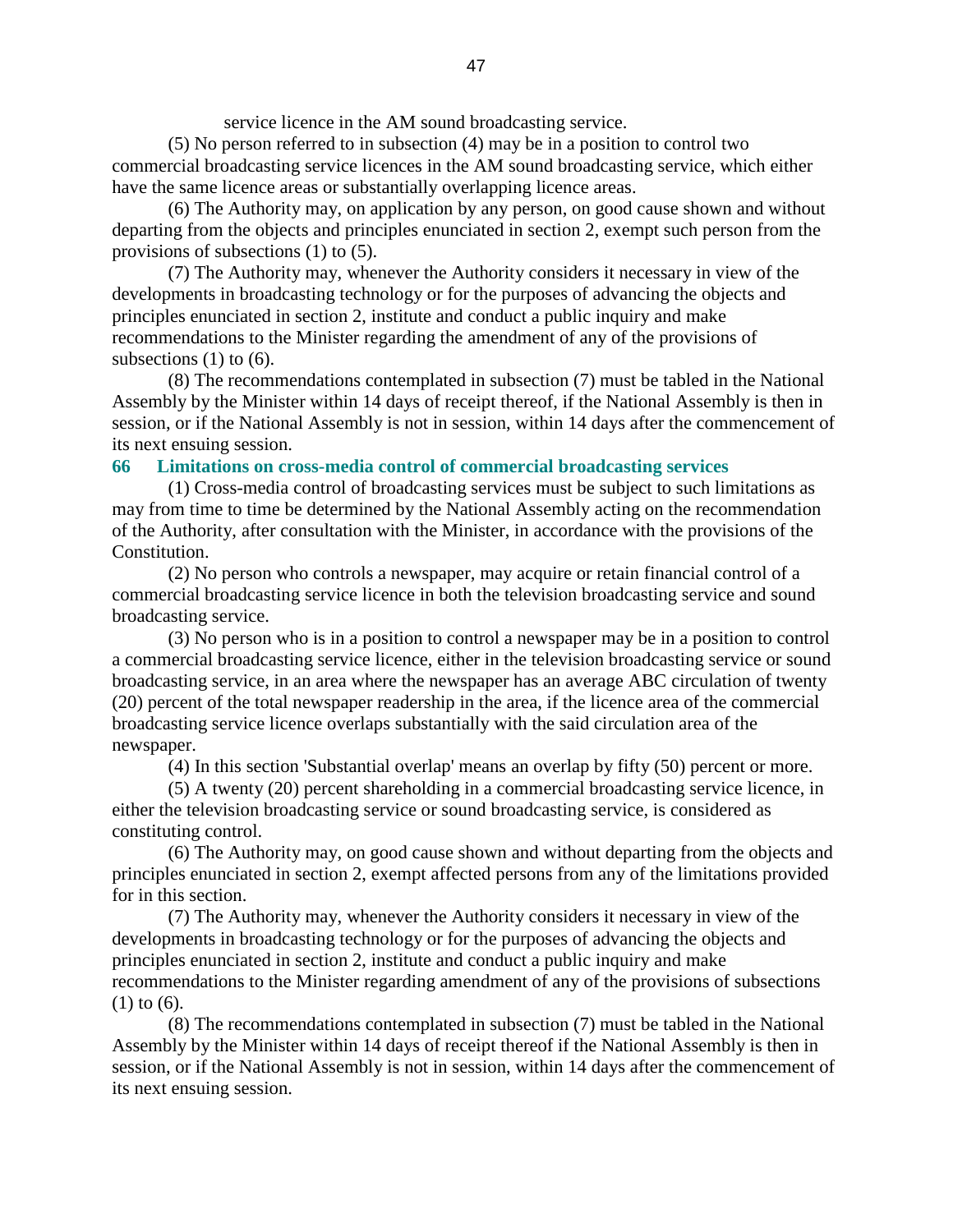service licence in the AM sound broadcasting service.

(5) No person referred to in subsection (4) may be in a position to control two commercial broadcasting service licences in the AM sound broadcasting service, which either have the same licence areas or substantially overlapping licence areas.

(6) The Authority may, on application by any person, on good cause shown and without departing from the objects and principles enunciated in section 2, exempt such person from the provisions of subsections (1) to (5).

(7) The Authority may, whenever the Authority considers it necessary in view of the developments in broadcasting technology or for the purposes of advancing the objects and principles enunciated in section 2, institute and conduct a public inquiry and make recommendations to the Minister regarding the amendment of any of the provisions of subsections (1) to (6).

(8) The recommendations contemplated in subsection (7) must be tabled in the National Assembly by the Minister within 14 days of receipt thereof, if the National Assembly is then in session, or if the National Assembly is not in session, within 14 days after the commencement of its next ensuing session.

### 66 Limitations on cross-media control of commercial broadcasting services

(1) Cross-media control of broadcasting services must be subject to such limitations as may from time to time be determined by the National Assembly acting on the recommendation of the Authority, after consultation with the Minister, in accordance with the provisions of the Constitution.

(2) No person who controls a newspaper, may acquire or retain financial control of a commercial broadcasting service licence in both the television broadcasting service and sound broadcasting service.

(3) No person who is in a position to control a newspaper may be in a position to control a commercial broadcasting service licence, either in the television broadcasting service or sound broadcasting service, in an area where the newspaper has an average ABC circulation of twenty (20) percent of the total newspaper readership in the area, if the licence area of the commercial broadcasting service licence overlaps substantially with the said circulation area of the newspaper.

(4) In this section 'Substantial overlap' means an overlap by fifty (50) percent or more.

(5) A twenty (20) percent shareholding in a commercial broadcasting service licence, in either the television broadcasting service or sound broadcasting service, is considered as constituting control.

(6) The Authority may, on good cause shown and without departing from the objects and principles enunciated in section 2, exempt affected persons from any of the limitations provided for in this section.

(7) The Authority may, whenever the Authority considers it necessary in view of the developments in broadcasting technology or for the purposes of advancing the objects and principles enunciated in section 2, institute and conduct a public inquiry and make recommendations to the Minister regarding amendment of any of the provisions of subsections (1) to (6).

(8) The recommendations contemplated in subsection (7) must be tabled in the National Assembly by the Minister within 14 days of receipt thereof if the National Assembly is then in session, or if the National Assembly is not in session, within 14 days after the commencement of its next ensuing session.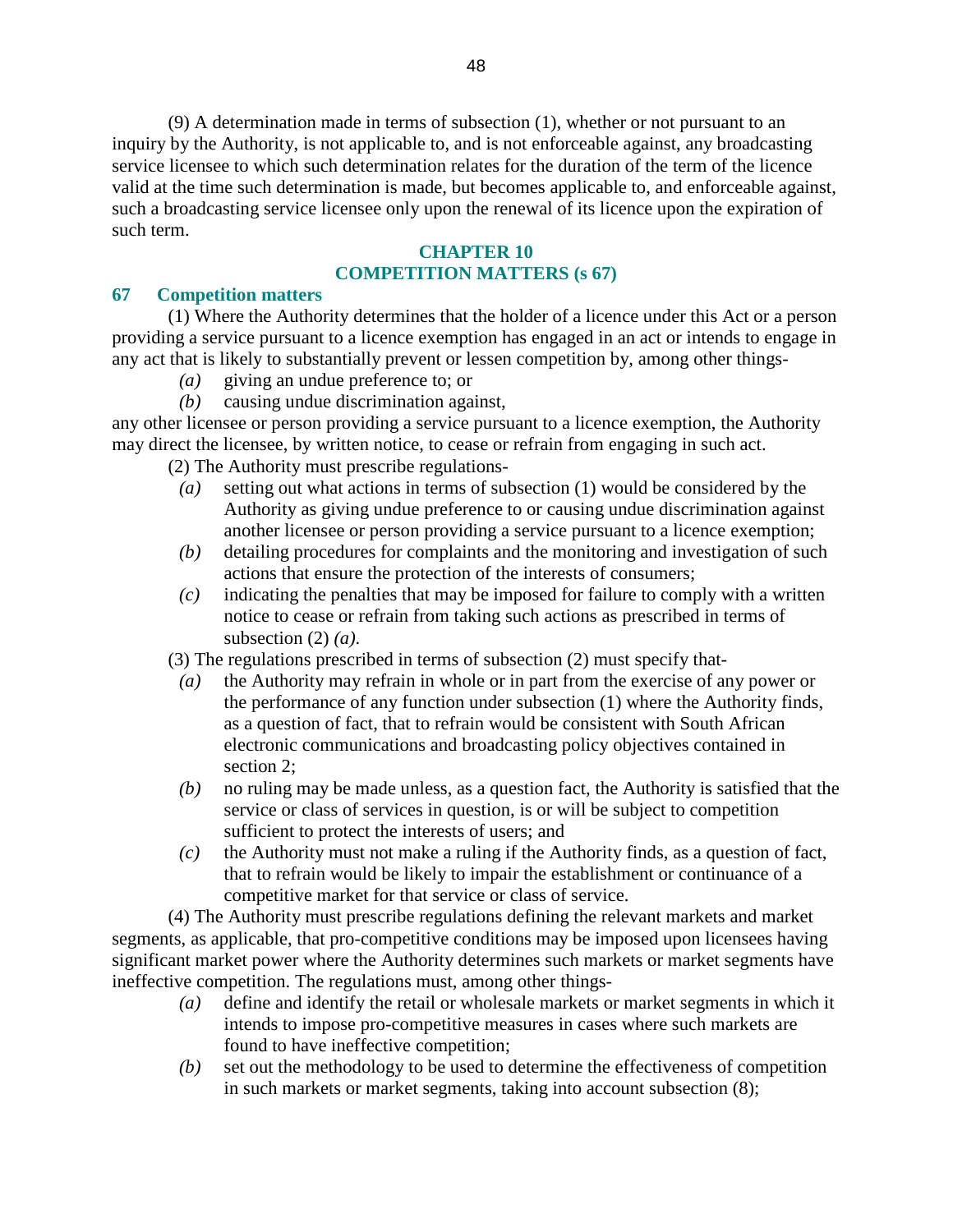(9) A determination made in terms of subsection (1), whether or not pursuant to an inquiry by the Authority, is not applicable to, and is not enforceable against, any broadcasting service licensee to which such determination relates for the duration of the term of the licence valid at the time such determination is made, but becomes applicable to, and enforceable against, such a broadcasting service licensee only upon the renewal of its licence upon the expiration of such term.

## CHAPTER 10
## COMPETITION MATTERS (s 67)

### 67 Competition matters

(1) Where the Authority determines that the holder of a licence under this Act or a person providing a service pursuant to a licence exemption has engaged in an act or intends to engage in any act that is likely to substantially prevent or lessen competition by, among other things-

*(a)* giving an undue preference to; or

*(b)* causing undue discrimination against,

any other licensee or person providing a service pursuant to a licence exemption, the Authority may direct the licensee, by written notice, to cease or refrain from engaging in such act.

(2) The Authority must prescribe regulations-

*(a)* setting out what actions in terms of subsection (1) would be considered by the Authority as giving undue preference to or causing undue discrimination against another licensee or person providing a service pursuant to a licence exemption;

*(b)* detailing procedures for complaints and the monitoring and investigation of such actions that ensure the protection of the interests of consumers;

*(c)* indicating the penalties that may be imposed for failure to comply with a written notice to cease or refrain from taking such actions as prescribed in terms of subsection (2) *(a)*.

(3) The regulations prescribed in terms of subsection (2) must specify that-

*(a)* the Authority may refrain in whole or in part from the exercise of any power or the performance of any function under subsection (1) where the Authority finds, as a question of fact, that to refrain would be consistent with South African electronic communications and broadcasting policy objectives contained in section 2;

*(b)* no ruling may be made unless, as a question fact, the Authority is satisfied that the service or class of services in question, is or will be subject to competition sufficient to protect the interests of users; and

*(c)* the Authority must not make a ruling if the Authority finds, as a question of fact, that to refrain would be likely to impair the establishment or continuance of a competitive market for that service or class of service.

(4) The Authority must prescribe regulations defining the relevant markets and market segments, as applicable, that pro-competitive conditions may be imposed upon licensees having significant market power where the Authority determines such markets or market segments have ineffective competition. The regulations must, among other things-

*(a)* define and identify the retail or wholesale markets or market segments in which it intends to impose pro-competitive measures in cases where such markets are found to have ineffective competition;

*(b)* set out the methodology to be used to determine the effectiveness of competition in such markets or market segments, taking into account subsection (8);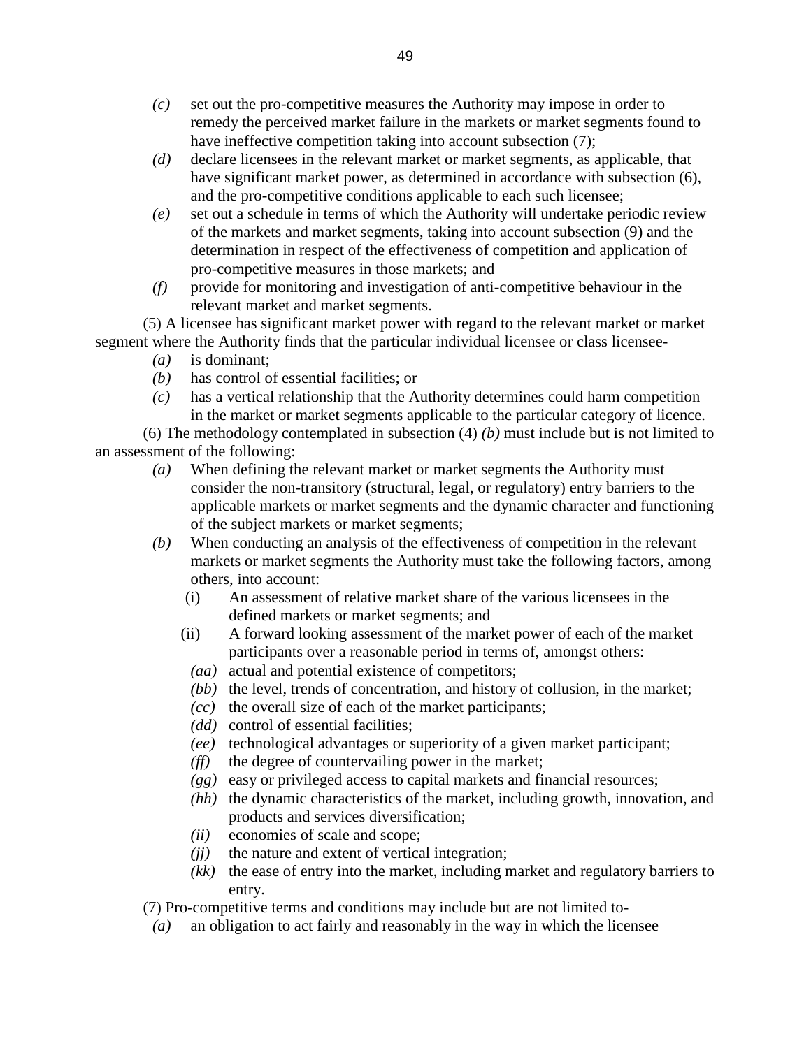*(c)* set out the pro-competitive measures the Authority may impose in order to remedy the perceived market failure in the markets or market segments found to have ineffective competition taking into account subsection (7);

*(d)* declare licensees in the relevant market or market segments, as applicable, that have significant market power, as determined in accordance with subsection (6), and the pro-competitive conditions applicable to each such licensee;

*(e)* set out a schedule in terms of which the Authority will undertake periodic review of the markets and market segments, taking into account subsection (9) and the determination in respect of the effectiveness of competition and application of pro-competitive measures in those markets; and

*(f)* provide for monitoring and investigation of anti-competitive behaviour in the relevant market and market segments.

(5) A licensee has significant market power with regard to the relevant market or market segment where the Authority finds that the particular individual licensee or class licensee-

*(a)* is dominant;

*(b)* has control of essential facilities; or

*(c)* has a vertical relationship that the Authority determines could harm competition in the market or market segments applicable to the particular category of licence.

(6) The methodology contemplated in subsection (4) *(b)* must include but is not limited to an assessment of the following:

*(a)* When defining the relevant market or market segments the Authority must consider the non-transitory (structural, legal, or regulatory) entry barriers to the applicable markets or market segments and the dynamic character and functioning of the subject markets or market segments;

*(b)* When conducting an analysis of the effectiveness of competition in the relevant markets or market segments the Authority must take the following factors, among others, into account:

(i) An assessment of relative market share of the various licensees in the defined markets or market segments; and

(ii) A forward looking assessment of the market power of each of the market participants over a reasonable period in terms of, amongst others:

*(aa)* actual and potential existence of competitors;

*(bb)* the level, trends of concentration, and history of collusion, in the market;

*(cc)* the overall size of each of the market participants;

*(dd)* control of essential facilities;

*(ee)* technological advantages or superiority of a given market participant;

*(ff)* the degree of countervailing power in the market;

*(gg)* easy or privileged access to capital markets and financial resources;

*(hh)* the dynamic characteristics of the market, including growth, innovation, and products and services diversification;

*(ii)* economies of scale and scope;

*(jj)* the nature and extent of vertical integration;

*(kk)* the ease of entry into the market, including market and regulatory barriers to entry.

(7) Pro-competitive terms and conditions may include but are not limited to-

*(a)* an obligation to act fairly and reasonably in the way in which the licensee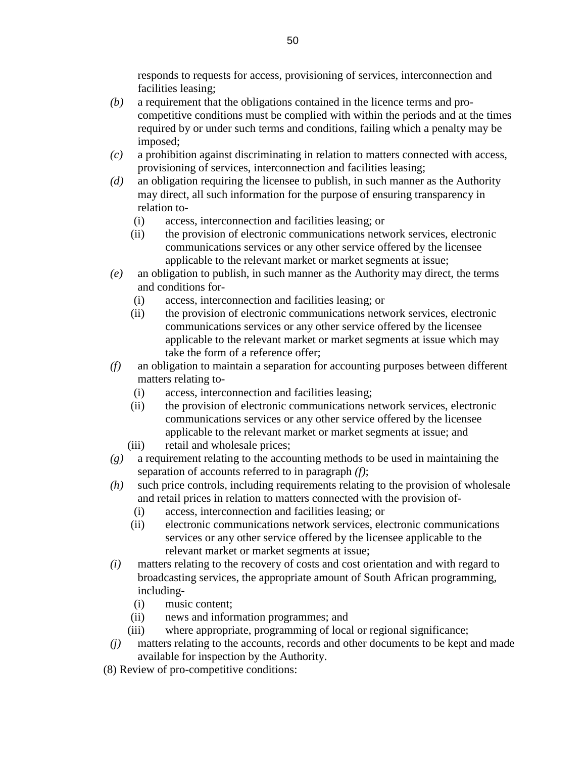responds to requests for access, provisioning of services, interconnection and facilities leasing;

*(b)* a requirement that the obligations contained in the licence terms and pro-competitive conditions must be complied with within the periods and at the times required by or under such terms and conditions, failing which a penalty may be imposed;

*(c)* a prohibition against discriminating in relation to matters connected with access, provisioning of services, interconnection and facilities leasing;

*(d)* an obligation requiring the licensee to publish, in such manner as the Authority may direct, all such information for the purpose of ensuring transparency in relation to-

- (i) access, interconnection and facilities leasing; or
- (ii) the provision of electronic communications network services, electronic communications services or any other service offered by the licensee applicable to the relevant market or market segments at issue;

*(e)* an obligation to publish, in such manner as the Authority may direct, the terms and conditions for-

- (i) access, interconnection and facilities leasing; or
- (ii) the provision of electronic communications network services, electronic communications services or any other service offered by the licensee applicable to the relevant market or market segments at issue which may take the form of a reference offer;

*(f)* an obligation to maintain a separation for accounting purposes between different matters relating to-

- (i) access, interconnection and facilities leasing;
- (ii) the provision of electronic communications network services, electronic communications services or any other service offered by the licensee applicable to the relevant market or market segments at issue; and
- (iii) retail and wholesale prices;

*(g)* a requirement relating to the accounting methods to be used in maintaining the separation of accounts referred to in paragraph *(f)*;

*(h)* such price controls, including requirements relating to the provision of wholesale and retail prices in relation to matters connected with the provision of-

- (i) access, interconnection and facilities leasing; or
- (ii) electronic communications network services, electronic communications services or any other service offered by the licensee applicable to the relevant market or market segments at issue;

*(i)* matters relating to the recovery of costs and cost orientation and with regard to broadcasting services, the appropriate amount of South African programming, including-

- (i) music content;
- (ii) news and information programmes; and
- (iii) where appropriate, programming of local or regional significance;

*(j)* matters relating to the accounts, records and other documents to be kept and made available for inspection by the Authority.

(8) Review of pro-competitive conditions: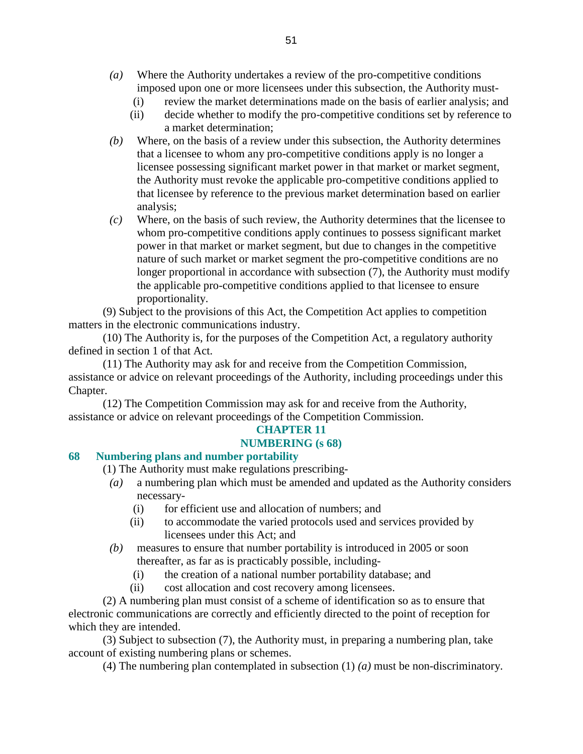*(a)* Where the Authority undertakes a review of the pro-competitive conditions imposed upon one or more licensees under this subsection, the Authority must-

(i) review the market determinations made on the basis of earlier analysis; and

(ii) decide whether to modify the pro-competitive conditions set by reference to a market determination;

*(b)* Where, on the basis of a review under this subsection, the Authority determines that a licensee to whom any pro-competitive conditions apply is no longer a licensee possessing significant market power in that market or market segment, the Authority must revoke the applicable pro-competitive conditions applied to that licensee by reference to the previous market determination based on earlier analysis;

*(c)* Where, on the basis of such review, the Authority determines that the licensee to whom pro-competitive conditions apply continues to possess significant market power in that market or market segment, but due to changes in the competitive nature of such market or market segment the pro-competitive conditions are no longer proportional in accordance with subsection (7), the Authority must modify the applicable pro-competitive conditions applied to that licensee to ensure proportionality.

(9) Subject to the provisions of this Act, the Competition Act applies to competition matters in the electronic communications industry.

(10) The Authority is, for the purposes of the Competition Act, a regulatory authority defined in section 1 of that Act.

(11) The Authority may ask for and receive from the Competition Commission, assistance or advice on relevant proceedings of the Authority, including proceedings under this Chapter.

(12) The Competition Commission may ask for and receive from the Authority, assistance or advice on relevant proceedings of the Competition Commission.

## CHAPTER 11

## NUMBERING (s 68)

### 68 Numbering plans and number portability

(1) The Authority must make regulations prescribing-

*(a)* a numbering plan which must be amended and updated as the Authority considers necessary-

(i) for efficient use and allocation of numbers; and

(ii) to accommodate the varied protocols used and services provided by licensees under this Act; and

*(b)* measures to ensure that number portability is introduced in 2005 or soon thereafter, as far as is practicably possible, including-

(i) the creation of a national number portability database; and

(ii) cost allocation and cost recovery among licensees.

(2) A numbering plan must consist of a scheme of identification so as to ensure that electronic communications are correctly and efficiently directed to the point of reception for which they are intended.

(3) Subject to subsection (7), the Authority must, in preparing a numbering plan, take account of existing numbering plans or schemes.

(4) The numbering plan contemplated in subsection (1) *(a)* must be non-discriminatory.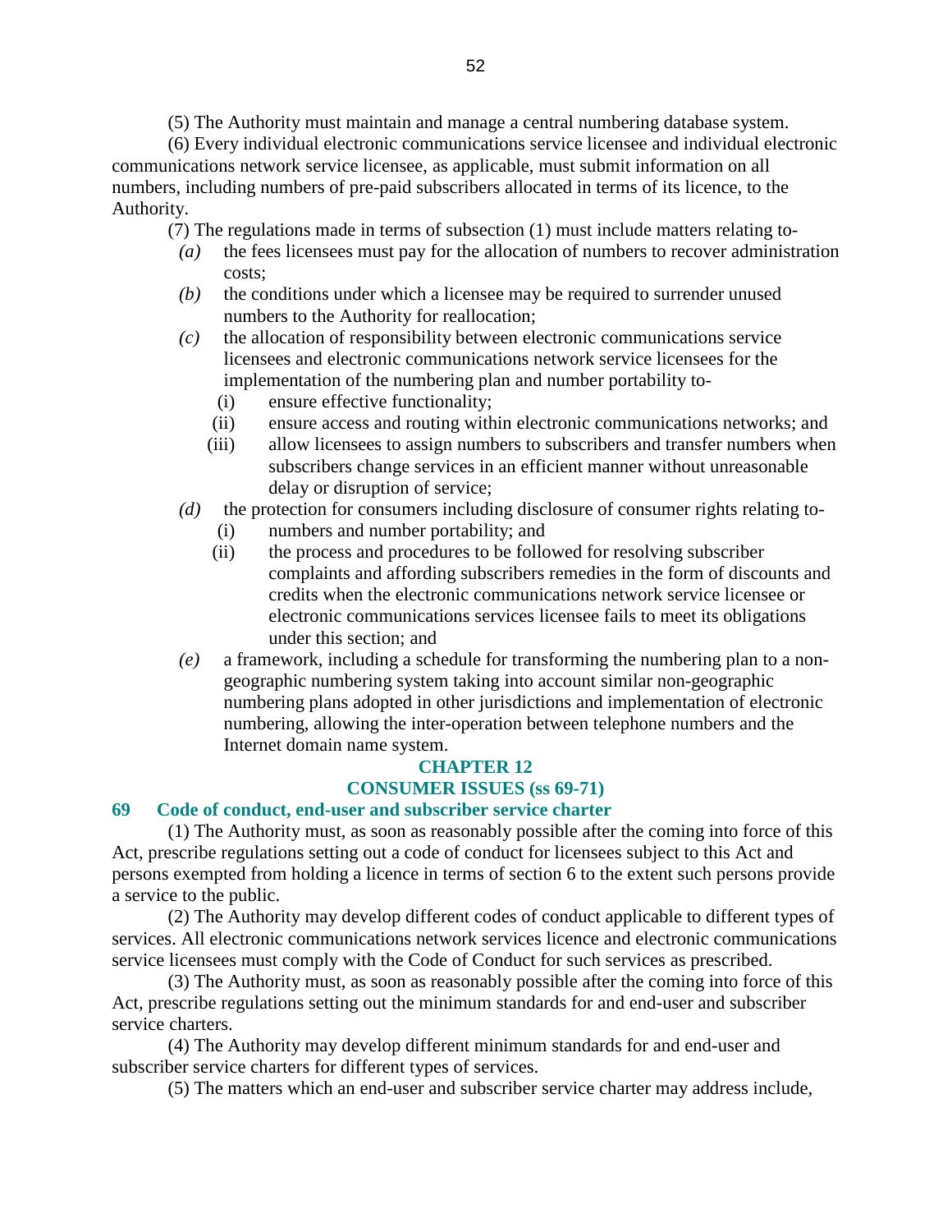(5) The Authority must maintain and manage a central numbering database system.

(6) Every individual electronic communications service licensee and individual electronic communications network service licensee, as applicable, must submit information on all numbers, including numbers of pre-paid subscribers allocated in terms of its licence, to the Authority.

(7) The regulations made in terms of subsection (1) must include matters relating to-

*(a)* the fees licensees must pay for the allocation of numbers to recover administration costs;

*(b)* the conditions under which a licensee may be required to surrender unused numbers to the Authority for reallocation;

*(c)* the allocation of responsibility between electronic communications service licensees and electronic communications network service licensees for the implementation of the numbering plan and number portability to-

(i) ensure effective functionality;

(ii) ensure access and routing within electronic communications networks; and

(iii) allow licensees to assign numbers to subscribers and transfer numbers when subscribers change services in an efficient manner without unreasonable delay or disruption of service;

*(d)* the protection for consumers including disclosure of consumer rights relating to-

(i) numbers and number portability; and

(ii) the process and procedures to be followed for resolving subscriber complaints and affording subscribers remedies in the form of discounts and credits when the electronic communications network service licensee or electronic communications services licensee fails to meet its obligations under this section; and

*(e)* a framework, including a schedule for transforming the numbering plan to a non-geographic numbering system taking into account similar non-geographic numbering plans adopted in other jurisdictions and implementation of electronic numbering, allowing the inter-operation between telephone numbers and the Internet domain name system.

## CHAPTER 12
## CONSUMER ISSUES (ss 69-71)

### 69 Code of conduct, end-user and subscriber service charter

(1) The Authority must, as soon as reasonably possible after the coming into force of this Act, prescribe regulations setting out a code of conduct for licensees subject to this Act and persons exempted from holding a licence in terms of section 6 to the extent such persons provide a service to the public.

(2) The Authority may develop different codes of conduct applicable to different types of services. All electronic communications network services licence and electronic communications service licensees must comply with the Code of Conduct for such services as prescribed.

(3) The Authority must, as soon as reasonably possible after the coming into force of this Act, prescribe regulations setting out the minimum standards for and end-user and subscriber service charters.

(4) The Authority may develop different minimum standards for and end-user and subscriber service charters for different types of services.

(5) The matters which an end-user and subscriber service charter may address include,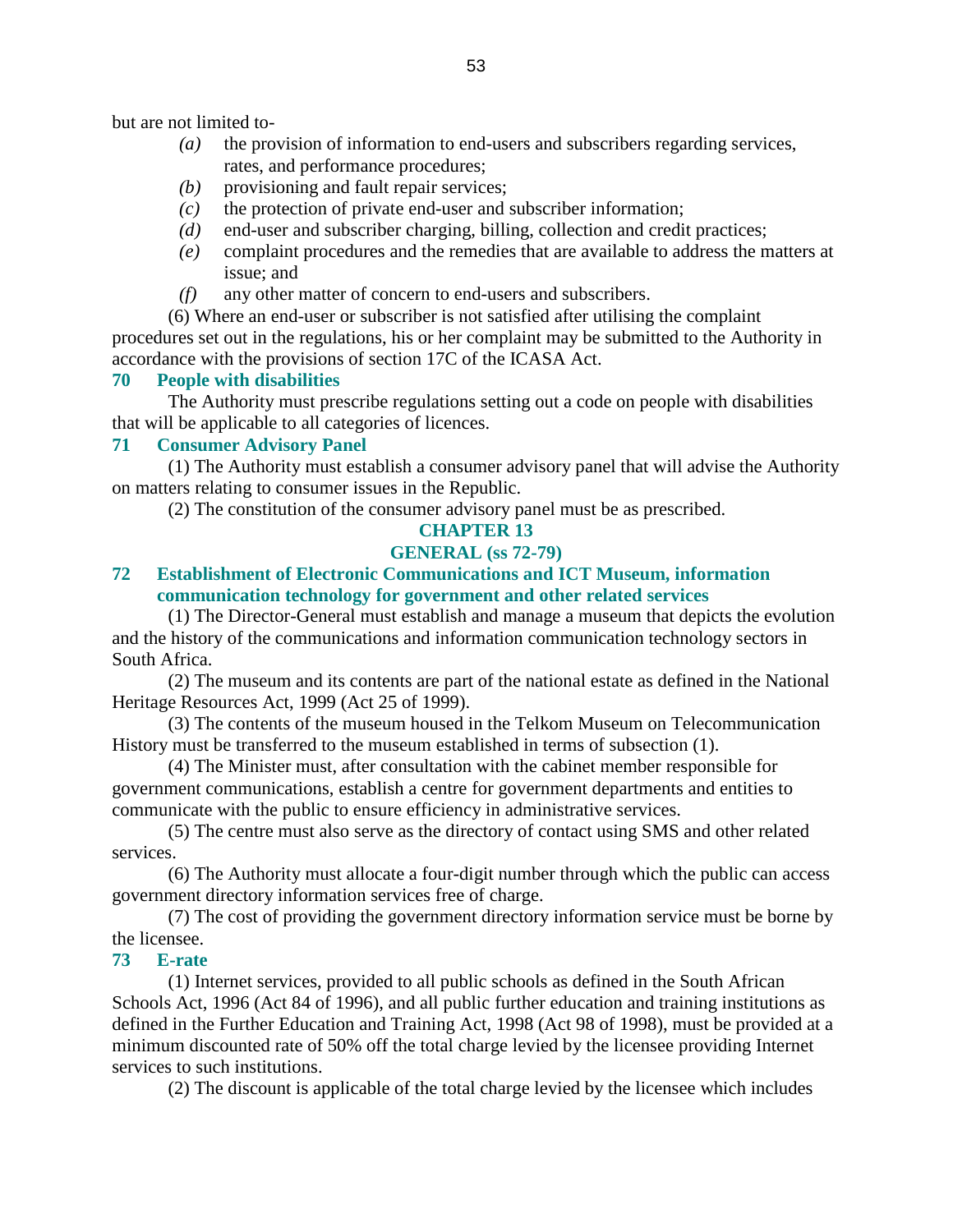but are not limited to-

- *(a)* the provision of information to end-users and subscribers regarding services, rates, and performance procedures;
- *(b)* provisioning and fault repair services;
- *(c)* the protection of private end-user and subscriber information;
- *(d)* end-user and subscriber charging, billing, collection and credit practices;
- *(e)* complaint procedures and the remedies that are available to address the matters at issue; and
- *(f)* any other matter of concern to end-users and subscribers.

(6) Where an end-user or subscriber is not satisfied after utilising the complaint procedures set out in the regulations, his or her complaint may be submitted to the Authority in accordance with the provisions of section 17C of the ICASA Act.

### 70 People with disabilities

The Authority must prescribe regulations setting out a code on people with disabilities that will be applicable to all categories of licences.

### 71 Consumer Advisory Panel

(1) The Authority must establish a consumer advisory panel that will advise the Authority on matters relating to consumer issues in the Republic.

(2) The constitution of the consumer advisory panel must be as prescribed.

## CHAPTER 13

## GENERAL (ss 72-79)

### 72 Establishment of Electronic Communications and ICT Museum, information communication technology for government and other related services

(1) The Director-General must establish and manage a museum that depicts the evolution and the history of the communications and information communication technology sectors in South Africa.

(2) The museum and its contents are part of the national estate as defined in the National Heritage Resources Act, 1999 (Act 25 of 1999).

(3) The contents of the museum housed in the Telkom Museum on Telecommunication History must be transferred to the museum established in terms of subsection (1).

(4) The Minister must, after consultation with the cabinet member responsible for government communications, establish a centre for government departments and entities to communicate with the public to ensure efficiency in administrative services.

(5) The centre must also serve as the directory of contact using SMS and other related services.

(6) The Authority must allocate a four-digit number through which the public can access government directory information services free of charge.

(7) The cost of providing the government directory information service must be borne by the licensee.

### 73 E-rate

(1) Internet services, provided to all public schools as defined in the South African Schools Act, 1996 (Act 84 of 1996), and all public further education and training institutions as defined in the Further Education and Training Act, 1998 (Act 98 of 1998), must be provided at a minimum discounted rate of 50% off the total charge levied by the licensee providing Internet services to such institutions.

(2) The discount is applicable of the total charge levied by the licensee which includes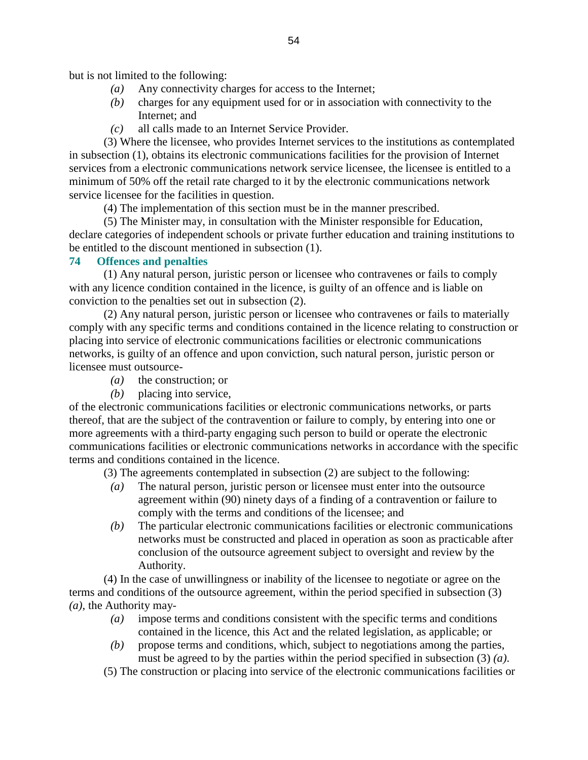but is not limited to the following:

*(a)* Any connectivity charges for access to the Internet;

*(b)* charges for any equipment used for or in association with connectivity to the Internet; and

*(c)* all calls made to an Internet Service Provider.

(3) Where the licensee, who provides Internet services to the institutions as contemplated in subsection (1), obtains its electronic communications facilities for the provision of Internet services from a electronic communications network service licensee, the licensee is entitled to a minimum of 50% off the retail rate charged to it by the electronic communications network service licensee for the facilities in question.

(4) The implementation of this section must be in the manner prescribed.

(5) The Minister may, in consultation with the Minister responsible for Education, declare categories of independent schools or private further education and training institutions to be entitled to the discount mentioned in subsection (1).

### 74 Offences and penalties

(1) Any natural person, juristic person or licensee who contravenes or fails to comply with any licence condition contained in the licence, is guilty of an offence and is liable on conviction to the penalties set out in subsection (2).

(2) Any natural person, juristic person or licensee who contravenes or fails to materially comply with any specific terms and conditions contained in the licence relating to construction or placing into service of electronic communications facilities or electronic communications networks, is guilty of an offence and upon conviction, such natural person, juristic person or licensee must outsource-

*(a)* the construction; or

*(b)* placing into service,

of the electronic communications facilities or electronic communications networks, or parts thereof, that are the subject of the contravention or failure to comply, by entering into one or more agreements with a third-party engaging such person to build or operate the electronic communications facilities or electronic communications networks in accordance with the specific terms and conditions contained in the licence.

(3) The agreements contemplated in subsection (2) are subject to the following:

*(a)* The natural person, juristic person or licensee must enter into the outsource agreement within (90) ninety days of a finding of a contravention or failure to comply with the terms and conditions of the licensee; and

*(b)* The particular electronic communications facilities or electronic communications networks must be constructed and placed in operation as soon as practicable after conclusion of the outsource agreement subject to oversight and review by the Authority.

(4) In the case of unwillingness or inability of the licensee to negotiate or agree on the terms and conditions of the outsource agreement, within the period specified in subsection (3) *(a)*, the Authority may-

*(a)* impose terms and conditions consistent with the specific terms and conditions contained in the licence, this Act and the related legislation, as applicable; or

*(b)* propose terms and conditions, which, subject to negotiations among the parties, must be agreed to by the parties within the period specified in subsection (3) *(a)*.

(5) The construction or placing into service of the electronic communications facilities or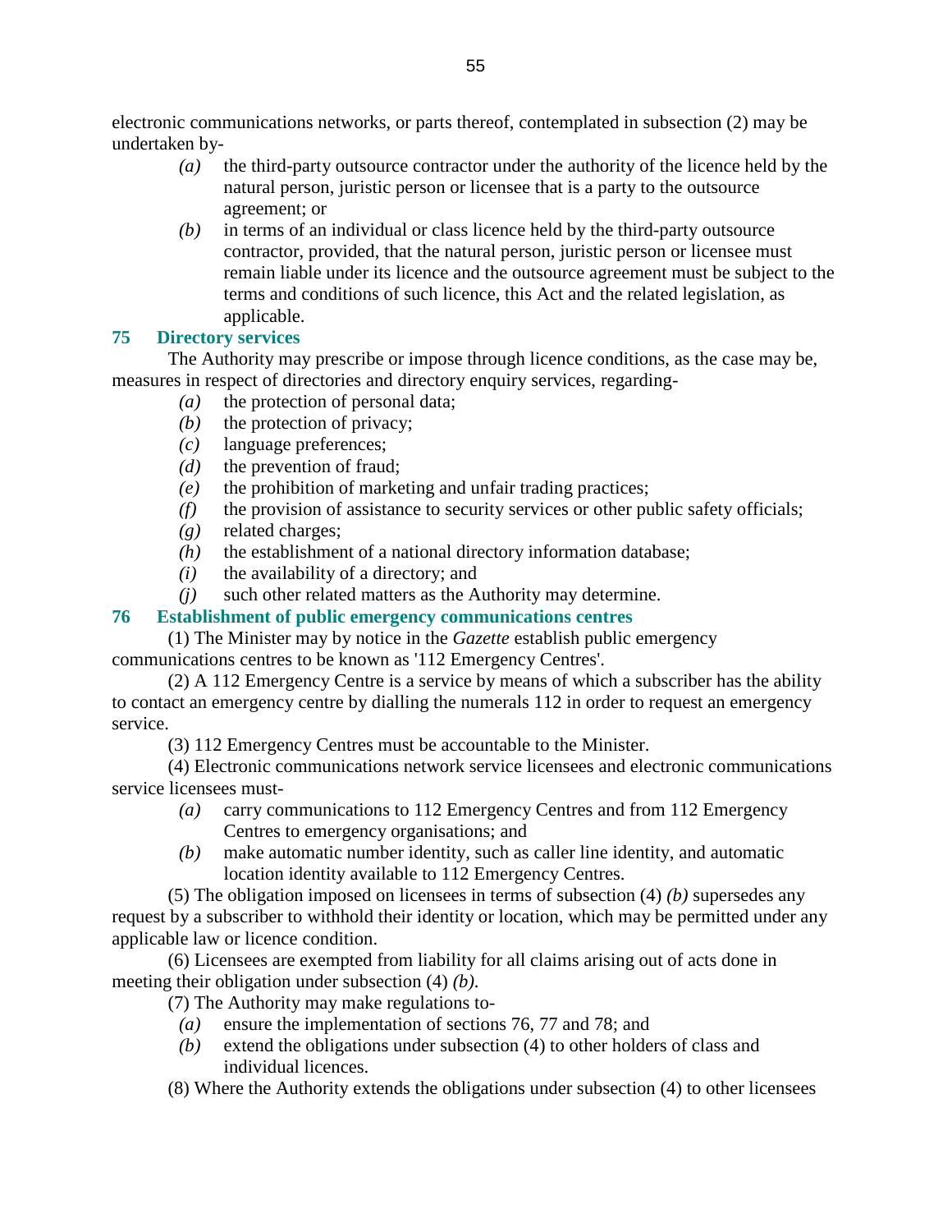electronic communications networks, or parts thereof, contemplated in subsection (2) may be undertaken by-

*(a)* the third-party outsource contractor under the authority of the licence held by the natural person, juristic person or licensee that is a party to the outsource agreement; or

*(b)* in terms of an individual or class licence held by the third-party outsource contractor, provided, that the natural person, juristic person or licensee must remain liable under its licence and the outsource agreement must be subject to the terms and conditions of such licence, this Act and the related legislation, as applicable.

## 75 Directory services

The Authority may prescribe or impose through licence conditions, as the case may be, measures in respect of directories and directory enquiry services, regarding-

*(a)* the protection of personal data;

*(b)* the protection of privacy;

*(c)* language preferences;

*(d)* the prevention of fraud;

*(e)* the prohibition of marketing and unfair trading practices;

*(f)* the provision of assistance to security services or other public safety officials;

*(g)* related charges;

*(h)* the establishment of a national directory information database;

*(i)* the availability of a directory; and

*(j)* such other related matters as the Authority may determine.

## 76 Establishment of public emergency communications centres

(1) The Minister may by notice in the *Gazette* establish public emergency communications centres to be known as '112 Emergency Centres'.

(2) A 112 Emergency Centre is a service by means of which a subscriber has the ability to contact an emergency centre by dialling the numerals 112 in order to request an emergency service.

(3) 112 Emergency Centres must be accountable to the Minister.

(4) Electronic communications network service licensees and electronic communications service licensees must-

*(a)* carry communications to 112 Emergency Centres and from 112 Emergency Centres to emergency organisations; and

*(b)* make automatic number identity, such as caller line identity, and automatic location identity available to 112 Emergency Centres.

(5) The obligation imposed on licensees in terms of subsection (4) *(b)* supersedes any request by a subscriber to withhold their identity or location, which may be permitted under any applicable law or licence condition.

(6) Licensees are exempted from liability for all claims arising out of acts done in meeting their obligation under subsection (4) *(b)*.

(7) The Authority may make regulations to-

*(a)* ensure the implementation of sections 76, 77 and 78; and

*(b)* extend the obligations under subsection (4) to other holders of class and individual licences.

(8) Where the Authority extends the obligations under subsection (4) to other licensees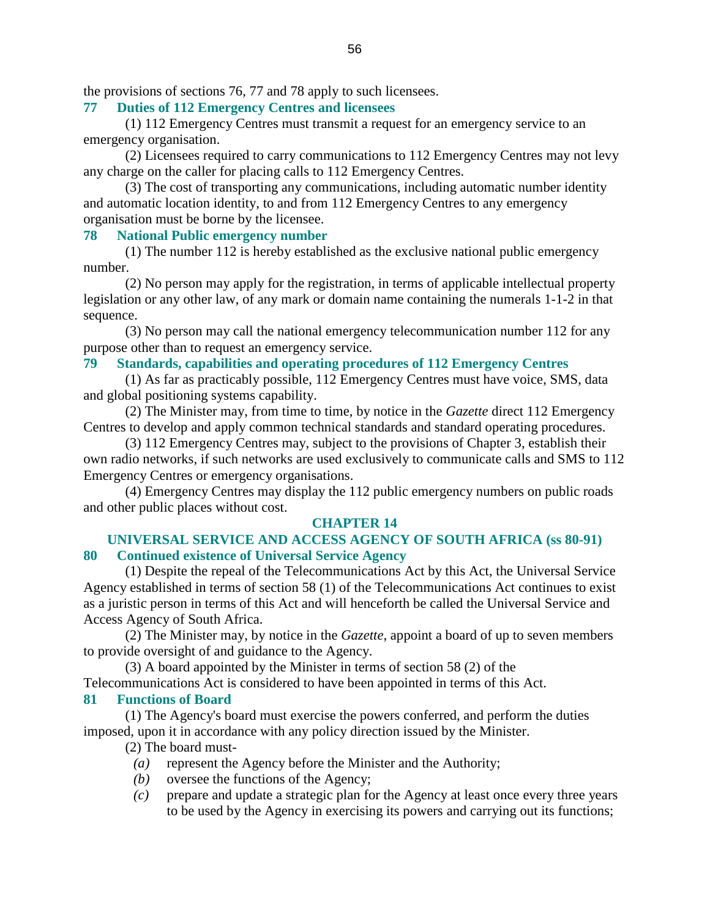the provisions of sections 76, 77 and 78 apply to such licensees.

### 77 Duties of 112 Emergency Centres and licensees

(1) 112 Emergency Centres must transmit a request for an emergency service to an emergency organisation.

(2) Licensees required to carry communications to 112 Emergency Centres may not levy any charge on the caller for placing calls to 112 Emergency Centres.

(3) The cost of transporting any communications, including automatic number identity and automatic location identity, to and from 112 Emergency Centres to any emergency organisation must be borne by the licensee.

### 78 National Public emergency number

(1) The number 112 is hereby established as the exclusive national public emergency number.

(2) No person may apply for the registration, in terms of applicable intellectual property legislation or any other law, of any mark or domain name containing the numerals 1-1-2 in that sequence.

(3) No person may call the national emergency telecommunication number 112 for any purpose other than to request an emergency service.

### 79 Standards, capabilities and operating procedures of 112 Emergency Centres

(1) As far as practicably possible, 112 Emergency Centres must have voice, SMS, data and global positioning systems capability.

(2) The Minister may, from time to time, by notice in the *Gazette* direct 112 Emergency Centres to develop and apply common technical standards and standard operating procedures.

(3) 112 Emergency Centres may, subject to the provisions of Chapter 3, establish their own radio networks, if such networks are used exclusively to communicate calls and SMS to 112 Emergency Centres or emergency organisations.

(4) Emergency Centres may display the 112 public emergency numbers on public roads and other public places without cost.

## CHAPTER 14

## UNIVERSAL SERVICE AND ACCESS AGENCY OF SOUTH AFRICA (ss 80-91)

### 80 Continued existence of Universal Service Agency

(1) Despite the repeal of the Telecommunications Act by this Act, the Universal Service Agency established in terms of section 58 (1) of the Telecommunications Act continues to exist as a juristic person in terms of this Act and will henceforth be called the Universal Service and Access Agency of South Africa.

(2) The Minister may, by notice in the *Gazette*, appoint a board of up to seven members to provide oversight of and guidance to the Agency.

(3) A board appointed by the Minister in terms of section 58 (2) of the Telecommunications Act is considered to have been appointed in terms of this Act.

### 81 Functions of Board

(1) The Agency's board must exercise the powers conferred, and perform the duties imposed, upon it in accordance with any policy direction issued by the Minister.

(2) The board must-

*(a)* represent the Agency before the Minister and the Authority;

*(b)* oversee the functions of the Agency;

*(c)* prepare and update a strategic plan for the Agency at least once every three years to be used by the Agency in exercising its powers and carrying out its functions;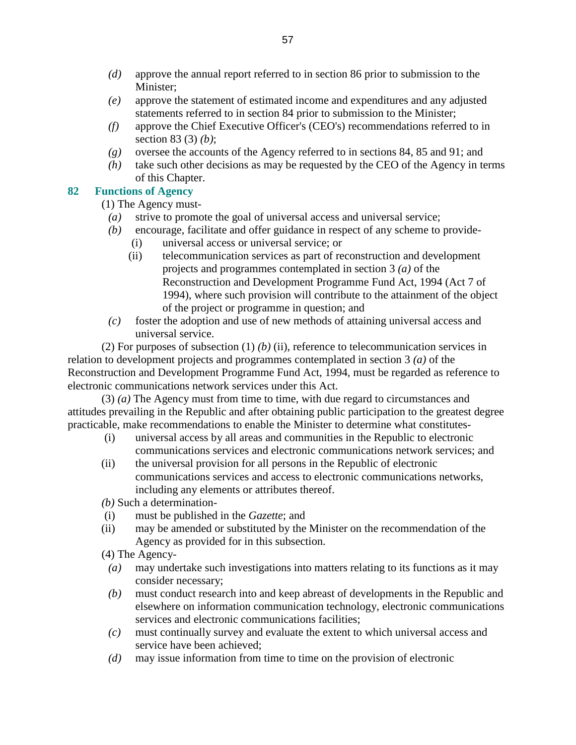*(d)* approve the annual report referred to in section 86 prior to submission to the Minister;

*(e)* approve the statement of estimated income and expenditures and any adjusted statements referred to in section 84 prior to submission to the Minister;

*(f)* approve the Chief Executive Officer's (CEO's) recommendations referred to in section 83 (3) *(b)*;

*(g)* oversee the accounts of the Agency referred to in sections 84, 85 and 91; and

*(h)* take such other decisions as may be requested by the CEO of the Agency in terms of this Chapter.

## 82 Functions of Agency

(1) The Agency must-

*(a)* strive to promote the goal of universal access and universal service;

*(b)* encourage, facilitate and offer guidance in respect of any scheme to provide-

(i) universal access or universal service; or

(ii) telecommunication services as part of reconstruction and development projects and programmes contemplated in section 3 *(a)* of the Reconstruction and Development Programme Fund Act, 1994 (Act 7 of 1994), where such provision will contribute to the attainment of the object of the project or programme in question; and

*(c)* foster the adoption and use of new methods of attaining universal access and universal service.

(2) For purposes of subsection (1) *(b)* (ii), reference to telecommunication services in relation to development projects and programmes contemplated in section 3 *(a)* of the Reconstruction and Development Programme Fund Act, 1994, must be regarded as reference to electronic communications network services under this Act.

(3) *(a)* The Agency must from time to time, with due regard to circumstances and attitudes prevailing in the Republic and after obtaining public participation to the greatest degree practicable, make recommendations to enable the Minister to determine what constitutes-

(i) universal access by all areas and communities in the Republic to electronic communications services and electronic communications network services; and

(ii) the universal provision for all persons in the Republic of electronic communications services and access to electronic communications networks, including any elements or attributes thereof.

*(b)* Such a determination-

(i) must be published in the *Gazette*; and

(ii) may be amended or substituted by the Minister on the recommendation of the Agency as provided for in this subsection.

(4) The Agency-

*(a)* may undertake such investigations into matters relating to its functions as it may consider necessary;

*(b)* must conduct research into and keep abreast of developments in the Republic and elsewhere on information communication technology, electronic communications services and electronic communications facilities;

*(c)* must continually survey and evaluate the extent to which universal access and service have been achieved;

*(d)* may issue information from time to time on the provision of electronic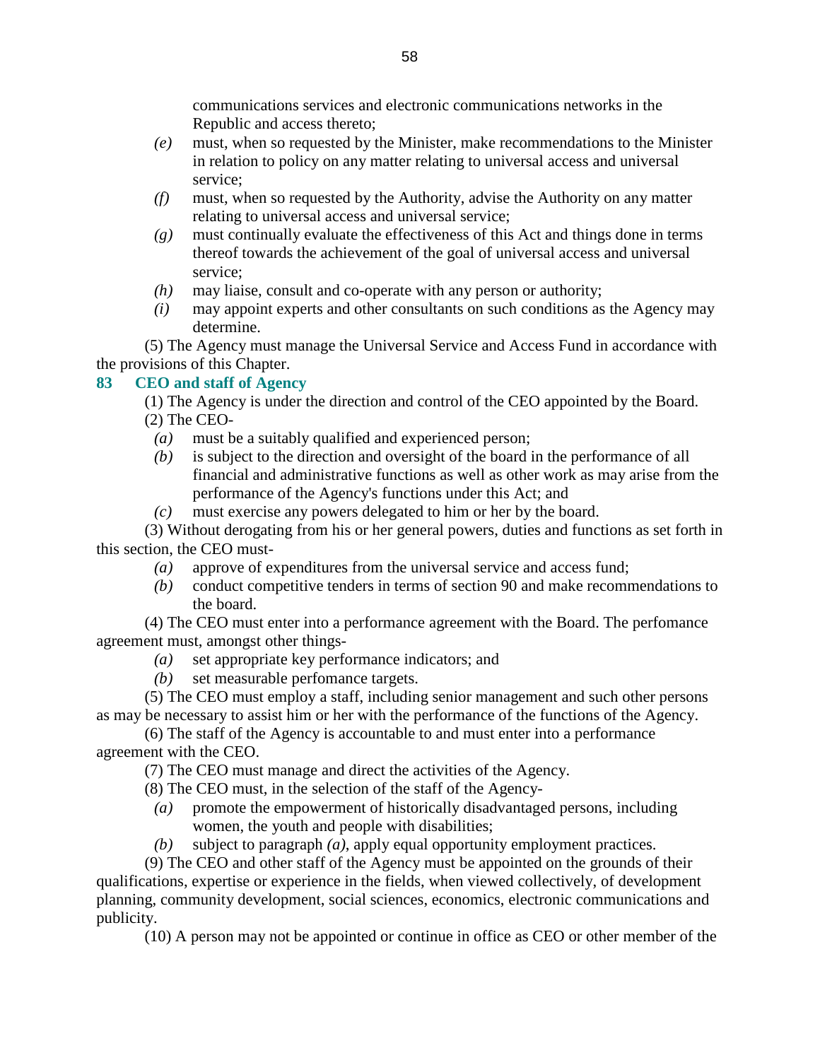communications services and electronic communications networks in the Republic and access thereto;

*(e)* must, when so requested by the Minister, make recommendations to the Minister in relation to policy on any matter relating to universal access and universal service;

*(f)* must, when so requested by the Authority, advise the Authority on any matter relating to universal access and universal service;

*(g)* must continually evaluate the effectiveness of this Act and things done in terms thereof towards the achievement of the goal of universal access and universal service;

*(h)* may liaise, consult and co-operate with any person or authority;

*(i)* may appoint experts and other consultants on such conditions as the Agency may determine.

(5) The Agency must manage the Universal Service and Access Fund in accordance with the provisions of this Chapter.

**83 CEO and staff of Agency**

(1) The Agency is under the direction and control of the CEO appointed by the Board.

(2) The CEO-

*(a)* must be a suitably qualified and experienced person;

*(b)* is subject to the direction and oversight of the board in the performance of all financial and administrative functions as well as other work as may arise from the performance of the Agency's functions under this Act; and

*(c)* must exercise any powers delegated to him or her by the board.

(3) Without derogating from his or her general powers, duties and functions as set forth in this section, the CEO must-

*(a)* approve of expenditures from the universal service and access fund;

*(b)* conduct competitive tenders in terms of section 90 and make recommendations to the board.

(4) The CEO must enter into a performance agreement with the Board. The perfomance agreement must, amongst other things-

*(a)* set appropriate key performance indicators; and

*(b)* set measurable perfomance targets.

(5) The CEO must employ a staff, including senior management and such other persons as may be necessary to assist him or her with the performance of the functions of the Agency.

(6) The staff of the Agency is accountable to and must enter into a performance agreement with the CEO.

(7) The CEO must manage and direct the activities of the Agency.

(8) The CEO must, in the selection of the staff of the Agency-

*(a)* promote the empowerment of historically disadvantaged persons, including women, the youth and people with disabilities;

*(b)* subject to paragraph *(a)*, apply equal opportunity employment practices.

(9) The CEO and other staff of the Agency must be appointed on the grounds of their qualifications, expertise or experience in the fields, when viewed collectively, of development planning, community development, social sciences, economics, electronic communications and publicity.

(10) A person may not be appointed or continue in office as CEO or other member of the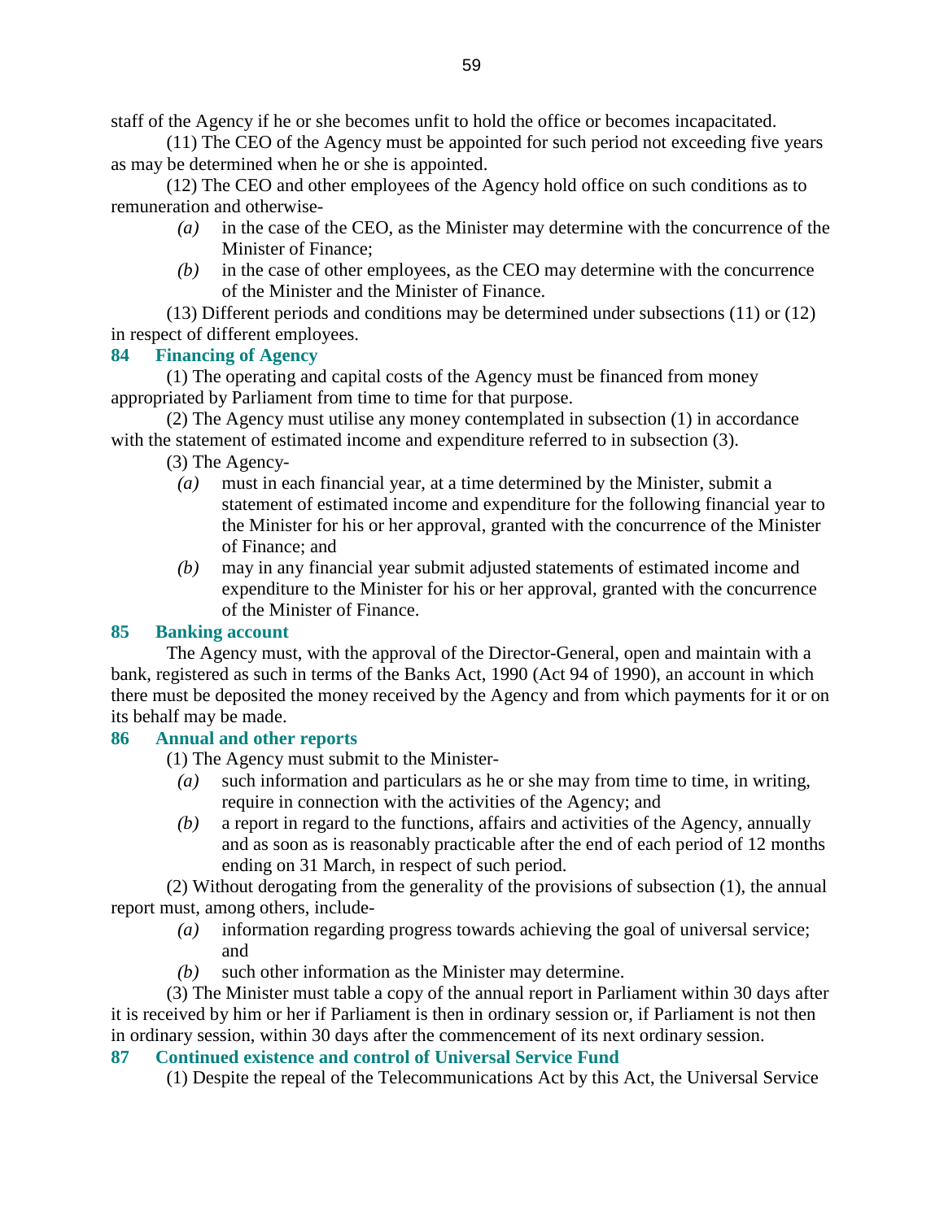staff of the Agency if he or she becomes unfit to hold the office or becomes incapacitated.

(11) The CEO of the Agency must be appointed for such period not exceeding five years as may be determined when he or she is appointed.

(12) The CEO and other employees of the Agency hold office on such conditions as to remuneration and otherwise-

*(a)* in the case of the CEO, as the Minister may determine with the concurrence of the Minister of Finance;

*(b)* in the case of other employees, as the CEO may determine with the concurrence of the Minister and the Minister of Finance.

(13) Different periods and conditions may be determined under subsections (11) or (12) in respect of different employees.

### 84 Financing of Agency

(1) The operating and capital costs of the Agency must be financed from money appropriated by Parliament from time to time for that purpose.

(2) The Agency must utilise any money contemplated in subsection (1) in accordance with the statement of estimated income and expenditure referred to in subsection (3).

(3) The Agency-

*(a)* must in each financial year, at a time determined by the Minister, submit a statement of estimated income and expenditure for the following financial year to the Minister for his or her approval, granted with the concurrence of the Minister of Finance; and

*(b)* may in any financial year submit adjusted statements of estimated income and expenditure to the Minister for his or her approval, granted with the concurrence of the Minister of Finance.

### 85 Banking account

The Agency must, with the approval of the Director-General, open and maintain with a bank, registered as such in terms of the Banks Act, 1990 (Act 94 of 1990), an account in which there must be deposited the money received by the Agency and from which payments for it or on its behalf may be made.

### 86 Annual and other reports

(1) The Agency must submit to the Minister-

*(a)* such information and particulars as he or she may from time to time, in writing, require in connection with the activities of the Agency; and

*(b)* a report in regard to the functions, affairs and activities of the Agency, annually and as soon as is reasonably practicable after the end of each period of 12 months ending on 31 March, in respect of such period.

(2) Without derogating from the generality of the provisions of subsection (1), the annual report must, among others, include-

*(a)* information regarding progress towards achieving the goal of universal service; and

*(b)* such other information as the Minister may determine.

(3) The Minister must table a copy of the annual report in Parliament within 30 days after it is received by him or her if Parliament is then in ordinary session or, if Parliament is not then in ordinary session, within 30 days after the commencement of its next ordinary session.

### 87 Continued existence and control of Universal Service Fund

(1) Despite the repeal of the Telecommunications Act by this Act, the Universal Service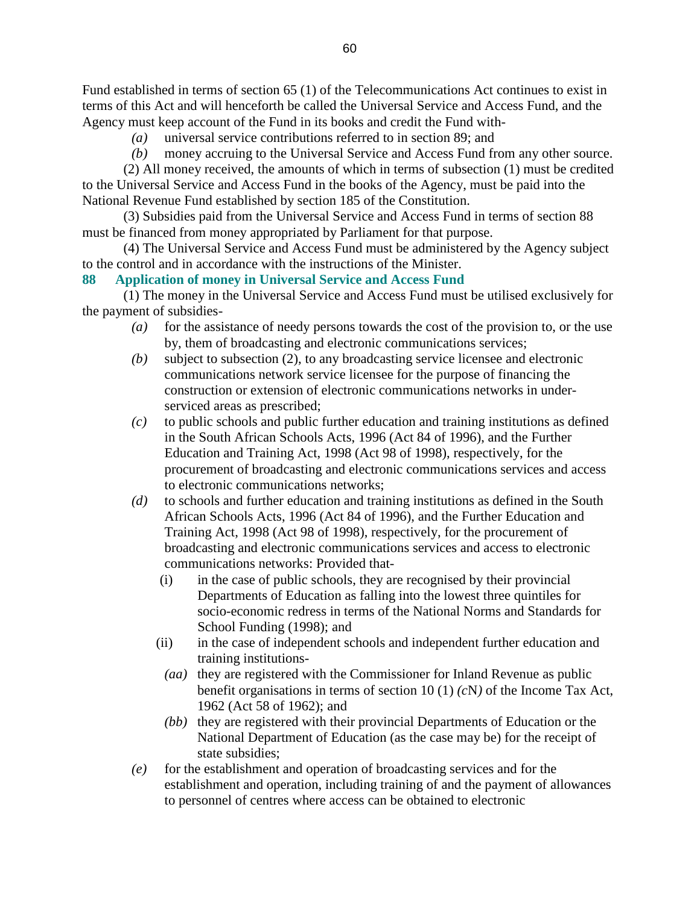Fund established in terms of section 65 (1) of the Telecommunications Act continues to exist in terms of this Act and will henceforth be called the Universal Service and Access Fund, and the Agency must keep account of the Fund in its books and credit the Fund with-

*(a)* universal service contributions referred to in section 89; and

*(b)* money accruing to the Universal Service and Access Fund from any other source.

(2) All money received, the amounts of which in terms of subsection (1) must be credited to the Universal Service and Access Fund in the books of the Agency, must be paid into the National Revenue Fund established by section 185 of the Constitution.

(3) Subsidies paid from the Universal Service and Access Fund in terms of section 88 must be financed from money appropriated by Parliament for that purpose.

(4) The Universal Service and Access Fund must be administered by the Agency subject to the control and in accordance with the instructions of the Minister.

**88 Application of money in Universal Service and Access Fund**

(1) The money in the Universal Service and Access Fund must be utilised exclusively for the payment of subsidies-

*(a)* for the assistance of needy persons towards the cost of the provision to, or the use by, them of broadcasting and electronic communications services;

*(b)* subject to subsection (2), to any broadcasting service licensee and electronic communications network service licensee for the purpose of financing the construction or extension of electronic communications networks in under-serviced areas as prescribed;

*(c)* to public schools and public further education and training institutions as defined in the South African Schools Acts, 1996 (Act 84 of 1996), and the Further Education and Training Act, 1998 (Act 98 of 1998), respectively, for the procurement of broadcasting and electronic communications services and access to electronic communications networks;

*(d)* to schools and further education and training institutions as defined in the South African Schools Acts, 1996 (Act 84 of 1996), and the Further Education and Training Act, 1998 (Act 98 of 1998), respectively, for the procurement of broadcasting and electronic communications services and access to electronic communications networks: Provided that-

(i) in the case of public schools, they are recognised by their provincial Departments of Education as falling into the lowest three quintiles for socio-economic redress in terms of the National Norms and Standards for School Funding (1998); and

(ii) in the case of independent schools and independent further education and training institutions-

*(aa)* they are registered with the Commissioner for Inland Revenue as public benefit organisations in terms of section 10 (1) *(c*N*)* of the Income Tax Act, 1962 (Act 58 of 1962); and

*(bb)* they are registered with their provincial Departments of Education or the National Department of Education (as the case may be) for the receipt of state subsidies;

*(e)* for the establishment and operation of broadcasting services and for the establishment and operation, including training of and the payment of allowances to personnel of centres where access can be obtained to electronic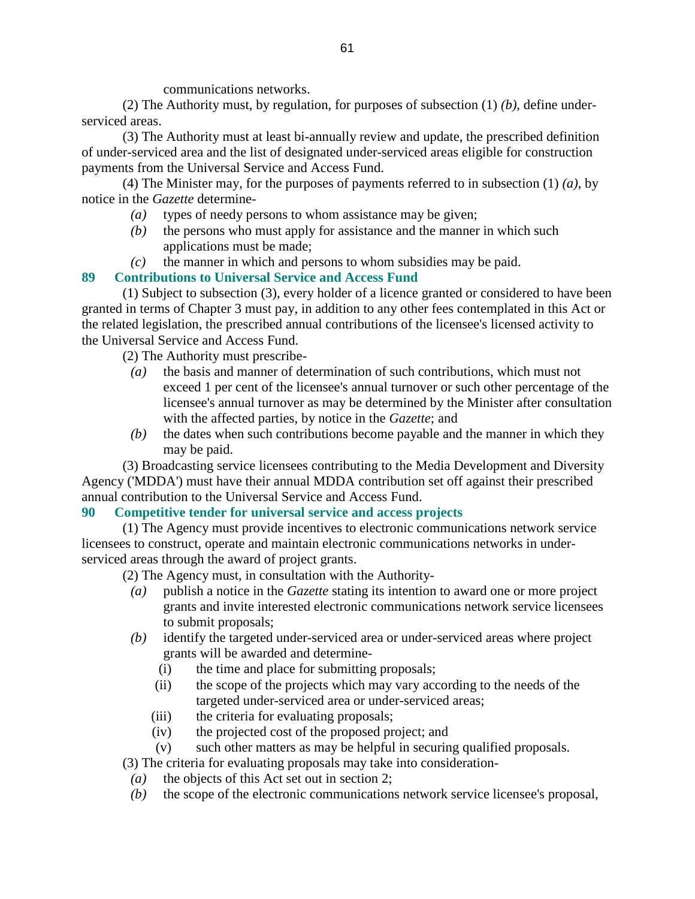communications networks.

(2) The Authority must, by regulation, for purposes of subsection (1) *(b)*, define under-serviced areas.

(3) The Authority must at least bi-annually review and update, the prescribed definition of under-serviced area and the list of designated under-serviced areas eligible for construction payments from the Universal Service and Access Fund.

(4) The Minister may, for the purposes of payments referred to in subsection (1) *(a)*, by notice in the *Gazette* determine-

*(a)* types of needy persons to whom assistance may be given;

*(b)* the persons who must apply for assistance and the manner in which such applications must be made;

*(c)* the manner in which and persons to whom subsidies may be paid.

## 89 Contributions to Universal Service and Access Fund

(1) Subject to subsection (3), every holder of a licence granted or considered to have been granted in terms of Chapter 3 must pay, in addition to any other fees contemplated in this Act or the related legislation, the prescribed annual contributions of the licensee's licensed activity to the Universal Service and Access Fund.

(2) The Authority must prescribe-

*(a)* the basis and manner of determination of such contributions, which must not exceed 1 per cent of the licensee's annual turnover or such other percentage of the licensee's annual turnover as may be determined by the Minister after consultation with the affected parties, by notice in the *Gazette*; and

*(b)* the dates when such contributions become payable and the manner in which they may be paid.

(3) Broadcasting service licensees contributing to the Media Development and Diversity Agency ('MDDA') must have their annual MDDA contribution set off against their prescribed annual contribution to the Universal Service and Access Fund.

## 90 Competitive tender for universal service and access projects

(1) The Agency must provide incentives to electronic communications network service licensees to construct, operate and maintain electronic communications networks in under-serviced areas through the award of project grants.

(2) The Agency must, in consultation with the Authority-

*(a)* publish a notice in the *Gazette* stating its intention to award one or more project grants and invite interested electronic communications network service licensees to submit proposals;

*(b)* identify the targeted under-serviced area or under-serviced areas where project grants will be awarded and determine-

(i) the time and place for submitting proposals;

(ii) the scope of the projects which may vary according to the needs of the targeted under-serviced area or under-serviced areas;

(iii) the criteria for evaluating proposals;

(iv) the projected cost of the proposed project; and

(v) such other matters as may be helpful in securing qualified proposals.

(3) The criteria for evaluating proposals may take into consideration-

*(a)* the objects of this Act set out in section 2;

*(b)* the scope of the electronic communications network service licensee's proposal,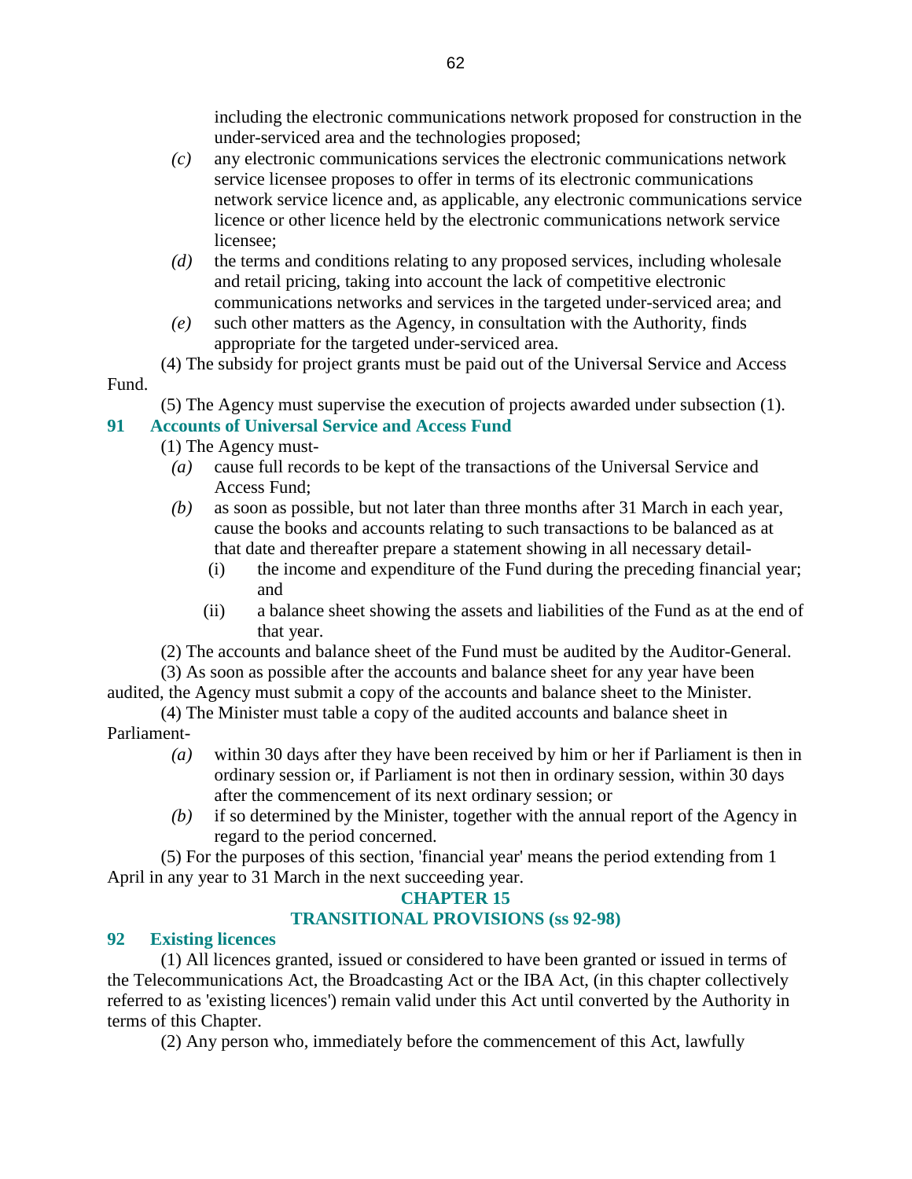including the electronic communications network proposed for construction in the under-serviced area and the technologies proposed;

*(c)* any electronic communications services the electronic communications network service licensee proposes to offer in terms of its electronic communications network service licence and, as applicable, any electronic communications service licence or other licence held by the electronic communications network service licensee;

*(d)* the terms and conditions relating to any proposed services, including wholesale and retail pricing, taking into account the lack of competitive electronic communications networks and services in the targeted under-serviced area; and

*(e)* such other matters as the Agency, in consultation with the Authority, finds appropriate for the targeted under-serviced area.

(4) The subsidy for project grants must be paid out of the Universal Service and Access Fund.

(5) The Agency must supervise the execution of projects awarded under subsection (1).

### 91 Accounts of Universal Service and Access Fund

(1) The Agency must-

*(a)* cause full records to be kept of the transactions of the Universal Service and Access Fund;

*(b)* as soon as possible, but not later than three months after 31 March in each year, cause the books and accounts relating to such transactions to be balanced as at that date and thereafter prepare a statement showing in all necessary detail-

(i) the income and expenditure of the Fund during the preceding financial year; and

(ii) a balance sheet showing the assets and liabilities of the Fund as at the end of that year.

(2) The accounts and balance sheet of the Fund must be audited by the Auditor-General.

(3) As soon as possible after the accounts and balance sheet for any year have been audited, the Agency must submit a copy of the accounts and balance sheet to the Minister.

(4) The Minister must table a copy of the audited accounts and balance sheet in Parliament-

*(a)* within 30 days after they have been received by him or her if Parliament is then in ordinary session or, if Parliament is not then in ordinary session, within 30 days after the commencement of its next ordinary session; or

*(b)* if so determined by the Minister, together with the annual report of the Agency in regard to the period concerned.

(5) For the purposes of this section, 'financial year' means the period extending from 1 April in any year to 31 March in the next succeeding year.

## CHAPTER 15
## TRANSITIONAL PROVISIONS (ss 92-98)

### 92 Existing licences

(1) All licences granted, issued or considered to have been granted or issued in terms of the Telecommunications Act, the Broadcasting Act or the IBA Act, (in this chapter collectively referred to as 'existing licences') remain valid under this Act until converted by the Authority in terms of this Chapter.

(2) Any person who, immediately before the commencement of this Act, lawfully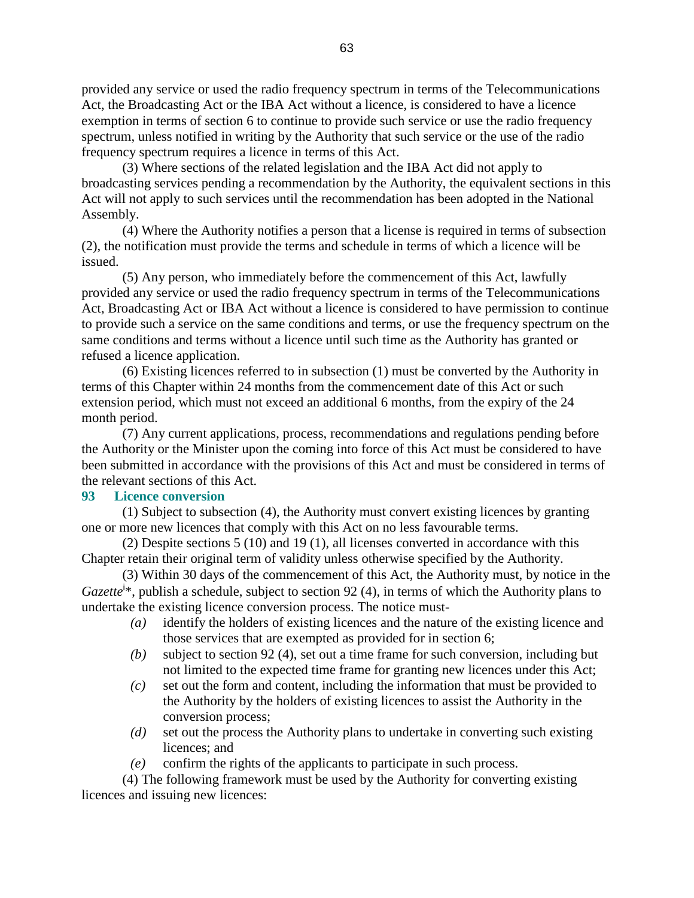provided any service or used the radio frequency spectrum in terms of the Telecommunications Act, the Broadcasting Act or the IBA Act without a licence, is considered to have a licence exemption in terms of section 6 to continue to provide such service or use the radio frequency spectrum, unless notified in writing by the Authority that such service or the use of the radio frequency spectrum requires a licence in terms of this Act.

(3) Where sections of the related legislation and the IBA Act did not apply to broadcasting services pending a recommendation by the Authority, the equivalent sections in this Act will not apply to such services until the recommendation has been adopted in the National Assembly.

(4) Where the Authority notifies a person that a license is required in terms of subsection (2), the notification must provide the terms and schedule in terms of which a licence will be issued.

(5) Any person, who immediately before the commencement of this Act, lawfully provided any service or used the radio frequency spectrum in terms of the Telecommunications Act, Broadcasting Act or IBA Act without a licence is considered to have permission to continue to provide such a service on the same conditions and terms, or use the frequency spectrum on the same conditions and terms without a licence until such time as the Authority has granted or refused a licence application.

(6) Existing licences referred to in subsection (1) must be converted by the Authority in terms of this Chapter within 24 months from the commencement date of this Act or such extension period, which must not exceed an additional 6 months, from the expiry of the 24 month period.

(7) Any current applications, process, recommendations and regulations pending before the Authority or the Minister upon the coming into force of this Act must be considered to have been submitted in accordance with the provisions of this Act and must be considered in terms of the relevant sections of this Act.

**93 Licence conversion**

(1) Subject to subsection (4), the Authority must convert existing licences by granting one or more new licences that comply with this Act on no less favourable terms.

(2) Despite sections 5 (10) and 19 (1), all licenses converted in accordance with this Chapter retain their original term of validity unless otherwise specified by the Authority.

(3) Within 30 days of the commencement of this Act, the Authority must, by notice in the *Gazette*[i]*, publish a schedule, subject to section 92 (4), in terms of which the Authority plans to undertake the existing licence conversion process. The notice must-

*(a)* identify the holders of existing licences and the nature of the existing licence and those services that are exempted as provided for in section 6;

*(b)* subject to section 92 (4), set out a time frame for such conversion, including but not limited to the expected time frame for granting new licences under this Act;

*(c)* set out the form and content, including the information that must be provided to the Authority by the holders of existing licences to assist the Authority in the conversion process;

*(d)* set out the process the Authority plans to undertake in converting such existing licences; and

*(e)* confirm the rights of the applicants to participate in such process.

(4) The following framework must be used by the Authority for converting existing licences and issuing new licences: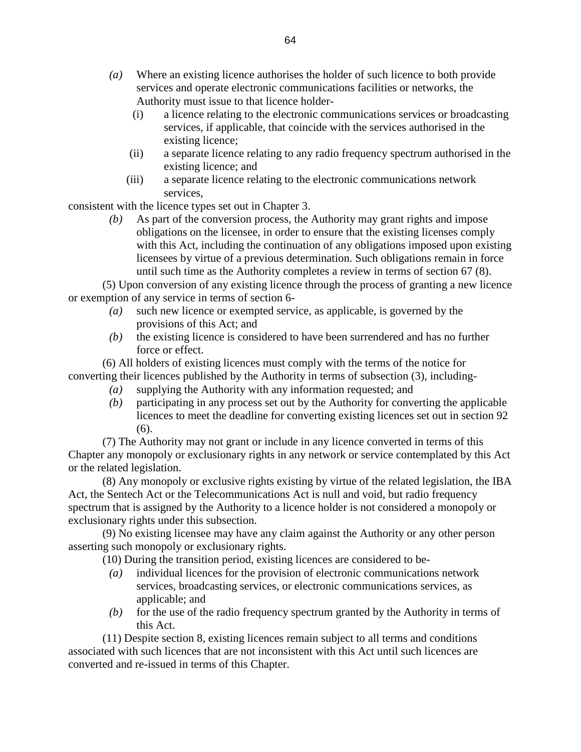*(a)* Where an existing licence authorises the holder of such licence to both provide services and operate electronic communications facilities or networks, the Authority must issue to that licence holder-

(i) a licence relating to the electronic communications services or broadcasting services, if applicable, that coincide with the services authorised in the existing licence;

(ii) a separate licence relating to any radio frequency spectrum authorised in the existing licence; and

(iii) a separate licence relating to the electronic communications network services,

consistent with the licence types set out in Chapter 3.

*(b)* As part of the conversion process, the Authority may grant rights and impose obligations on the licensee, in order to ensure that the existing licenses comply with this Act, including the continuation of any obligations imposed upon existing licensees by virtue of a previous determination. Such obligations remain in force until such time as the Authority completes a review in terms of section 67 (8).

(5) Upon conversion of any existing licence through the process of granting a new licence or exemption of any service in terms of section 6-

*(a)* such new licence or exempted service, as applicable, is governed by the provisions of this Act; and

*(b)* the existing licence is considered to have been surrendered and has no further force or effect.

(6) All holders of existing licences must comply with the terms of the notice for converting their licences published by the Authority in terms of subsection (3), including-

*(a)* supplying the Authority with any information requested; and

*(b)* participating in any process set out by the Authority for converting the applicable licences to meet the deadline for converting existing licences set out in section 92 (6).

(7) The Authority may not grant or include in any licence converted in terms of this Chapter any monopoly or exclusionary rights in any network or service contemplated by this Act or the related legislation.

(8) Any monopoly or exclusive rights existing by virtue of the related legislation, the IBA Act, the Sentech Act or the Telecommunications Act is null and void, but radio frequency spectrum that is assigned by the Authority to a licence holder is not considered a monopoly or exclusionary rights under this subsection.

(9) No existing licensee may have any claim against the Authority or any other person asserting such monopoly or exclusionary rights.

(10) During the transition period, existing licences are considered to be-

*(a)* individual licences for the provision of electronic communications network services, broadcasting services, or electronic communications services, as applicable; and

*(b)* for the use of the radio frequency spectrum granted by the Authority in terms of this Act.

(11) Despite section 8, existing licences remain subject to all terms and conditions associated with such licences that are not inconsistent with this Act until such licences are converted and re-issued in terms of this Chapter.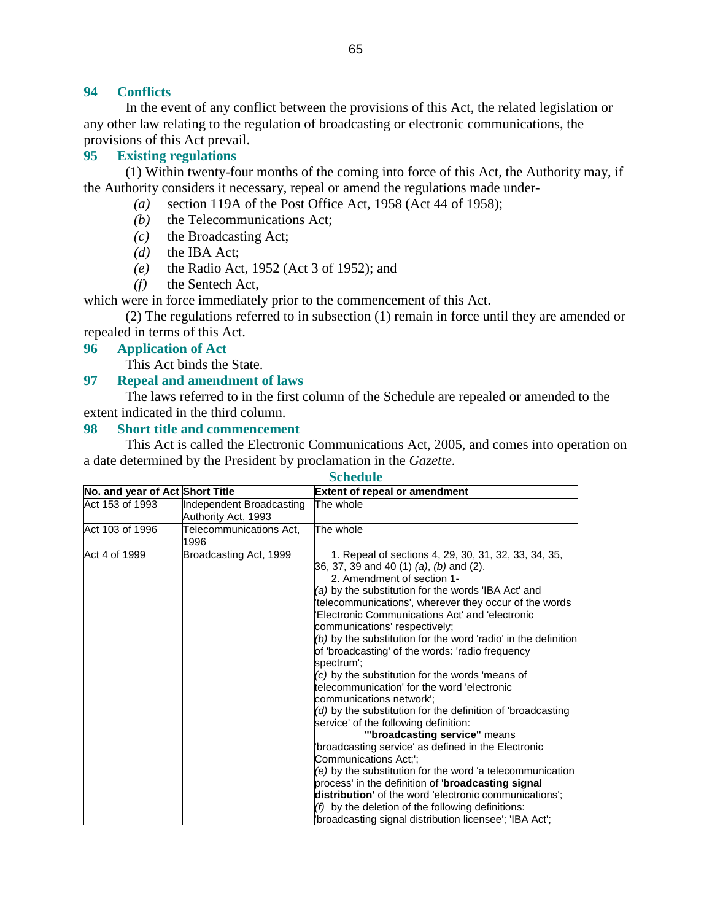### 94 Conflicts

In the event of any conflict between the provisions of this Act, the related legislation or any other law relating to the regulation of broadcasting or electronic communications, the provisions of this Act prevail.

### 95 Existing regulations

(1) Within twenty-four months of the coming into force of this Act, the Authority may, if the Authority considers it necessary, repeal or amend the regulations made under-

*(a)* section 119A of the Post Office Act, 1958 (Act 44 of 1958);

*(b)* the Telecommunications Act;

*(c)* the Broadcasting Act;

*(d)* the IBA Act;

*(e)* the Radio Act, 1952 (Act 3 of 1952); and

*(f)* the Sentech Act,

which were in force immediately prior to the commencement of this Act.

(2) The regulations referred to in subsection (1) remain in force until they are amended or repealed in terms of this Act.

### 96 Application of Act

This Act binds the State.

### 97 Repeal and amendment of laws

The laws referred to in the first column of the Schedule are repealed or amended to the extent indicated in the third column.

### 98 Short title and commencement

This Act is called the Electronic Communications Act, 2005, and comes into operation on a date determined by the President by proclamation in the *Gazette*.

## Schedule

| No. and year of Act | Short Title | Extent of repeal or amendment |
|---|---|---|
| Act 153 of 1993 | Independent Broadcasting Authority Act, 1993 | The whole |
| Act 103 of 1996 | Telecommunications Act, 1996 | The whole |
| Act 4 of 1999 | Broadcasting Act, 1999 | 1. Repeal of sections 4, 29, 30, 31, 32, 33, 34, 35, 36, 37, 39 and 40 (1) *(a)*, *(b)* and (2).<br>2. Amendment of section 1-<br>*(a)* by the substitution for the words 'IBA Act' and 'telecommunications', wherever they occur of the words 'Electronic Communications Act' and 'electronic communications' respectively;<br>*(b)* by the substitution for the word 'radio' in the definition of 'broadcasting' of the words: 'radio frequency spectrum';<br>*(c)* by the substitution for the words 'means of telecommunication' for the word 'electronic communications network';<br>*(d)* by the substitution for the definition of 'broadcasting service' of the following definition:<br>'**"broadcasting service"** means 'broadcasting service' as defined in the Electronic Communications Act;';<br>*(e)* by the substitution for the word 'a telecommunication process' in the definition of '**broadcasting signal distribution'** of the word 'electronic communications';<br>*(f)* by the deletion of the following definitions: 'broadcasting signal distribution licensee'; 'IBA Act'; |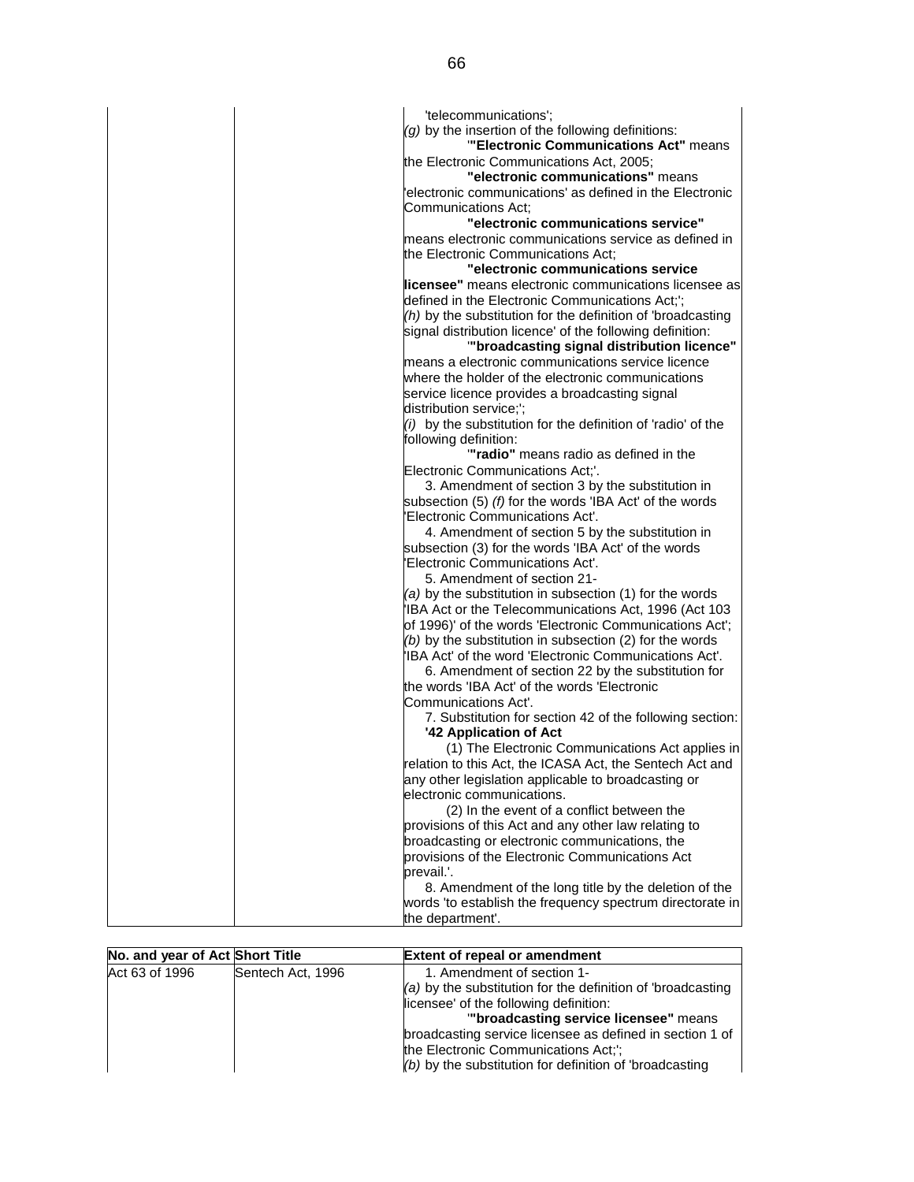| | | 'telecommunications';<br>*(g)* by the insertion of the following definitions:<br>'**"Electronic Communications Act"** means the Electronic Communications Act, 2005;<br>**"electronic communications"** means 'electronic communications' as defined in the Electronic Communications Act;<br>**"electronic communications service"** means electronic communications service as defined in the Electronic Communications Act;<br>**"electronic communications service licensee"** means electronic communications licensee as defined in the Electronic Communications Act;';<br>*(h)* by the substitution for the definition of 'broadcasting signal distribution licence' of the following definition:<br>'**"broadcasting signal distribution licence"** means a electronic communications service licence where the holder of the electronic communications service licence provides a broadcasting signal distribution service;';<br>*(i)* by the substitution for the definition of 'radio' of the following definition:<br>'**"radio"** means radio as defined in the Electronic Communications Act;'.<br>3. Amendment of section 3 by the substitution in subsection (5) *(f)* for the words 'IBA Act' of the words 'Electronic Communications Act'.<br>4. Amendment of section 5 by the substitution in subsection (3) for the words 'IBA Act' of the words 'Electronic Communications Act'.<br>5. Amendment of section 21-<br>*(a)* by the substitution in subsection (1) for the words 'IBA Act or the Telecommunications Act, 1996 (Act 103 of 1996)' of the words 'Electronic Communications Act';<br>*(b)* by the substitution in subsection (2) for the words 'IBA Act' of the word 'Electronic Communications Act'.<br>6. Amendment of section 22 by the substitution for the words 'IBA Act' of the words 'Electronic Communications Act'.<br>7. Substitution for section 42 of the following section:<br>**'42 Application of Act**<br>(1) The Electronic Communications Act applies in relation to this Act, the ICASA Act, the Sentech Act and any other legislation applicable to broadcasting or electronic communications.<br>(2) In the event of a conflict between the provisions of this Act and any other law relating to broadcasting or electronic communications, the provisions of the Electronic Communications Act prevail.'.<br>8. Amendment of the long title by the deletion of the words 'to establish the frequency spectrum directorate in the department'. |

| No. and year of Act | Short Title | Extent of repeal or amendment |
|---|---|---|
| Act 63 of 1996 | Sentech Act, 1996 | 1. Amendment of section 1-<br>*(a)* by the substitution for the definition of 'broadcasting licensee' of the following definition:<br>'**"broadcasting service licensee"** means broadcasting service licensee as defined in section 1 of the Electronic Communications Act;';<br>*(b)* by the substitution for definition of 'broadcasting |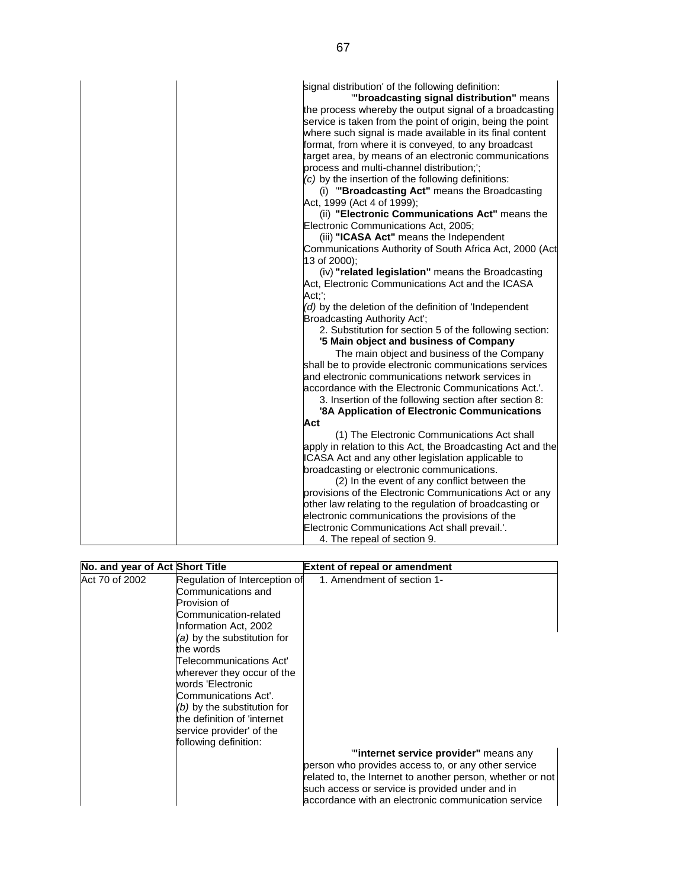| | | signal distribution' of the following definition: '**"broadcasting signal distribution"** means the process whereby the output signal of a broadcasting service is taken from the point of origin, being the point where such signal is made available in its final content format, from where it is conveyed, to any broadcast target area, by means of an electronic communications process and multi-channel distribution;'; *(c)* by the insertion of the following definitions: (i) '**"Broadcasting Act"** means the Broadcasting Act, 1999 (Act 4 of 1999); (ii) **"Electronic Communications Act"** means the Electronic Communications Act, 2005; (iii) **"ICASA Act"** means the Independent Communications Authority of South Africa Act, 2000 (Act 13 of 2000); (iv) **"related legislation"** means the Broadcasting Act, Electronic Communications Act and the ICASA Act;'; *(d)* by the deletion of the definition of 'Independent Broadcasting Authority Act'; 2. Substitution for section 5 of the following section: **'5 Main object and business of Company** The main object and business of the Company shall be to provide electronic communications services and electronic communications network services in accordance with the Electronic Communications Act.'. 3. Insertion of the following section after section 8: **'8A Application of Electronic Communications Act** (1) The Electronic Communications Act shall apply in relation to this Act, the Broadcasting Act and the ICASA Act and any other legislation applicable to broadcasting or electronic communications. (2) In the event of any conflict between the provisions of the Electronic Communications Act or any other law relating to the regulation of broadcasting or electronic communications the provisions of the Electronic Communications Act shall prevail.'. 4. The repeal of section 9. |

| No. and year of Act | Short Title | Extent of repeal or amendment |
|---|---|---|
| Act 70 of 2002 | Regulation of Interception of Communications and Provision of Communication-related Information Act, 2002 *(a)* by the substitution for the words Telecommunications Act' wherever they occur of the words 'Electronic Communications Act'. *(b)* by the substitution for the definition of 'internet service provider' of the following definition: | 1. Amendment of section 1- '**"internet service provider"** means any person who provides access to, or any other service related to, the Internet to another person, whether or not such access or service is provided under and in accordance with an electronic communication service |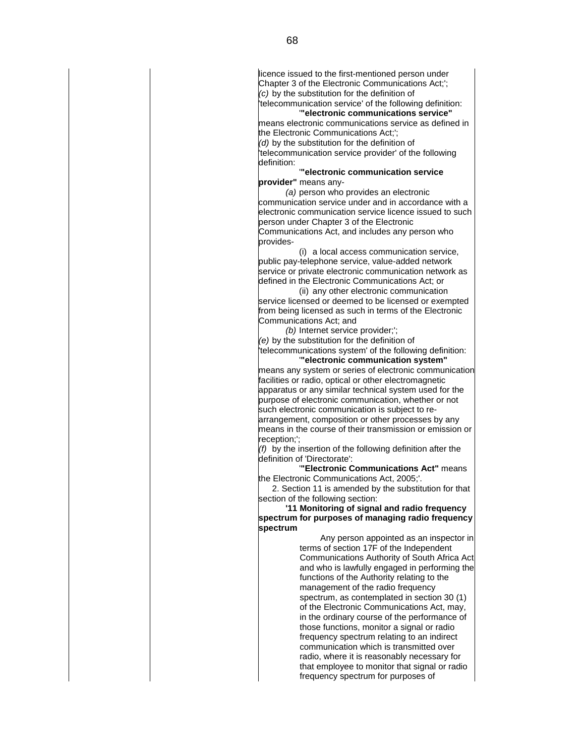licence issued to the first-mentioned person under Chapter 3 of the Electronic Communications Act;';

*(c)* by the substitution for the definition of 'telecommunication service' of the following definition:

'**"electronic communications service"** means electronic communications service as defined in the Electronic Communications Act;';

*(d)* by the substitution for the definition of 'telecommunication service provider' of the following definition:

'**"electronic communication service provider"** means any-

*(a)* person who provides an electronic communication service under and in accordance with a electronic communication service licence issued to such person under Chapter 3 of the Electronic Communications Act, and includes any person who provides-

(i) a local access communication service, public pay-telephone service, value-added network service or private electronic communication network as defined in the Electronic Communications Act; or

(ii) any other electronic communication service licensed or deemed to be licensed or exempted from being licensed as such in terms of the Electronic Communications Act; and

*(b)* Internet service provider;';

*(e)* by the substitution for the definition of 'telecommunications system' of the following definition:

'**"electronic communication system"** means any system or series of electronic communication facilities or radio, optical or other electromagnetic apparatus or any similar technical system used for the purpose of electronic communication, whether or not such electronic communication is subject to re-arrangement, composition or other processes by any means in the course of their transmission or emission or reception;';

*(f)* by the insertion of the following definition after the definition of 'Directorate':

'**"Electronic Communications Act"** means the Electronic Communications Act, 2005;'.

2. Section 11 is amended by the substitution for that section of the following section:

**'11 Monitoring of signal and radio frequency spectrum for purposes of managing radio frequency spectrum**

Any person appointed as an inspector in terms of section 17F of the Independent Communications Authority of South Africa Act and who is lawfully engaged in performing the functions of the Authority relating to the management of the radio frequency spectrum, as contemplated in section 30 (1) of the Electronic Communications Act, may, in the ordinary course of the performance of those functions, monitor a signal or radio frequency spectrum relating to an indirect communication which is transmitted over radio, where it is reasonably necessary for that employee to monitor that signal or radio frequency spectrum for purposes of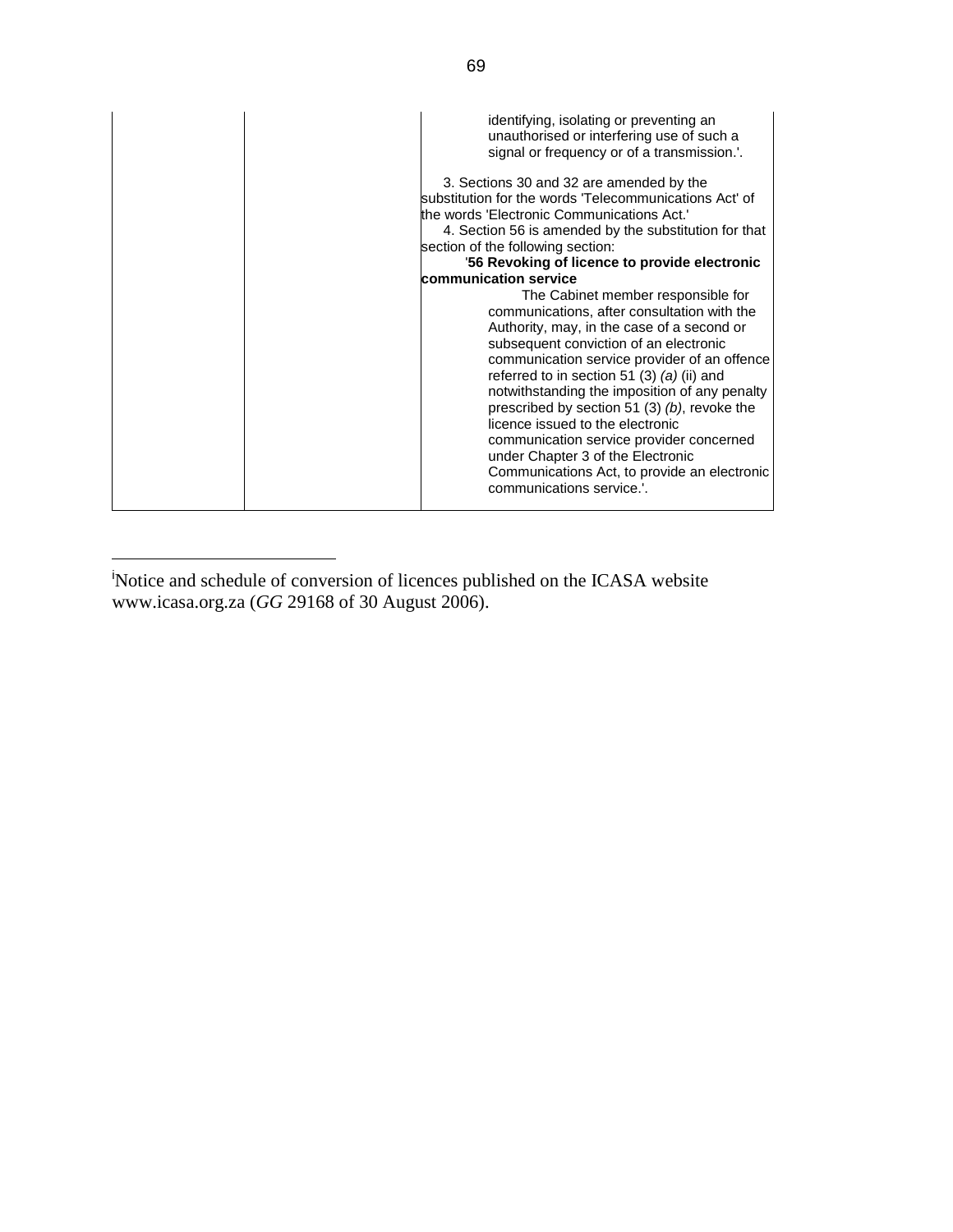| | | |
|---|---|---|
| | | identifying, isolating or preventing an unauthorised or interfering use of such a signal or frequency or of a transmission.'.<br><br>3. Sections 30 and 32 are amended by the substitution for the words 'Telecommunications Act' of the words 'Electronic Communications Act.'<br>4. Section 56 is amended by the substitution for that section of the following section:<br>**'56 Revoking of licence to provide electronic communication service**<br>The Cabinet member responsible for communications, after consultation with the Authority, may, in the case of a second or subsequent conviction of an electronic communication service provider of an offence referred to in section 51 (3) *(a)* (ii) and notwithstanding the imposition of any penalty prescribed by section 51 (3) *(b)*, revoke the licence issued to the electronic communication service provider concerned under Chapter 3 of the Electronic Communications Act, to provide an electronic communications service.'. |

---

[i]Notice and schedule of conversion of licences published on the ICASA website www.icasa.org.za (*GG* 29168 of 30 August 2006).